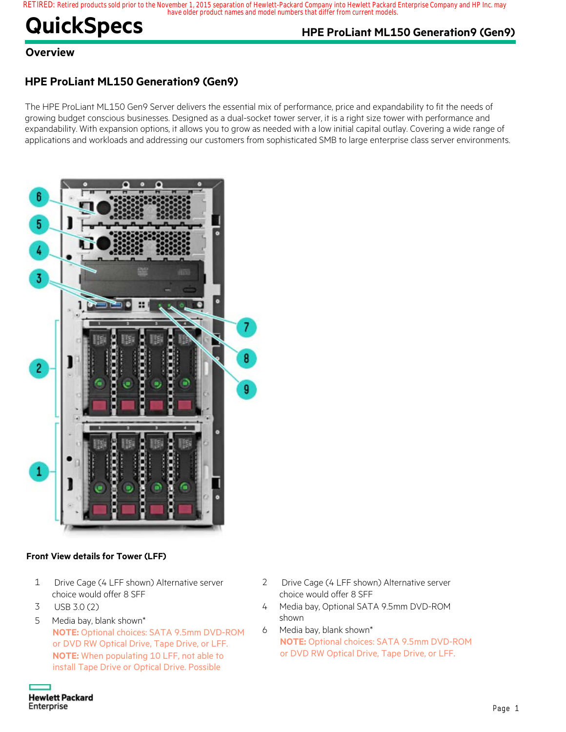RETIRED: Retired products sold prior to the November 1, 2015 separation of Hewlett-Packard Company into Hewlett Packard Enterprise Company and HP Inc. may have older product names and model numbers that differ from current models.

# QuickSpecs

## Overview

## HPE ProLiant ML150 Generation9 (Gen9)

The HPE ProLiant ML150 Gen9 Server delivers the essential mix of performance, price and expandability to fit the needs of growing budget conscious businesses. Designed as a dual-socket tower server, it is a right size tower with performance and expandability. With expansion options, it allows you to grow as needed with a low initial capital outlay. Covering a wide range of applications and workloads and addressing our customers from sophisticated SMB to large enterprise class server environments.

**Front View details for Tower (LFF)**

1. Drive Cage (4 LFF shown) Alternative server choice would offer 8 SFF
2. Drive Cage (4 LFF shown) Alternative server choice would offer 8 SFF
3. USB 3.0 (2)
4. Media bay, Optional SATA 9.5mm DVD-ROM shown
5. Media bay, blank shown*
   **NOTE:** Optional choices: SATA 9.5mm DVD-ROM or DVD RW Optical Drive, Tape Drive, or LFF.
   **NOTE:** When populating 10 LFF, not able to install Tape Drive or Optical Drive. Possible
6. Media bay, blank shown*
   **NOTE:** Optional choices: SATA 9.5mm DVD-ROM or DVD RW Optical Drive, Tape Drive, or LFF.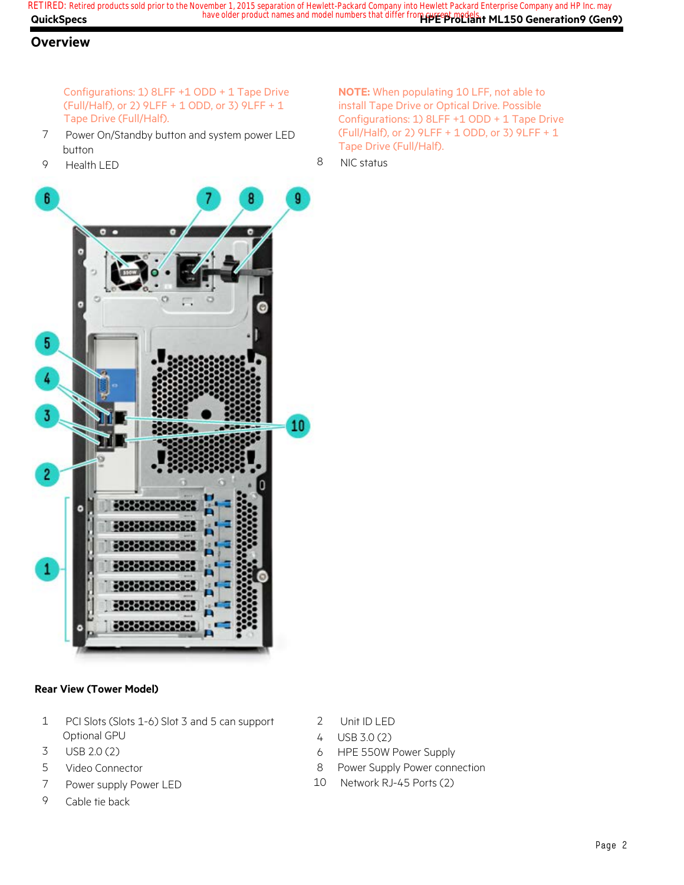## Overview

Configurations: 1) 8LFF +1 ODD + 1 Tape Drive (Full/Half), or 2) 9LFF + 1 ODD, or 3) 9LFF + 1 Tape Drive (Full/Half).

7 Power On/Standby button and system power LED button

9 Health LED

**NOTE:** When populating 10 LFF, not able to install Tape Drive or Optical Drive. Possible Configurations: 1) 8LFF +1 ODD + 1 Tape Drive (Full/Half), or 2) 9LFF + 1 ODD, or 3) 9LFF + 1 Tape Drive (Full/Half).

8 NIC status

**Rear View (Tower Model)**

1 PCI Slots (Slots 1-6) Slot 3 and 5 can support Optional GPU

3 USB 2.0 (2)

5 Video Connector

7 Power supply Power LED

9 Cable tie back

2 Unit ID LED

4 USB 3.0 (2)

6 HPE 550W Power Supply

8 Power Supply Power connection

10 Network RJ-45 Ports (2)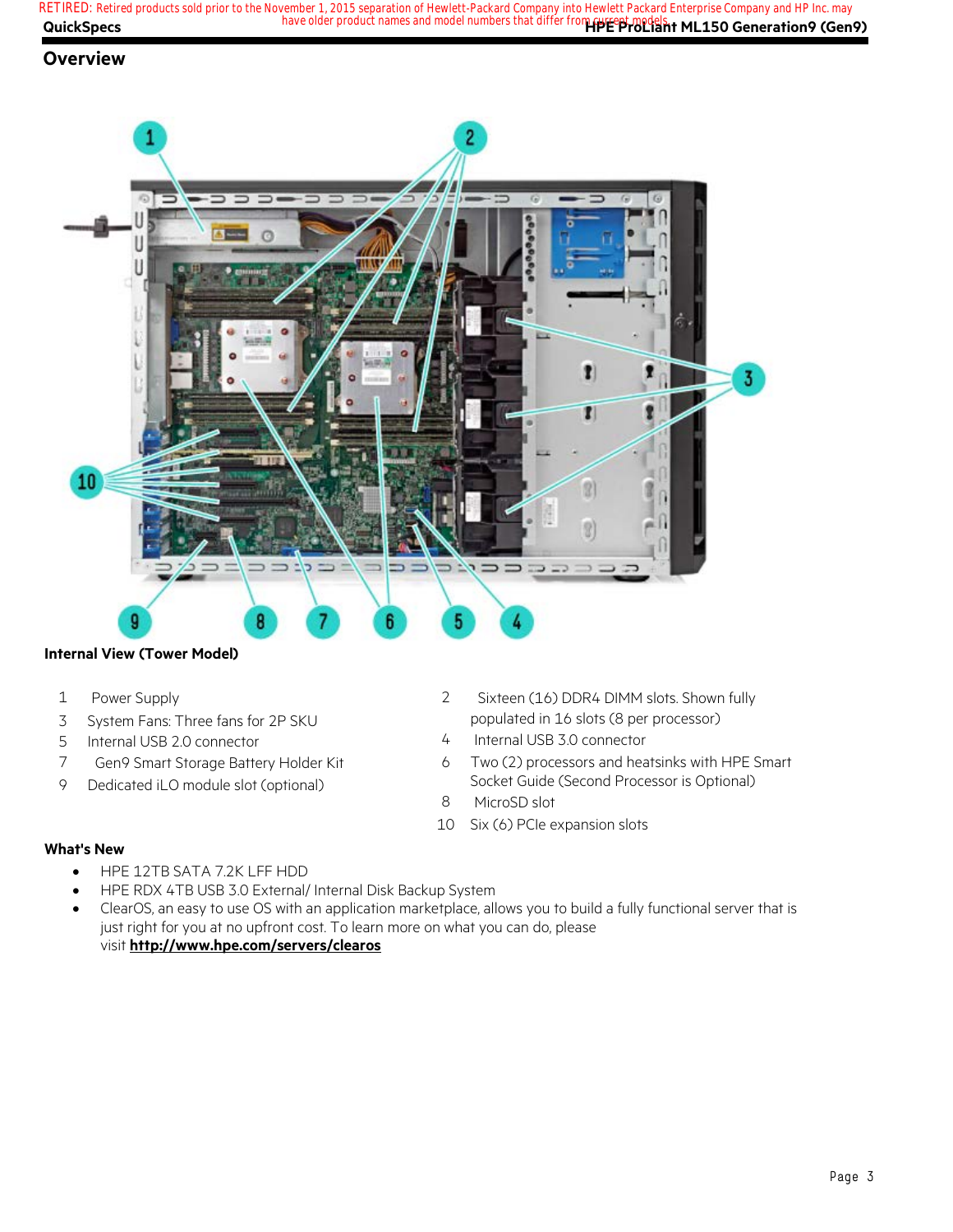## Overview

**Internal View (Tower Model)**

1. Power Supply
2. Sixteen (16) DDR4 DIMM slots. Shown fully populated in 16 slots (8 per processor)
3. System Fans: Three fans for 2P SKU
4. Internal USB 3.0 connector
5. Internal USB 2.0 connector
6. Two (2) processors and heatsinks with HPE Smart Socket Guide (Second Processor is Optional)
7. Gen9 Smart Storage Battery Holder Kit
8. MicroSD slot
9. Dedicated iLO module slot (optional)
10. Six (6) PCIe expansion slots

**What's New**

- HPE 12TB SATA 7.2K LFF HDD
- HPE RDX 4TB USB 3.0 External/ Internal Disk Backup System
- ClearOS, an easy to use OS with an application marketplace, allows you to build a fully functional server that is just right for you at no upfront cost. To learn more on what you can do, please visit **http://www.hpe.com/servers/clearos**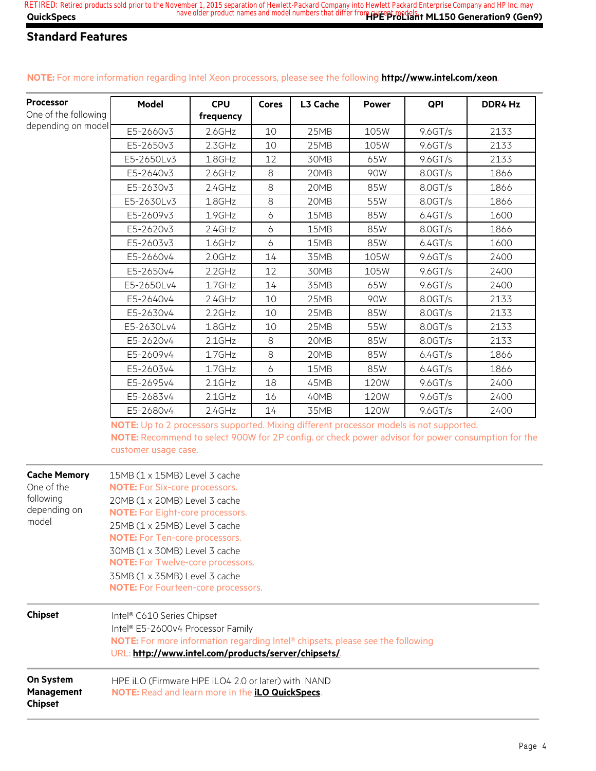## Standard Features

NOTE: For more information regarding Intel Xeon processors, please see the following **http://www.intel.com/xeon**.

**Processor**
One of the following depending on model

| Model | CPU frequency | Cores | L3 Cache | Power | QPI | DDR4 Hz |
|---|---|---|---|---|---|---|
| E5-2660v3 | 2.6GHz | 10 | 25MB | 105W | 9.6GT/s | 2133 |
| E5-2650v3 | 2.3GHz | 10 | 25MB | 105W | 9.6GT/s | 2133 |
| E5-2650Lv3 | 1.8GHz | 12 | 30MB | 65W | 9.6GT/s | 2133 |
| E5-2640v3 | 2.6GHz | 8 | 20MB | 90W | 8.0GT/s | 1866 |
| E5-2630v3 | 2.4GHz | 8 | 20MB | 85W | 8.0GT/s | 1866 |
| E5-2630Lv3 | 1.8GHz | 8 | 20MB | 55W | 8.0GT/s | 1866 |
| E5-2609v3 | 1.9GHz | 6 | 15MB | 85W | 6.4GT/s | 1600 |
| E5-2620v3 | 2.4GHz | 6 | 15MB | 85W | 8.0GT/s | 1866 |
| E5-2603v3 | 1.6GHz | 6 | 15MB | 85W | 6.4GT/s | 1600 |
| E5-2660v4 | 2.0GHz | 14 | 35MB | 105W | 9.6GT/s | 2400 |
| E5-2650v4 | 2.2GHz | 12 | 30MB | 105W | 9.6GT/s | 2400 |
| E5-2650Lv4 | 1.7GHz | 14 | 35MB | 65W | 9.6GT/s | 2400 |
| E5-2640v4 | 2.4GHz | 10 | 25MB | 90W | 8.0GT/s | 2133 |
| E5-2630v4 | 2.2GHz | 10 | 25MB | 85W | 8.0GT/s | 2133 |
| E5-2630Lv4 | 1.8GHz | 10 | 25MB | 55W | 8.0GT/s | 2133 |
| E5-2620v4 | 2.1GHz | 8 | 20MB | 85W | 8.0GT/s | 2133 |
| E5-2609v4 | 1.7GHz | 8 | 20MB | 85W | 6.4GT/s | 1866 |
| E5-2603v4 | 1.7GHz | 6 | 15MB | 85W | 6.4GT/s | 1866 |
| E5-2695v4 | 2.1GHz | 18 | 45MB | 120W | 9.6GT/s | 2400 |
| E5-2683v4 | 2.1GHz | 16 | 40MB | 120W | 9.6GT/s | 2400 |
| E5-2680v4 | 2.4GHz | 14 | 35MB | 120W | 9.6GT/s | 2400 |

NOTE: Up to 2 processors supported. Mixing different processor models is not supported.
NOTE: Recommend to select 900W for 2P config. or check power advisor for power consumption for the customer usage case.

**Cache Memory**
One of the following depending on model

15MB (1 x 15MB) Level 3 cache
NOTE: For Six-core processors.
20MB (1 x 20MB) Level 3 cache
NOTE: For Eight-core processors.
25MB (1 x 25MB) Level 3 cache
NOTE: For Ten-core processors.
30MB (1 x 30MB) Level 3 cache
NOTE: For Twelve-core processors.
35MB (1 x 35MB) Level 3 cache
NOTE: For Fourteen-core processors.

**Chipset**

Intel® C610 Series Chipset
Intel® E5-2600v4 Processor Family
NOTE: For more information regarding Intel® chipsets, please see the following URL: **http://www.intel.com/products/server/chipsets/**.

**On System Management Chipset**

HPE iLO (Firmware HPE iLO4 2.0 or later) with NAND
NOTE: Read and learn more in the **iLO QuickSpecs**.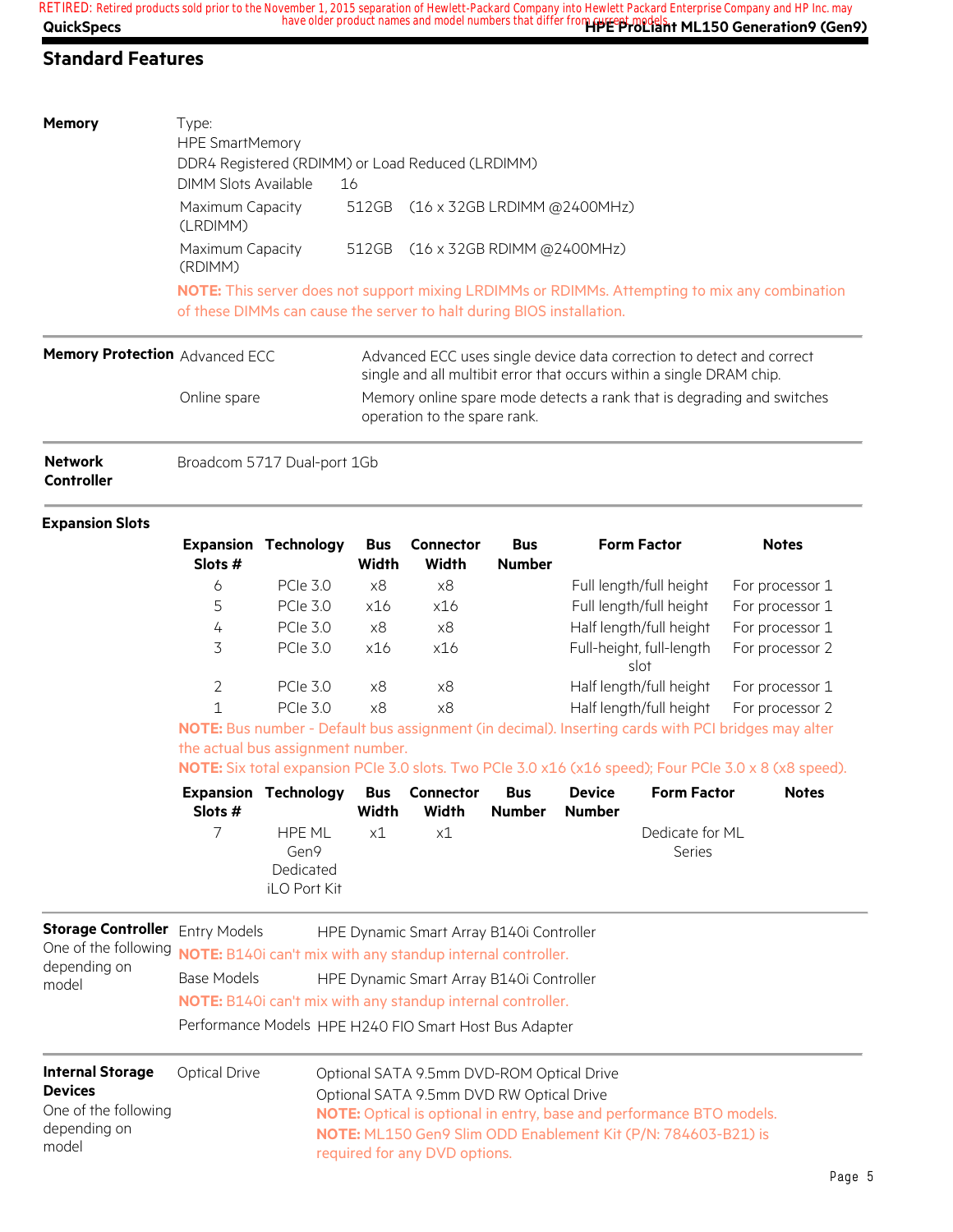## Standard Features

### Memory

Type:

HPE SmartMemory

DDR4 Registered (RDIMM) or Load Reduced (LRDIMM)

| | | |
|---|---|---|
| DIMM Slots Available | 16 | |
| Maximum Capacity (LRDIMM) | 512GB | (16 x 32GB LRDIMM @2400MHz) |
| Maximum Capacity (RDIMM) | 512GB | (16 x 32GB RDIMM @2400MHz) |

**NOTE:** This server does not support mixing LRDIMMs or RDIMMs. Attempting to mix any combination of these DIMMs can cause the server to halt during BIOS installation.

### Memory Protection

| | |
|---|---|
| Advanced ECC | Advanced ECC uses single device data correction to detect and correct single and all multibit error that occurs within a single DRAM chip. |
| Online spare | Memory online spare mode detects a rank that is degrading and switches operation to the spare rank. |

### Network Controller

Broadcom 5717 Dual-port 1Gb

### Expansion Slots

| Expansion Slots # | Technology | Bus Width | Connector Width | Bus Number | Form Factor | Notes |
|---|---|---|---|---|---|---|
| 6 | PCIe 3.0 | x8 | x8 | | Full length/full height | For processor 1 |
| 5 | PCIe 3.0 | x16 | x16 | | Full length/full height | For processor 1 |
| 4 | PCIe 3.0 | x8 | x8 | | Half length/full height | For processor 1 |
| 3 | PCIe 3.0 | x16 | x16 | | Full-height, full-length slot | For processor 2 |
| 2 | PCIe 3.0 | x8 | x8 | | Half length/full height | For processor 1 |
| 1 | PCIe 3.0 | x8 | x8 | | Half length/full height | For processor 2 |

**NOTE:** Bus number - Default bus assignment (in decimal). Inserting cards with PCI bridges may alter the actual bus assignment number.

**NOTE:** Six total expansion PCIe 3.0 slots. Two PCIe 3.0 x16 (x16 speed); Four PCIe 3.0 x 8 (x8 speed).

| Expansion Slots # | Technology | Bus Width | Connector Width | Bus Number | Device Number | Form Factor | Notes |
|---|---|---|---|---|---|---|---|
| 7 | HPE ML Gen9 Dedicated iLO Port Kit | x1 | x1 | | | Dedicate for ML Series | |

### Storage Controller

One of the following depending on model

| | |
|---|---|
| Entry Models | HPE Dynamic Smart Array B140i Controller |

**NOTE:** B140i can't mix with any standup internal controller.

| | |
|---|---|
| Base Models | HPE Dynamic Smart Array B140i Controller |

**NOTE:** B140i can't mix with any standup internal controller.

| | |
|---|---|
| Performance Models | HPE H240 FIO Smart Host Bus Adapter |

### Internal Storage Devices

One of the following depending on model

Optical Drive

- Optional SATA 9.5mm DVD-ROM Optical Drive
- Optional SATA 9.5mm DVD RW Optical Drive

**NOTE:** Optical is optional in entry, base and performance BTO models.

**NOTE:** ML150 Gen9 Slim ODD Enablement Kit (P/N: 784603-B21) is required for any DVD options.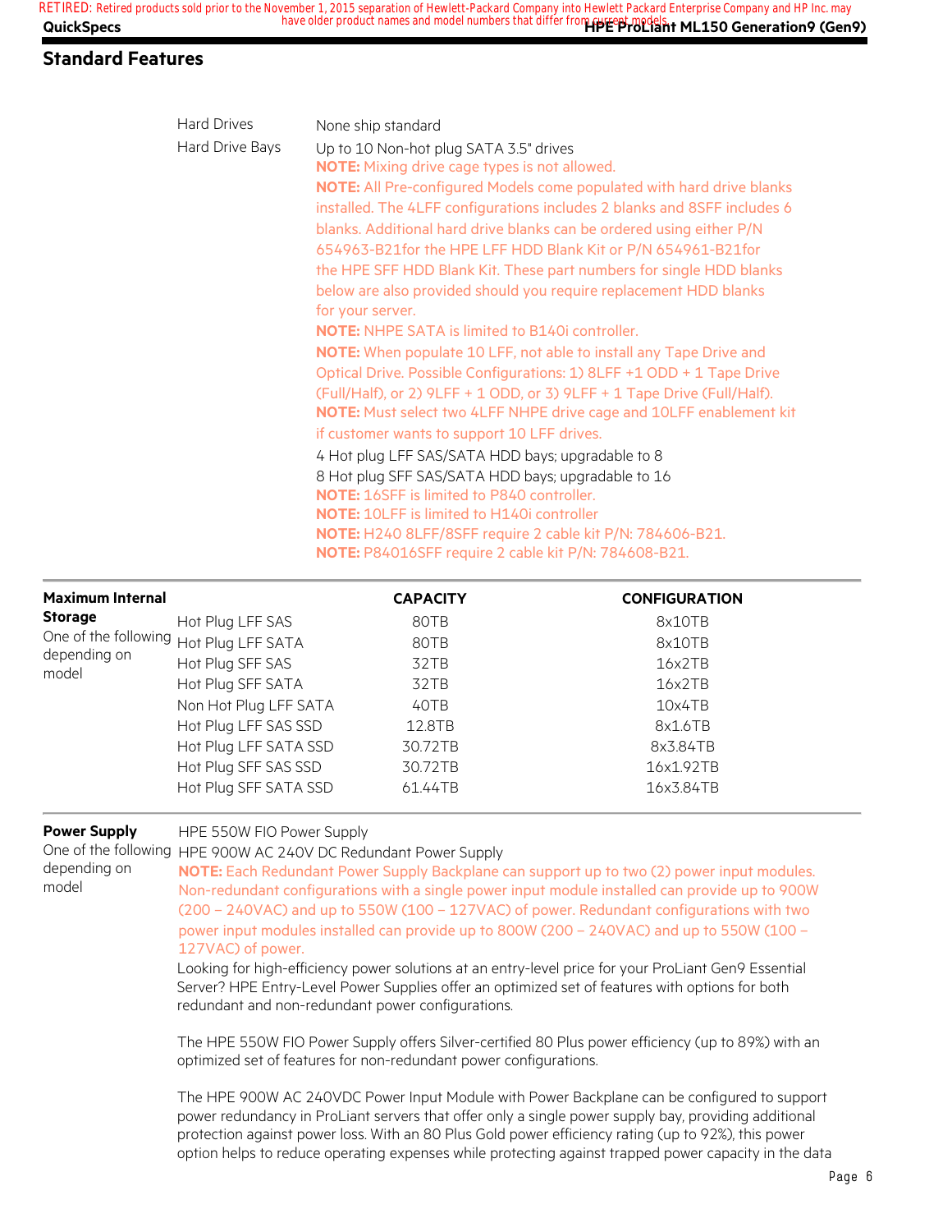## Standard Features

| | |
|---|---|
| Hard Drives | None ship standard |
| Hard Drive Bays | Up to 10 Non-hot plug SATA 3.5" drives<br>**NOTE:** Mixing drive cage types is not allowed.<br>**NOTE:** All Pre-configured Models come populated with hard drive blanks installed. The 4LFF configurations includes 2 blanks and 8SFF includes 6 blanks. Additional hard drive blanks can be ordered using either P/N 654963-B21for the HPE LFF HDD Blank Kit or P/N 654961-B21for the HPE SFF HDD Blank Kit. These part numbers for single HDD blanks below are also provided should you require replacement HDD blanks for your server.<br>**NOTE:** NHPE SATA is limited to B140i controller.<br>**NOTE:** When populate 10 LFF, not able to install any Tape Drive and Optical Drive. Possible Configurations: 1) 8LFF +1 ODD + 1 Tape Drive (Full/Half), or 2) 9LFF + 1 ODD, or 3) 9LFF + 1 Tape Drive (Full/Half).<br>**NOTE:** Must select two 4LFF NHPE drive cage and 10LFF enablement kit if customer wants to support 10 LFF drives.<br>4 Hot plug LFF SAS/SATA HDD bays; upgradable to 8<br>8 Hot plug SFF SAS/SATA HDD bays; upgradable to 16<br>**NOTE:** 16SFF is limited to P840 controller.<br>**NOTE:** 10LFF is limited to H140i controller<br>**NOTE:** H240 8LFF/8SFF require 2 cable kit P/N: 784606-B21.<br>**NOTE:** P84016SFF require 2 cable kit P/N: 784608-B21. |

**Maximum Internal Storage**
One of the following depending on model

| | CAPACITY | CONFIGURATION |
|---|---|---|
| Hot Plug LFF SAS | 80TB | 8x10TB |
| Hot Plug LFF SATA | 80TB | 8x10TB |
| Hot Plug SFF SAS | 32TB | 16x2TB |
| Hot Plug SFF SATA | 32TB | 16x2TB |
| Non Hot Plug LFF SATA | 40TB | 10x4TB |
| Hot Plug LFF SAS SSD | 12.8TB | 8x1.6TB |
| Hot Plug LFF SATA SSD | 30.72TB | 8x3.84TB |
| Hot Plug SFF SAS SSD | 30.72TB | 16x1.92TB |
| Hot Plug SFF SATA SSD | 61.44TB | 16x3.84TB |

**Power Supply**
One of the following depending on model

HPE 550W FIO Power Supply
HPE 900W AC 240V DC Redundant Power Supply

**NOTE:** Each Redundant Power Supply Backplane can support up to two (2) power input modules. Non-redundant configurations with a single power input module installed can provide up to 900W (200 – 240VAC) and up to 550W (100 – 127VAC) of power. Redundant configurations with two power input modules installed can provide up to 800W (200 – 240VAC) and up to 550W (100 – 127VAC) of power.

Looking for high-efficiency power solutions at an entry-level price for your ProLiant Gen9 Essential Server? HPE Entry-Level Power Supplies offer an optimized set of features with options for both redundant and non-redundant power configurations.

The HPE 550W FIO Power Supply offers Silver-certified 80 Plus power efficiency (up to 89%) with an optimized set of features for non-redundant power configurations.

The HPE 900W AC 240VDC Power Input Module with Power Backplane can be configured to support power redundancy in ProLiant servers that offer only a single power supply bay, providing additional protection against power loss. With an 80 Plus Gold power efficiency rating (up to 92%), this power option helps to reduce operating expenses while protecting against trapped power capacity in the data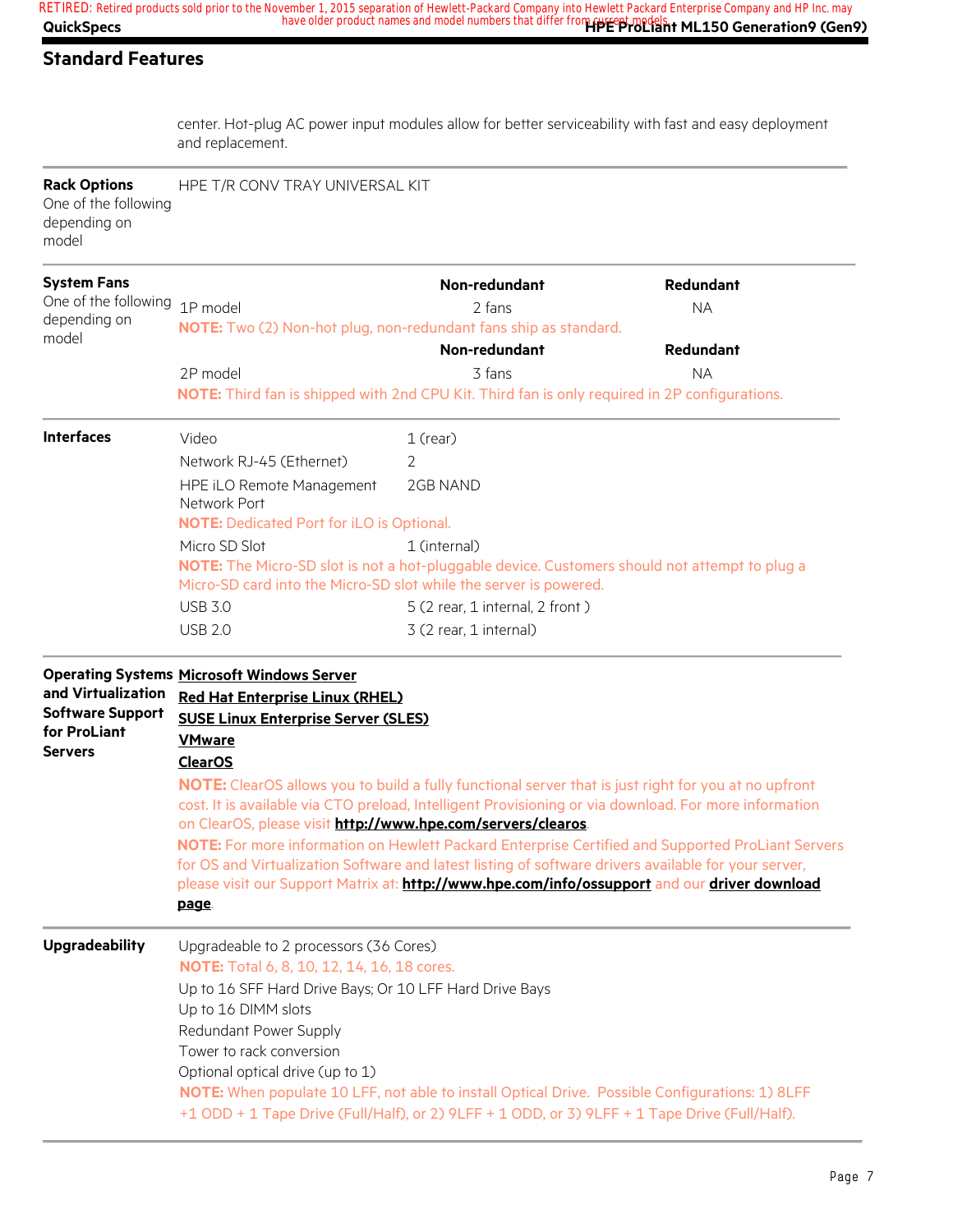## Standard Features

center. Hot-plug AC power input modules allow for better serviceability with fast and easy deployment and replacement.

**Rack Options**
One of the following depending on model

HPE T/R CONV TRAY UNIVERSAL KIT

**System Fans**
One of the following depending on model

| | Non-redundant | Redundant |
|---|---|---|
| 1P model | 2 fans | NA |

**NOTE:** Two (2) Non-hot plug, non-redundant fans ship as standard.

| | Non-redundant | Redundant |
|---|---|---|
| 2P model | 3 fans | NA |

**NOTE:** Third fan is shipped with 2nd CPU Kit. Third fan is only required in 2P configurations.

**Interfaces**

| | |
|---|---|
| Video | 1 (rear) |
| Network RJ-45 (Ethernet) | 2 |
| HPE iLO Remote Management Network Port | 2GB NAND |

**NOTE:** Dedicated Port for iLO is Optional.

| | |
|---|---|
| Micro SD Slot | 1 (internal) |

**NOTE:** The Micro-SD slot is not a hot-pluggable device. Customers should not attempt to plug a Micro-SD card into the Micro-SD slot while the server is powered.

| | |
|---|---|
| USB 3.0 | 5 (2 rear, 1 internal, 2 front ) |
| USB 2.0 | 3 (2 rear, 1 internal) |

**Operating Systems and Virtualization Software Support for ProLiant Servers**

**Microsoft Windows Server**
**Red Hat Enterprise Linux (RHEL)**
**SUSE Linux Enterprise Server (SLES)**
**VMware**
**ClearOS**

**NOTE:** ClearOS allows you to build a fully functional server that is just right for you at no upfront cost. It is available via CTO preload, Intelligent Provisioning or via download. For more information on ClearOS, please visit **http://www.hpe.com/servers/clearos**.

**NOTE:** For more information on Hewlett Packard Enterprise Certified and Supported ProLiant Servers for OS and Virtualization Software and latest listing of software drivers available for your server, please visit our Support Matrix at: **http://www.hpe.com/info/ossupport** and our **driver download page**.

**Upgradeability**

Upgradeable to 2 processors (36 Cores)

**NOTE:** Total 6, 8, 10, 12, 14, 16, 18 cores.

Up to 16 SFF Hard Drive Bays; Or 10 LFF Hard Drive Bays
Up to 16 DIMM slots
Redundant Power Supply
Tower to rack conversion
Optional optical drive (up to 1)

**NOTE:** When populate 10 LFF, not able to install Optical Drive. Possible Configurations: 1) 8LFF +1 ODD + 1 Tape Drive (Full/Half), or 2) 9LFF + 1 ODD, or 3) 9LFF + 1 Tape Drive (Full/Half).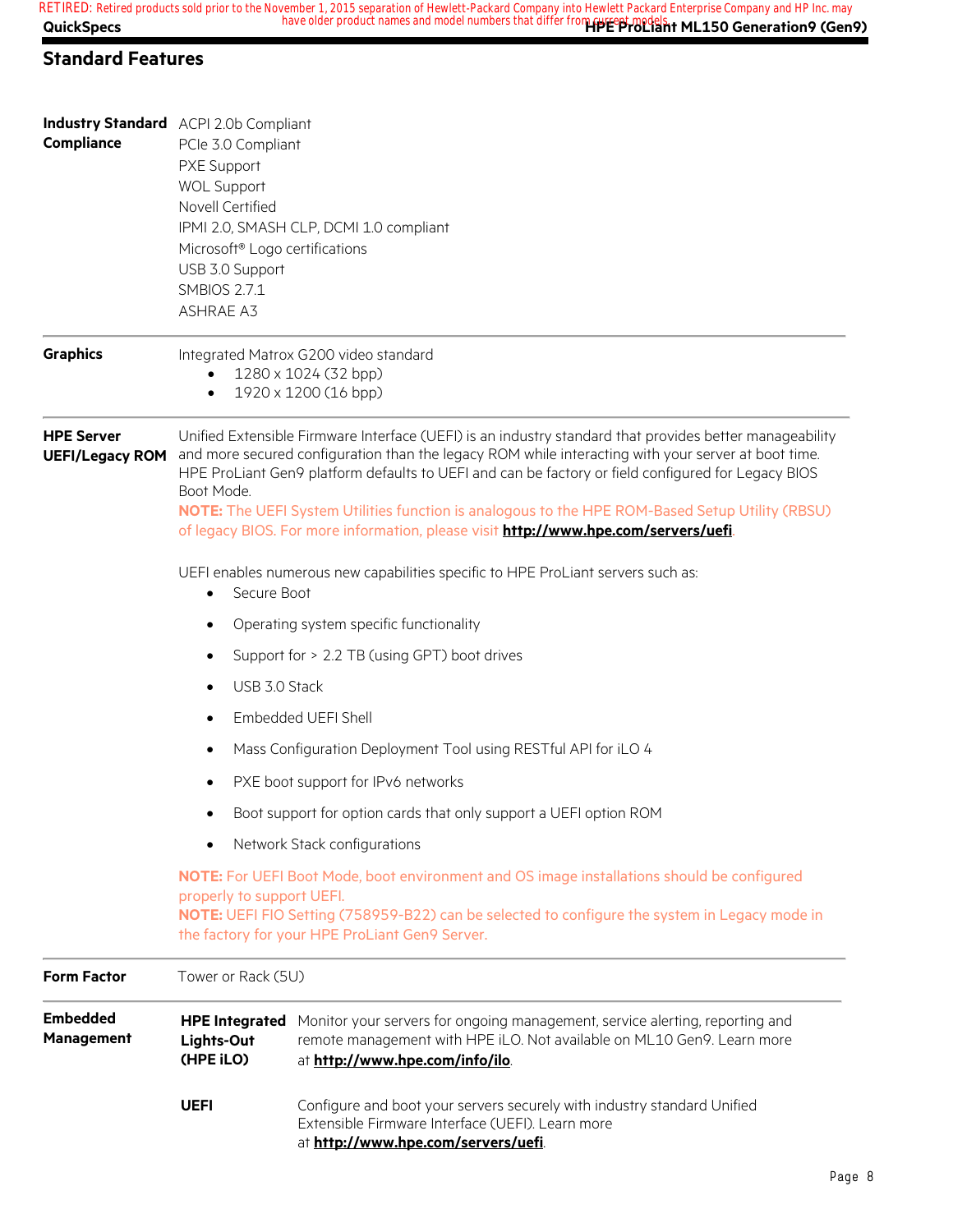## Standard Features

| | |
|---|---|
| **Industry Standard Compliance** | ACPI 2.0b Compliant<br>PCIe 3.0 Compliant<br>PXE Support<br>WOL Support<br>Novell Certified<br>IPMI 2.0, SMASH CLP, DCMI 1.0 compliant<br>Microsoft® Logo certifications<br>USB 3.0 Support<br>SMBIOS 2.7.1<br>ASHRAE A3 |
| **Graphics** | Integrated Matrox G200 video standard<br>• 1280 x 1024 (32 bpp)<br>• 1920 x 1200 (16 bpp) |
| **HPE Server UEFI/Legacy ROM** | Unified Extensible Firmware Interface (UEFI) is an industry standard that provides better manageability and more secured configuration than the legacy ROM while interacting with your server at boot time. HPE ProLiant Gen9 platform defaults to UEFI and can be factory or field configured for Legacy BIOS Boot Mode.<br>**NOTE:** The UEFI System Utilities function is analogous to the HPE ROM-Based Setup Utility (RBSU) of legacy BIOS. For more information, please visit **http://www.hpe.com/servers/uefi**.<br><br>UEFI enables numerous new capabilities specific to HPE ProLiant servers such as:<br>• Secure Boot<br>• Operating system specific functionality<br>• Support for > 2.2 TB (using GPT) boot drives<br>• USB 3.0 Stack<br>• Embedded UEFI Shell<br>• Mass Configuration Deployment Tool using RESTful API for iLO 4<br>• PXE boot support for IPv6 networks<br>• Boot support for option cards that only support a UEFI option ROM<br>• Network Stack configurations<br><br>**NOTE:** For UEFI Boot Mode, boot environment and OS image installations should be configured properly to support UEFI.<br>**NOTE:** UEFI FIO Setting (758959-B22) can be selected to configure the system in Legacy mode in the factory for your HPE ProLiant Gen9 Server. |
| **Form Factor** | Tower or Rack (5U) |
| **Embedded Management** | **HPE Integrated Lights-Out (HPE iLO)**: Monitor your servers for ongoing management, service alerting, reporting and remote management with HPE iLO. Not available on ML10 Gen9. Learn more at **http://www.hpe.com/info/ilo**.<br><br>**UEFI**: Configure and boot your servers securely with industry standard Unified Extensible Firmware Interface (UEFI). Learn more at **http://www.hpe.com/servers/uefi**. |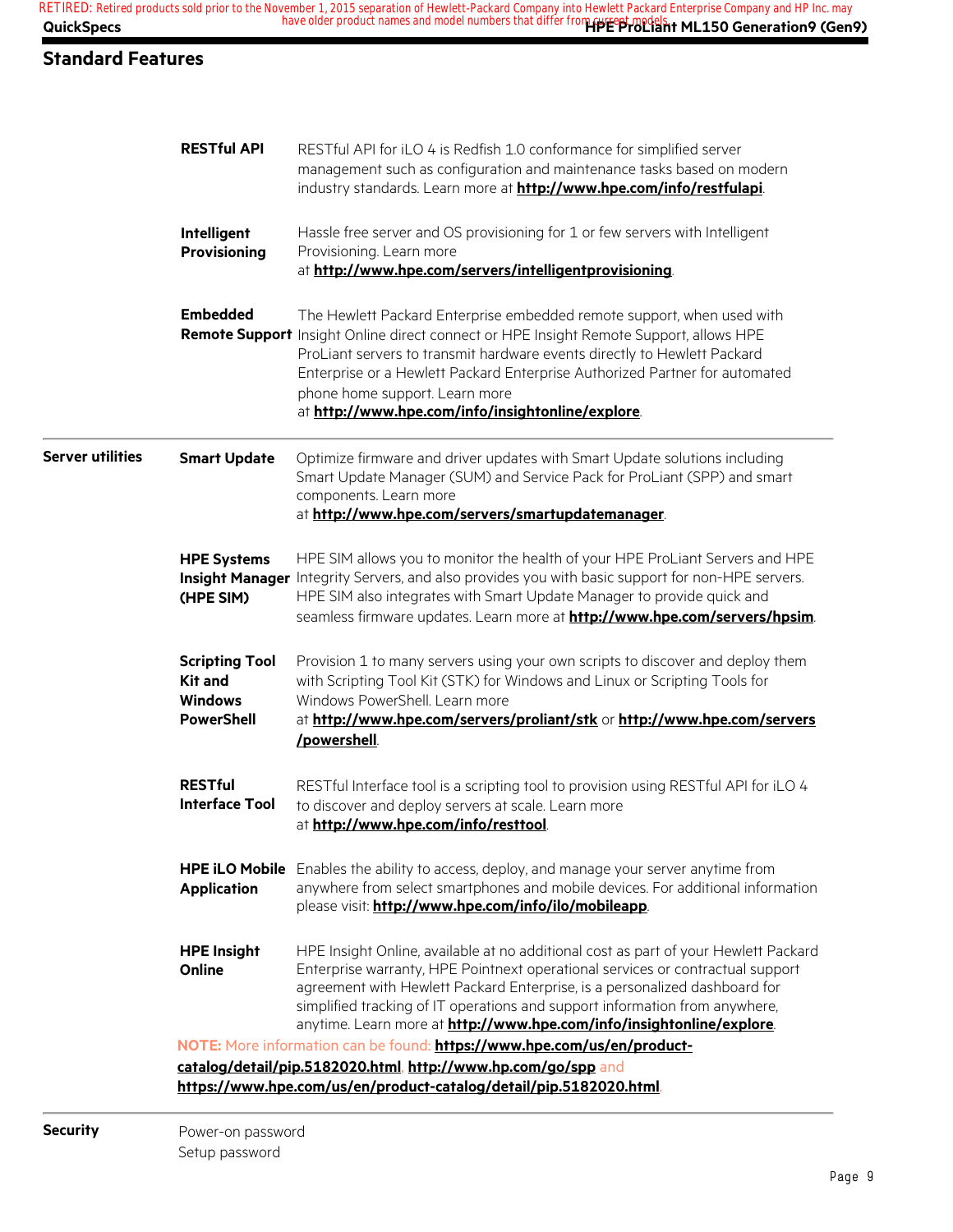## Standard Features

| | | |
|---|---|---|
| | **RESTful API** | RESTful API for iLO 4 is Redfish 1.0 conformance for simplified server management such as configuration and maintenance tasks based on modern industry standards. Learn more at **http://www.hpe.com/info/restfulapi**. |
| | **Intelligent Provisioning** | Hassle free server and OS provisioning for 1 or few servers with Intelligent Provisioning. Learn more at **http://www.hpe.com/servers/intelligentprovisioning**. |
| | **Embedded Remote Support** | The Hewlett Packard Enterprise embedded remote support, when used with Insight Online direct connect or HPE Insight Remote Support, allows HPE ProLiant servers to transmit hardware events directly to Hewlett Packard Enterprise or a Hewlett Packard Enterprise Authorized Partner for automated phone home support. Learn more at **http://www.hpe.com/info/insightonline/explore**. |
| **Server utilities** | **Smart Update** | Optimize firmware and driver updates with Smart Update solutions including Smart Update Manager (SUM) and Service Pack for ProLiant (SPP) and smart components. Learn more at **http://www.hpe.com/servers/smartupdatemanager**. |
| | **HPE Systems Insight Manager (HPE SIM)** | HPE SIM allows you to monitor the health of your HPE ProLiant Servers and HPE Integrity Servers, and also provides you with basic support for non-HPE servers. HPE SIM also integrates with Smart Update Manager to provide quick and seamless firmware updates. Learn more at **http://www.hpe.com/servers/hpsim**. |
| | **Scripting Tool Kit and Windows PowerShell** | Provision 1 to many servers using your own scripts to discover and deploy them with Scripting Tool Kit (STK) for Windows and Linux or Scripting Tools for Windows PowerShell. Learn more at **http://www.hpe.com/servers/proliant/stk** or **http://www.hpe.com/servers/powershell**. |
| | **RESTful Interface Tool** | RESTful Interface tool is a scripting tool to provision using RESTful API for iLO 4 to discover and deploy servers at scale. Learn more at **http://www.hpe.com/info/resttool**. |
| | **HPE iLO Mobile Application** | Enables the ability to access, deploy, and manage your server anytime from anywhere from select smartphones and mobile devices. For additional information please visit: **http://www.hpe.com/info/ilo/mobileapp**. |
| | **HPE Insight Online** | HPE Insight Online, available at no additional cost as part of your Hewlett Packard Enterprise warranty, HPE Pointnext operational services or contractual support agreement with Hewlett Packard Enterprise, is a personalized dashboard for simplified tracking of IT operations and support information from anywhere, anytime. Learn more at **http://www.hpe.com/info/insightonline/explore**. |

**NOTE:** More information can be found: **https://www.hpe.com/us/en/product-catalog/detail/pip.5182020.html**, **http://www.hp.com/go/spp** and **https://www.hpe.com/us/en/product-catalog/detail/pip.5182020.html**.

**Security**

Power-on password
Setup password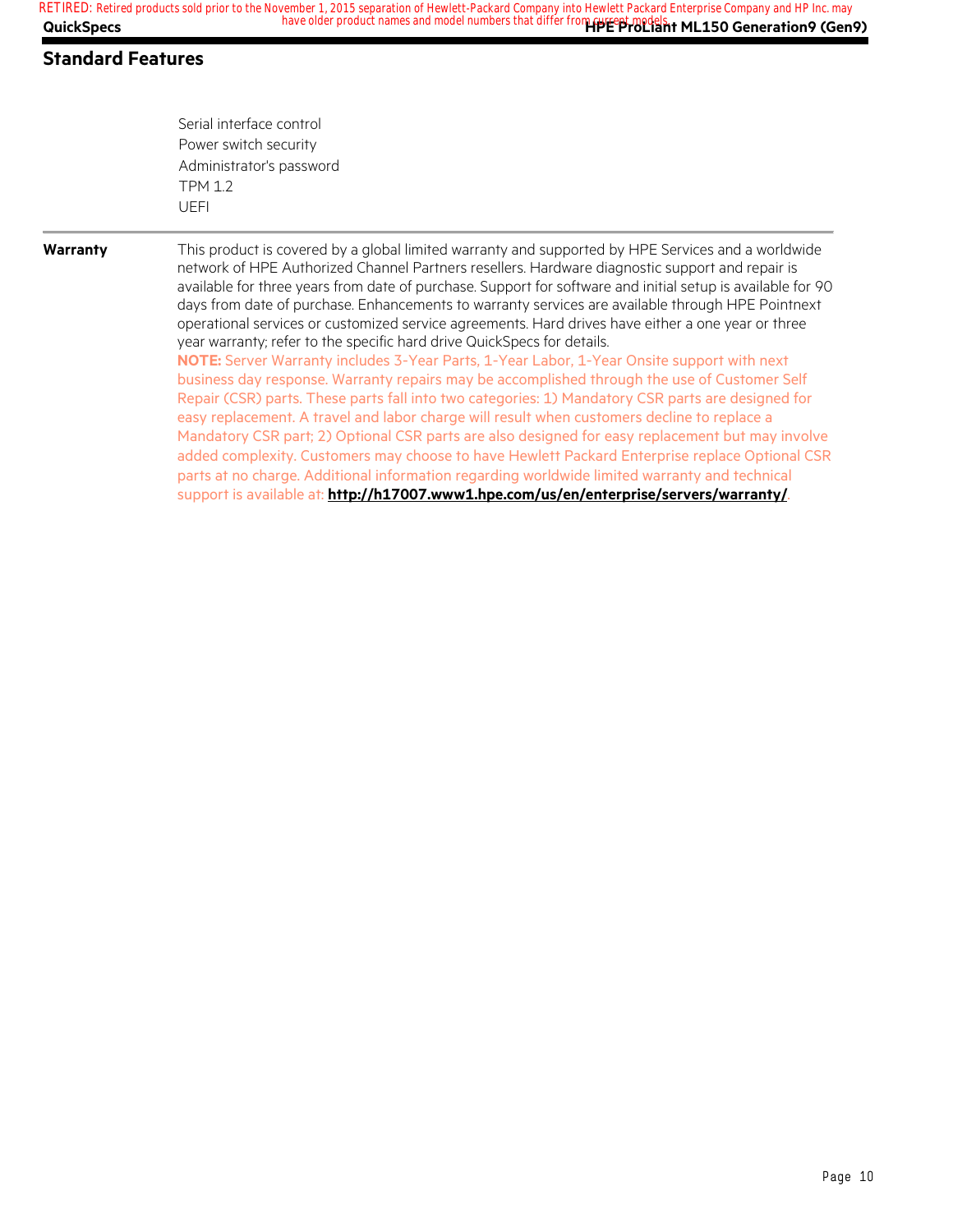## Standard Features

Serial interface control
Power switch security
Administrator's password
TPM 1.2
UEFI

| | |
|---|---|
| **Warranty** | This product is covered by a global limited warranty and supported by HPE Services and a worldwide network of HPE Authorized Channel Partners resellers. Hardware diagnostic support and repair is available for three years from date of purchase. Support for software and initial setup is available for 90 days from date of purchase. Enhancements to warranty services are available through HPE Pointnext operational services or customized service agreements. Hard drives have either a one year or three year warranty; refer to the specific hard drive QuickSpecs for details. **NOTE:** Server Warranty includes 3-Year Parts, 1-Year Labor, 1-Year Onsite support with next business day response. Warranty repairs may be accomplished through the use of Customer Self Repair (CSR) parts. These parts fall into two categories: 1) Mandatory CSR parts are designed for easy replacement. A travel and labor charge will result when customers decline to replace a Mandatory CSR part; 2) Optional CSR parts are also designed for easy replacement but may involve added complexity. Customers may choose to have Hewlett Packard Enterprise replace Optional CSR parts at no charge. Additional information regarding worldwide limited warranty and technical support is available at: **http://h17007.www1.hpe.com/us/en/enterprise/servers/warranty/**. |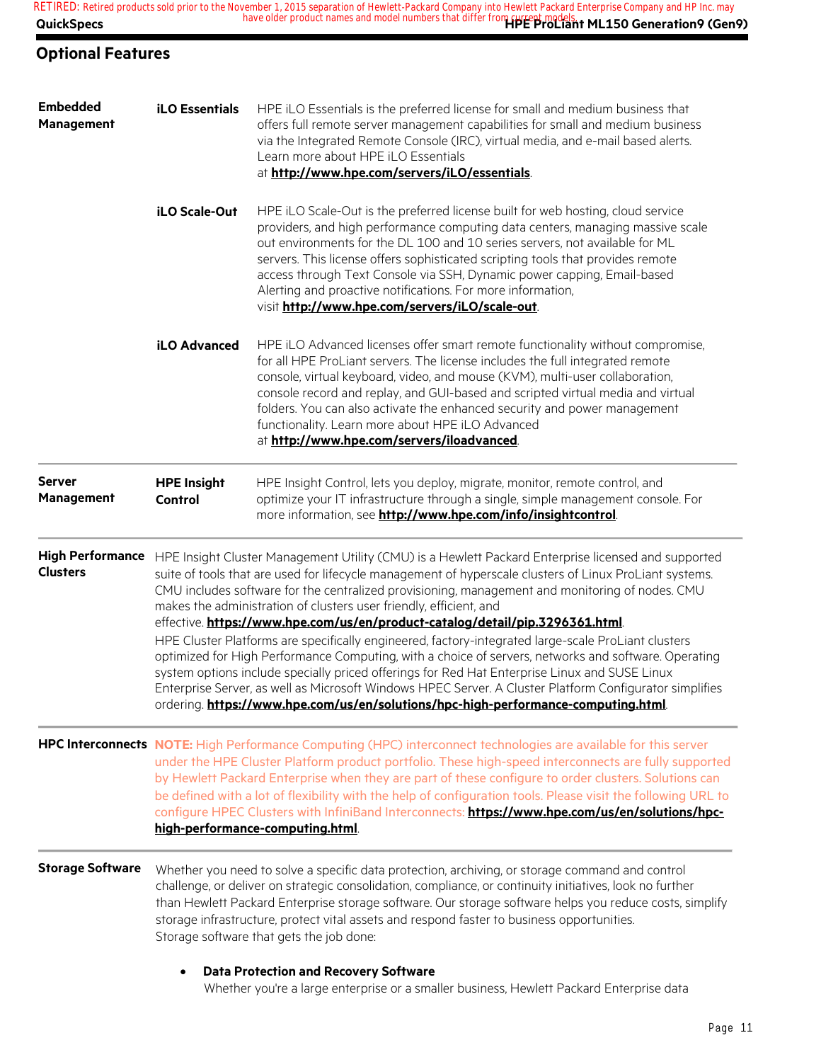## Optional Features

| | | |
|---|---|---|
| **Embedded Management** | **iLO Essentials** | HPE iLO Essentials is the preferred license for small and medium business that offers full remote server management capabilities for small and medium business via the Integrated Remote Console (IRC), virtual media, and e-mail based alerts. Learn more about HPE iLO Essentials at **http://www.hpe.com/servers/iLO/essentials**. |
| | **iLO Scale-Out** | HPE iLO Scale-Out is the preferred license built for web hosting, cloud service providers, and high performance computing data centers, managing massive scale out environments for the DL 100 and 10 series servers, not available for ML servers. This license offers sophisticated scripting tools that provides remote access through Text Console via SSH, Dynamic power capping, Email-based Alerting and proactive notifications. For more information, visit **http://www.hpe.com/servers/iLO/scale-out**. |
| | **iLO Advanced** | HPE iLO Advanced licenses offer smart remote functionality without compromise, for all HPE ProLiant servers. The license includes the full integrated remote console, virtual keyboard, video, and mouse (KVM), multi-user collaboration, console record and replay, and GUI-based and scripted virtual media and virtual folders. You can also activate the enhanced security and power management functionality. Learn more about HPE iLO Advanced at **http://www.hpe.com/servers/iloadvanced**. |
| **Server Management** | **HPE Insight Control** | HPE Insight Control, lets you deploy, migrate, monitor, remote control, and optimize your IT infrastructure through a single, simple management console. For more information, see **http://www.hpe.com/info/insightcontrol**. |

**High Performance Clusters**

HPE Insight Cluster Management Utility (CMU) is a Hewlett Packard Enterprise licensed and supported suite of tools that are used for lifecycle management of hyperscale clusters of Linux ProLiant systems. CMU includes software for the centralized provisioning, management and monitoring of nodes. CMU makes the administration of clusters user friendly, efficient, and effective. **https://www.hpe.com/us/en/product-catalog/detail/pip.3296361.html**.

HPE Cluster Platforms are specifically engineered, factory-integrated large-scale ProLiant clusters optimized for High Performance Computing, with a choice of servers, networks and software. Operating system options include specially priced offerings for Red Hat Enterprise Linux and SUSE Linux Enterprise Server, as well as Microsoft Windows HPEC Server. A Cluster Platform Configurator simplifies ordering. **https://www.hpe.com/us/en/solutions/hpc-high-performance-computing.html**.

**HPC Interconnects**

**NOTE:** High Performance Computing (HPC) interconnect technologies are available for this server under the HPE Cluster Platform product portfolio. These high-speed interconnects are fully supported by Hewlett Packard Enterprise when they are part of these configure to order clusters. Solutions can be defined with a lot of flexibility with the help of configuration tools. Please visit the following URL to configure HPEC Clusters with InfiniBand Interconnects: **https://www.hpe.com/us/en/solutions/hpc-high-performance-computing.html**.

**Storage Software**

Whether you need to solve a specific data protection, archiving, or storage command and control challenge, or deliver on strategic consolidation, compliance, or continuity initiatives, look no further than Hewlett Packard Enterprise storage software. Our storage software helps you reduce costs, simplify storage infrastructure, protect vital assets and respond faster to business opportunities. Storage software that gets the job done:

- **Data Protection and Recovery Software**
  Whether you're a large enterprise or a smaller business, Hewlett Packard Enterprise data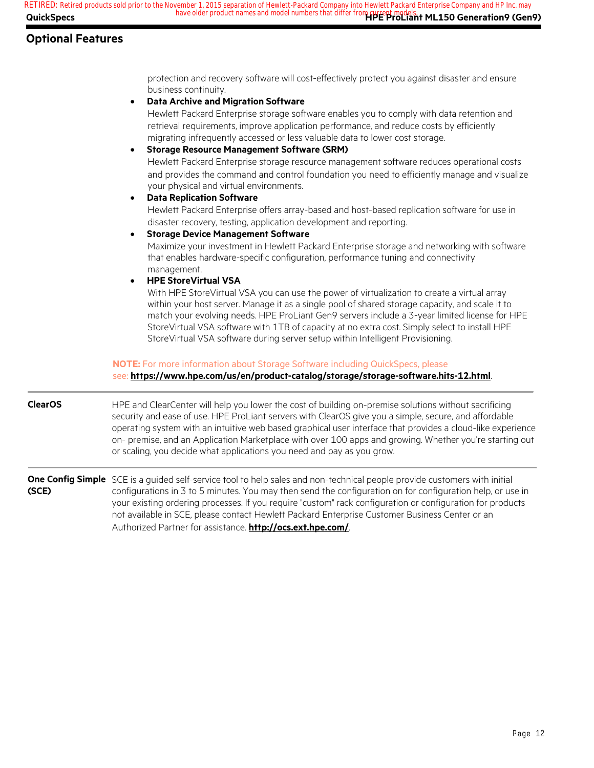## Optional Features

protection and recovery software will cost-effectively protect you against disaster and ensure business continuity.

- **Data Archive and Migration Software**
  Hewlett Packard Enterprise storage software enables you to comply with data retention and retrieval requirements, improve application performance, and reduce costs by efficiently migrating infrequently accessed or less valuable data to lower cost storage.
- **Storage Resource Management Software (SRM)**
  Hewlett Packard Enterprise storage resource management software reduces operational costs and provides the command and control foundation you need to efficiently manage and visualize your physical and virtual environments.
- **Data Replication Software**
  Hewlett Packard Enterprise offers array-based and host-based replication software for use in disaster recovery, testing, application development and reporting.
- **Storage Device Management Software**
  Maximize your investment in Hewlett Packard Enterprise storage and networking with software that enables hardware-specific configuration, performance tuning and connectivity management.
- **HPE StoreVirtual VSA**
  With HPE StoreVirtual VSA you can use the power of virtualization to create a virtual array within your host server. Manage it as a single pool of shared storage capacity, and scale it to match your evolving needs. HPE ProLiant Gen9 servers include a 3-year limited license for HPE StoreVirtual VSA software with 1TB of capacity at no extra cost. Simply select to install HPE StoreVirtual VSA software during server setup within Intelligent Provisioning.

**NOTE:** For more information about Storage Software including QuickSpecs, please see: **https://www.hpe.com/us/en/product-catalog/storage/storage-software.hits-12.html**.

**ClearOS**

HPE and ClearCenter will help you lower the cost of building on-premise solutions without sacrificing security and ease of use. HPE ProLiant servers with ClearOS give you a simple, secure, and affordable operating system with an intuitive web based graphical user interface that provides a cloud-like experience on- premise, and an Application Marketplace with over 100 apps and growing. Whether you're starting out or scaling, you decide what applications you need and pay as you grow.

**One Config Simple (SCE)**

SCE is a guided self-service tool to help sales and non-technical people provide customers with initial configurations in 3 to 5 minutes. You may then send the configuration on for configuration help, or use in your existing ordering processes. If you require "custom" rack configuration or configuration for products not available in SCE, please contact Hewlett Packard Enterprise Customer Business Center or an Authorized Partner for assistance. **http://ocs.ext.hpe.com/**.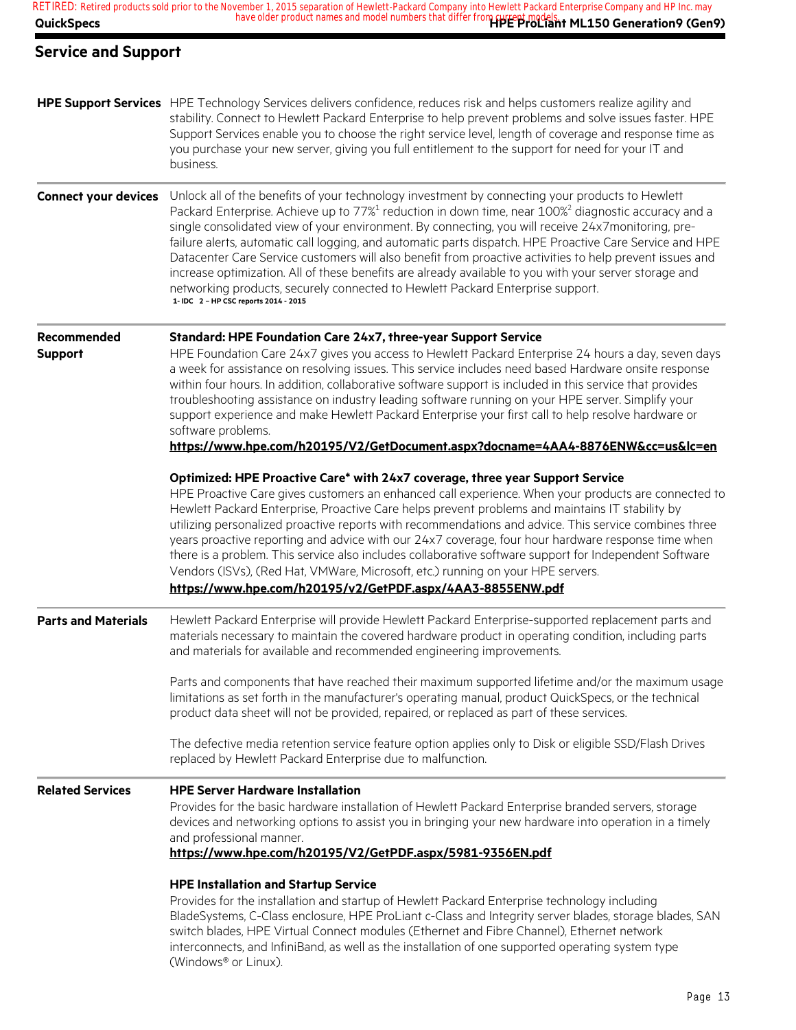## Service and Support

**HPE Support Services**

HPE Technology Services delivers confidence, reduces risk and helps customers realize agility and stability. Connect to Hewlett Packard Enterprise to help prevent problems and solve issues faster. HPE Support Services enable you to choose the right service level, length of coverage and response time as you purchase your new server, giving you full entitlement to the support for need for your IT and business.

**Connect your devices**

Unlock all of the benefits of your technology investment by connecting your products to Hewlett Packard Enterprise. Achieve up to 77%[1] reduction in down time, near 100%[2] diagnostic accuracy and a single consolidated view of your environment. By connecting, you will receive 24x7monitoring, pre-failure alerts, automatic call logging, and automatic parts dispatch. HPE Proactive Care Service and HPE Datacenter Care Service customers will also benefit from proactive activities to help prevent issues and increase optimization. All of these benefits are already available to you with your server storage and networking products, securely connected to Hewlett Packard Enterprise support.

1- IDC 2 – HP CSC reports 2014 - 2015

**Recommended Support**

**Standard: HPE Foundation Care 24x7, three-year Support Service**

HPE Foundation Care 24x7 gives you access to Hewlett Packard Enterprise 24 hours a day, seven days a week for assistance on resolving issues. This service includes need based Hardware onsite response within four hours. In addition, collaborative software support is included in this service that provides troubleshooting assistance on industry leading software running on your HPE server. Simplify your support experience and make Hewlett Packard Enterprise your first call to help resolve hardware or software problems.

**https://www.hpe.com/h20195/V2/GetDocument.aspx?docname=4AA4-8876ENW&cc=us&lc=en**

**Optimized: HPE Proactive Care* with 24x7 coverage, three year Support Service**

HPE Proactive Care gives customers an enhanced call experience. When your products are connected to Hewlett Packard Enterprise, Proactive Care helps prevent problems and maintains IT stability by utilizing personalized proactive reports with recommendations and advice. This service combines three years proactive reporting and advice with our 24x7 coverage, four hour hardware response time when there is a problem. This service also includes collaborative software support for Independent Software Vendors (ISVs), (Red Hat, VMWare, Microsoft, etc.) running on your HPE servers.

**https://www.hpe.com/h20195/v2/GetPDF.aspx/4AA3-8855ENW.pdf**

**Parts and Materials**

Hewlett Packard Enterprise will provide Hewlett Packard Enterprise-supported replacement parts and materials necessary to maintain the covered hardware product in operating condition, including parts and materials for available and recommended engineering improvements.

Parts and components that have reached their maximum supported lifetime and/or the maximum usage limitations as set forth in the manufacturer's operating manual, product QuickSpecs, or the technical product data sheet will not be provided, repaired, or replaced as part of these services.

The defective media retention service feature option applies only to Disk or eligible SSD/Flash Drives replaced by Hewlett Packard Enterprise due to malfunction.

**Related Services**

**HPE Server Hardware Installation**

Provides for the basic hardware installation of Hewlett Packard Enterprise branded servers, storage devices and networking options to assist you in bringing your new hardware into operation in a timely and professional manner.

**https://www.hpe.com/h20195/V2/GetPDF.aspx/5981-9356EN.pdf**

**HPE Installation and Startup Service**

Provides for the installation and startup of Hewlett Packard Enterprise technology including BladeSystems, C-Class enclosure, HPE ProLiant c-Class and Integrity server blades, storage blades, SAN switch blades, HPE Virtual Connect modules (Ethernet and Fibre Channel), Ethernet network interconnects, and InfiniBand, as well as the installation of one supported operating system type (Windows® or Linux).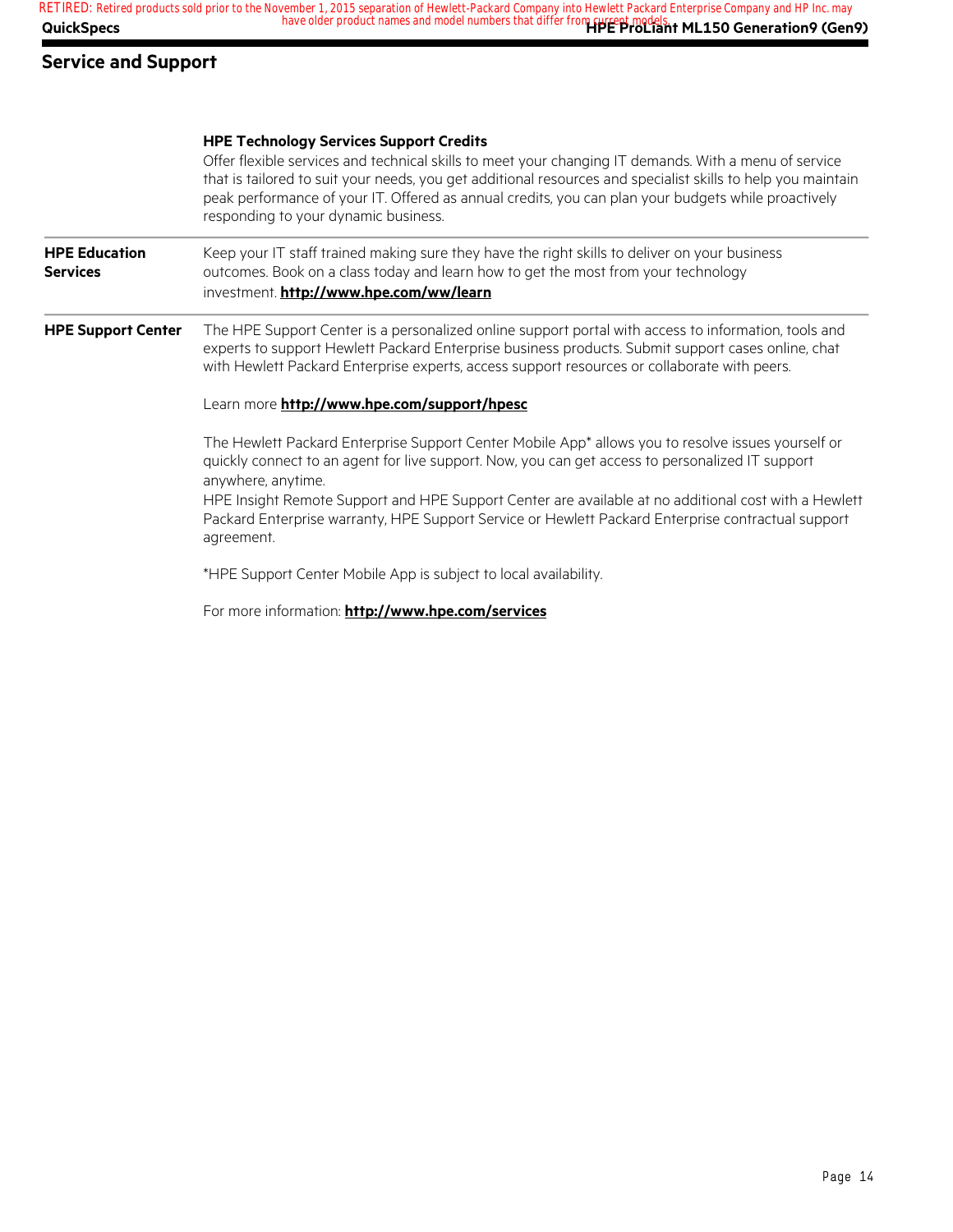## Service and Support

**HPE Technology Services Support Credits**

Offer flexible services and technical skills to meet your changing IT demands. With a menu of service that is tailored to suit your needs, you get additional resources and specialist skills to help you maintain peak performance of your IT. Offered as annual credits, you can plan your budgets while proactively responding to your dynamic business.

**HPE Education Services**

Keep your IT staff trained making sure they have the right skills to deliver on your business outcomes. Book on a class today and learn how to get the most from your technology investment. **http://www.hpe.com/ww/learn**

**HPE Support Center**

The HPE Support Center is a personalized online support portal with access to information, tools and experts to support Hewlett Packard Enterprise business products. Submit support cases online, chat with Hewlett Packard Enterprise experts, access support resources or collaborate with peers.

Learn more **http://www.hpe.com/support/hpesc**

The Hewlett Packard Enterprise Support Center Mobile App* allows you to resolve issues yourself or quickly connect to an agent for live support. Now, you can get access to personalized IT support anywhere, anytime.

HPE Insight Remote Support and HPE Support Center are available at no additional cost with a Hewlett Packard Enterprise warranty, HPE Support Service or Hewlett Packard Enterprise contractual support agreement.

*HPE Support Center Mobile App is subject to local availability.

For more information: **http://www.hpe.com/services**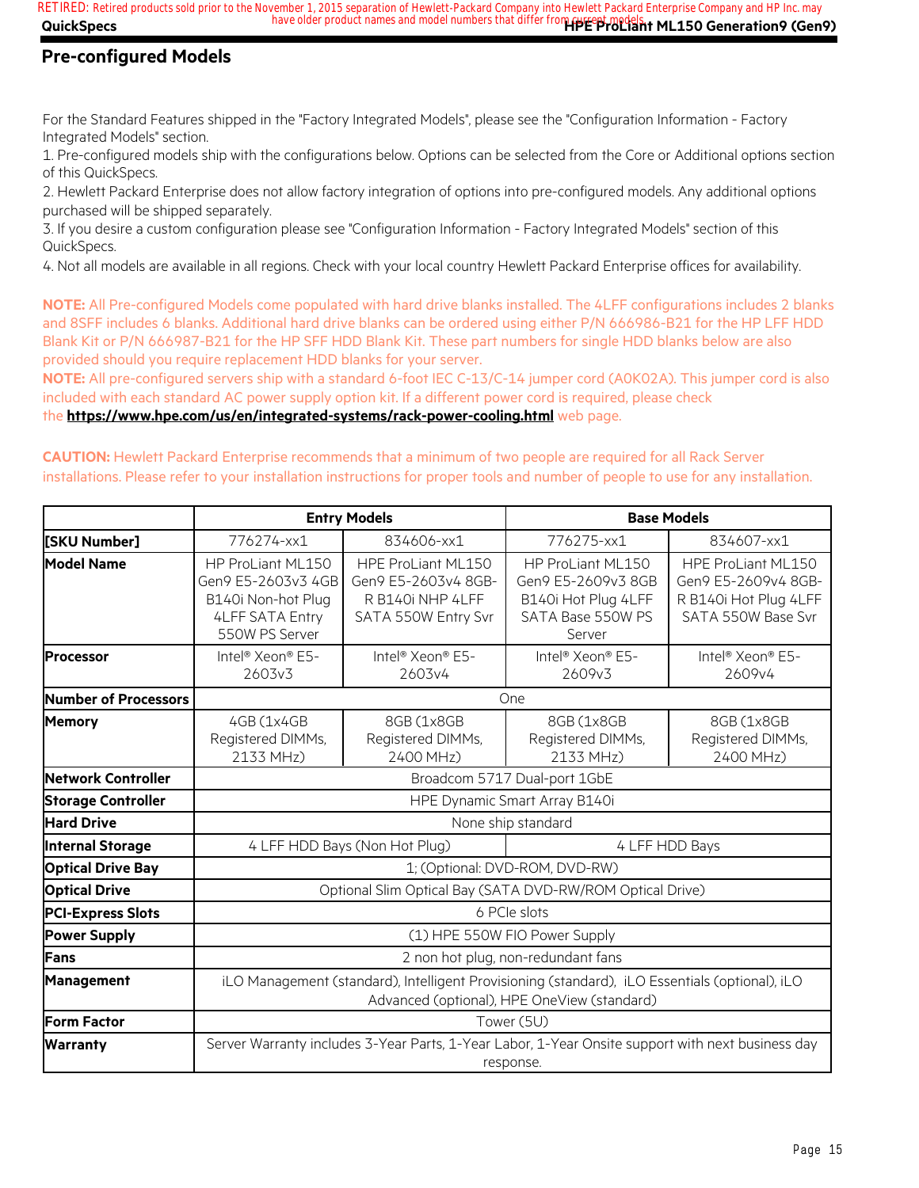## Pre-configured Models

For the Standard Features shipped in the "Factory Integrated Models", please see the "Configuration Information - Factory Integrated Models" section.

1. Pre-configured models ship with the configurations below. Options can be selected from the Core or Additional options section of this QuickSpecs.
2. Hewlett Packard Enterprise does not allow factory integration of options into pre-configured models. Any additional options purchased will be shipped separately.
3. If you desire a custom configuration please see "Configuration Information - Factory Integrated Models" section of this QuickSpecs.
4. Not all models are available in all regions. Check with your local country Hewlett Packard Enterprise offices for availability.

**NOTE:** All Pre-configured Models come populated with hard drive blanks installed. The 4LFF configurations includes 2 blanks and 8SFF includes 6 blanks. Additional hard drive blanks can be ordered using either P/N 666986-B21 for the HP LFF HDD Blank Kit or P/N 666987-B21 for the HP SFF HDD Blank Kit. These part numbers for single HDD blanks below are also provided should you require replacement HDD blanks for your server.

**NOTE:** All pre-configured servers ship with a standard 6-foot IEC C-13/C-14 jumper cord (A0K02A). This jumper cord is also included with each standard AC power supply option kit. If a different power cord is required, please check the **https://www.hpe.com/us/en/integrated-systems/rack-power-cooling.html** web page.

**CAUTION:** Hewlett Packard Enterprise recommends that a minimum of two people are required for all Rack Server installations. Please refer to your installation instructions for proper tools and number of people to use for any installation.

| | Entry Models | | Base Models | |
|---|---|---|---|---|
| **[SKU Number]** | 776274-xx1 | 834606-xx1 | 776275-xx1 | 834607-xx1 |
| **Model Name** | HP ProLiant ML150 Gen9 E5-2603v3 4GB B140i Non-hot Plug 4LFF SATA Entry 550W PS Server | HPE ProLiant ML150 Gen9 E5-2603v4 8GB-R B140i NHP 4LFF SATA 550W Entry Svr | HP ProLiant ML150 Gen9 E5-2609v3 8GB B140i Hot Plug 4LFF SATA Base 550W PS Server | HPE ProLiant ML150 Gen9 E5-2609v4 8GB-R B140i Hot Plug 4LFF SATA 550W Base Svr |
| **Processor** | Intel® Xeon® E5-2603v3 | Intel® Xeon® E5-2603v4 | Intel® Xeon® E5-2609v3 | Intel® Xeon® E5-2609v4 |
| **Number of Processors** | One | | | |
| **Memory** | 4GB (1x4GB Registered DIMMs, 2133 MHz) | 8GB (1x8GB Registered DIMMs, 2400 MHz) | 8GB (1x8GB Registered DIMMs, 2133 MHz) | 8GB (1x8GB Registered DIMMs, 2400 MHz) |
| **Network Controller** | Broadcom 5717 Dual-port 1GbE | | | |
| **Storage Controller** | HPE Dynamic Smart Array B140i | | | |
| **Hard Drive** | None ship standard | | | |
| **Internal Storage** | 4 LFF HDD Bays (Non Hot Plug) | | 4 LFF HDD Bays | |
| **Optical Drive Bay** | 1; (Optional: DVD-ROM, DVD-RW) | | | |
| **Optical Drive** | Optional Slim Optical Bay (SATA DVD-RW/ROM Optical Drive) | | | |
| **PCI-Express Slots** | 6 PCIe slots | | | |
| **Power Supply** | (1) HPE 550W FIO Power Supply | | | |
| **Fans** | 2 non hot plug, non-redundant fans | | | |
| **Management** | iLO Management (standard), Intelligent Provisioning (standard), iLO Essentials (optional), iLO Advanced (optional), HPE OneView (standard) | | | |
| **Form Factor** | Tower (5U) | | | |
| **Warranty** | Server Warranty includes 3-Year Parts, 1-Year Labor, 1-Year Onsite support with next business day response. | | | |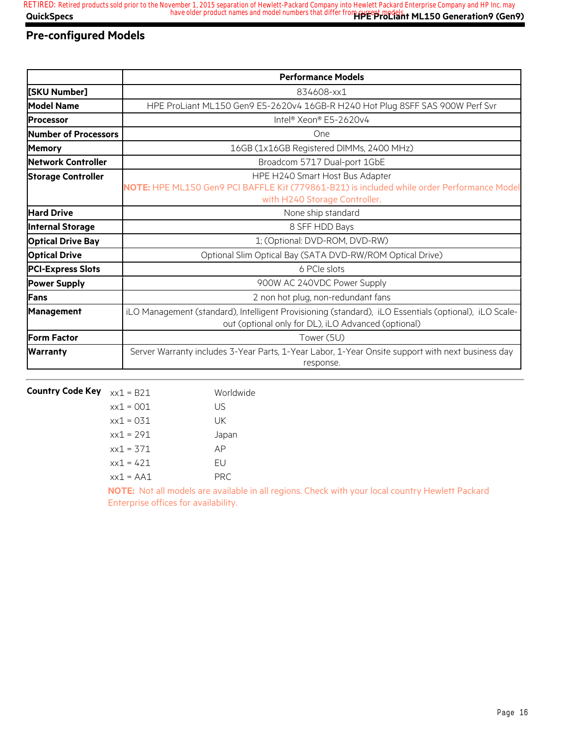## Pre-configured Models

| | Performance Models |
|---|---|
| [SKU Number] | 834608-xx1 |
| Model Name | HPE ProLiant ML150 Gen9 E5-2620v4 16GB-R H240 Hot Plug 8SFF SAS 900W Perf Svr |
| Processor | Intel® Xeon® E5-2620v4 |
| Number of Processors | One |
| Memory | 16GB (1x16GB Registered DIMMs, 2400 MHz) |
| Network Controller | Broadcom 5717 Dual-port 1GbE |
| Storage Controller | HPE H240 Smart Host Bus Adapter<br>**NOTE:** HPE ML150 Gen9 PCI BAFFLE Kit (779861-B21) is included while order Performance Model with H240 Storage Controller. |
| Hard Drive | None ship standard |
| Internal Storage | 8 SFF HDD Bays |
| Optical Drive Bay | 1; (Optional: DVD-ROM, DVD-RW) |
| Optical Drive | Optional Slim Optical Bay (SATA DVD-RW/ROM Optical Drive) |
| PCI-Express Slots | 6 PCIe slots |
| Power Supply | 900W AC 240VDC Power Supply |
| Fans | 2 non hot plug, non-redundant fans |
| Management | iLO Management (standard), Intelligent Provisioning (standard), iLO Essentials (optional), iLO Scale-out (optional only for DL), iLO Advanced (optional) |
| Form Factor | Tower (5U) |
| Warranty | Server Warranty includes 3-Year Parts, 1-Year Labor, 1-Year Onsite support with next business day response. |

**Country Code Key**

| | |
|---|---|
| xx1 = B21 | Worldwide |
| xx1 = 001 | US |
| xx1 = 031 | UK |
| xx1 = 291 | Japan |
| xx1 = 371 | AP |
| xx1 = 421 | EU |
| xx1 = AA1 | PRC |

**NOTE:** Not all models are available in all regions. Check with your local country Hewlett Packard Enterprise offices for availability.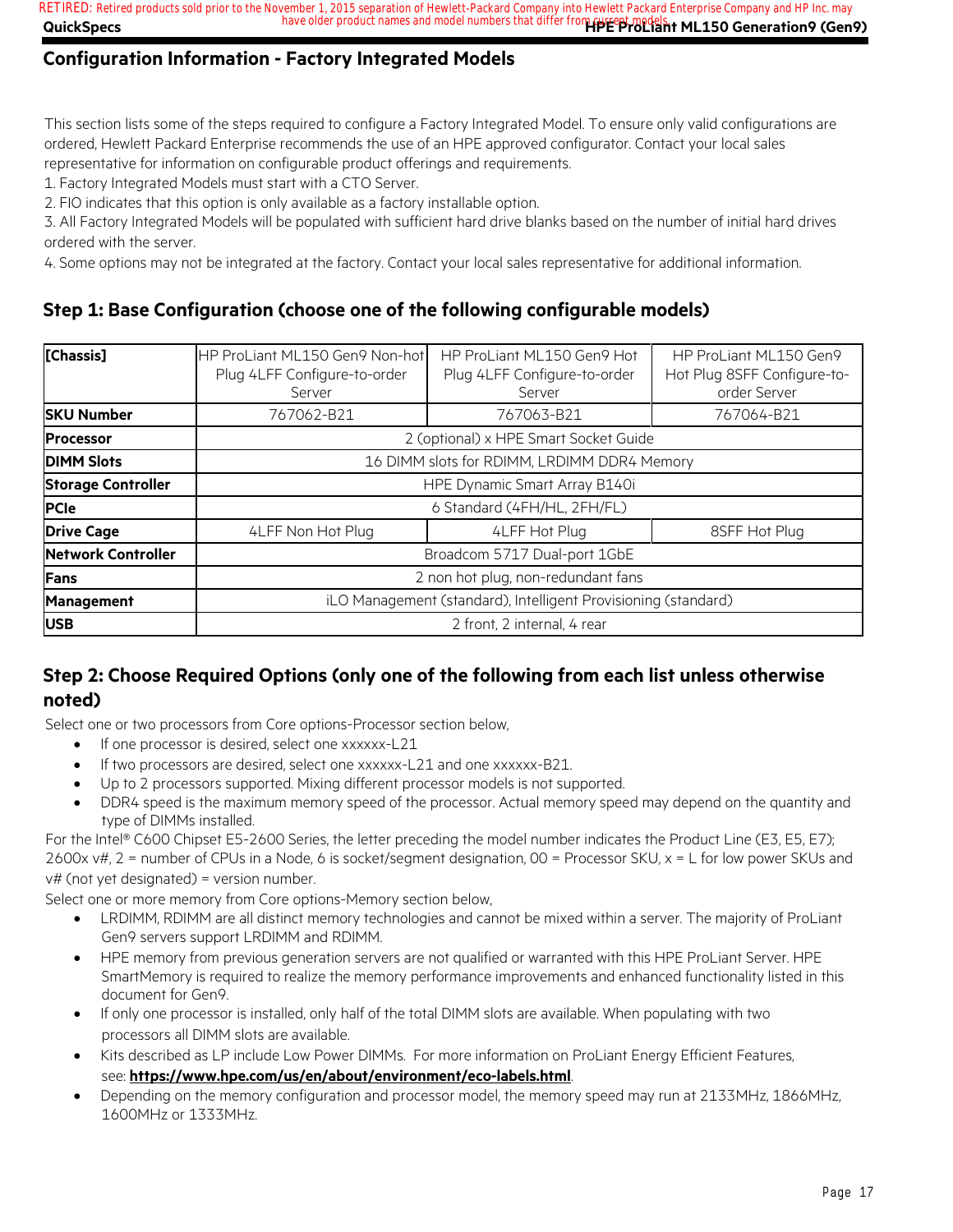## Configuration Information - Factory Integrated Models

This section lists some of the steps required to configure a Factory Integrated Model. To ensure only valid configurations are ordered, Hewlett Packard Enterprise recommends the use of an HPE approved configurator. Contact your local sales representative for information on configurable product offerings and requirements.

1. Factory Integrated Models must start with a CTO Server.
2. FIO indicates that this option is only available as a factory installable option.
3. All Factory Integrated Models will be populated with sufficient hard drive blanks based on the number of initial hard drives ordered with the server.
4. Some options may not be integrated at the factory. Contact your local sales representative for additional information.

### Step 1: Base Configuration (choose one of the following configurable models)

| [Chassis] | HP ProLiant ML150 Gen9 Non-hot Plug 4LFF Configure-to-order Server | HP ProLiant ML150 Gen9 Hot Plug 4LFF Configure-to-order Server | HP ProLiant ML150 Gen9 Hot Plug 8SFF Configure-to-order Server |
|---|---|---|---|
| **SKU Number** | 767062-B21 | 767063-B21 | 767064-B21 |
| **Processor** | 2 (optional) x HPE Smart Socket Guide | | |
| **DIMM Slots** | 16 DIMM slots for RDIMM, LRDIMM DDR4 Memory | | |
| **Storage Controller** | HPE Dynamic Smart Array B140i | | |
| **PCIe** | 6 Standard (4FH/HL, 2FH/FL) | | |
| **Drive Cage** | 4LFF Non Hot Plug | 4LFF Hot Plug | 8SFF Hot Plug |
| **Network Controller** | Broadcom 5717 Dual-port 1GbE | | |
| **Fans** | 2 non hot plug, non-redundant fans | | |
| **Management** | iLO Management (standard), Intelligent Provisioning (standard) | | |
| **USB** | 2 front, 2 internal, 4 rear | | |

### Step 2: Choose Required Options (only one of the following from each list unless otherwise noted)

Select one or two processors from Core options-Processor section below,

- If one processor is desired, select one xxxxxx-L21
- If two processors are desired, select one xxxxxx-L21 and one xxxxxx-B21.
- Up to 2 processors supported. Mixing different processor models is not supported.
- DDR4 speed is the maximum memory speed of the processor. Actual memory speed may depend on the quantity and type of DIMMs installed.

For the Intel® C600 Chipset E5-2600 Series, the letter preceding the model number indicates the Product Line (E3, E5, E7); 2600x v#, 2 = number of CPUs in a Node, 6 is socket/segment designation, 00 = Processor SKU, x = L for low power SKUs and v# (not yet designated) = version number.

Select one or more memory from Core options-Memory section below,

- LRDIMM, RDIMM are all distinct memory technologies and cannot be mixed within a server. The majority of ProLiant Gen9 servers support LRDIMM and RDIMM.
- HPE memory from previous generation servers are not qualified or warranted with this HPE ProLiant Server. HPE SmartMemory is required to realize the memory performance improvements and enhanced functionality listed in this document for Gen9.
- If only one processor is installed, only half of the total DIMM slots are available. When populating with two processors all DIMM slots are available.
- Kits described as LP include Low Power DIMMs. For more information on ProLiant Energy Efficient Features, see: **https://www.hpe.com/us/en/about/environment/eco-labels.html**.
- Depending on the memory configuration and processor model, the memory speed may run at 2133MHz, 1866MHz, 1600MHz or 1333MHz.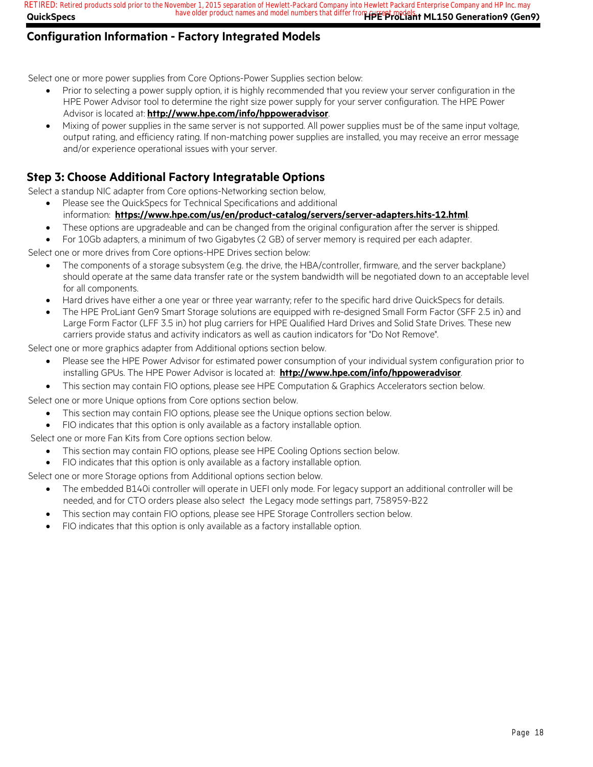## Configuration Information - Factory Integrated Models

Select one or more power supplies from Core Options-Power Supplies section below:

- Prior to selecting a power supply option, it is highly recommended that you review your server configuration in the HPE Power Advisor tool to determine the right size power supply for your server configuration. The HPE Power Advisor is located at: **http://www.hpe.com/info/hppoweradvisor**.
- Mixing of power supplies in the same server is not supported. All power supplies must be of the same input voltage, output rating, and efficiency rating. If non-matching power supplies are installed, you may receive an error message and/or experience operational issues with your server.

## Step 3: Choose Additional Factory Integratable Options

Select a standup NIC adapter from Core options-Networking section below,

- Please see the QuickSpecs for Technical Specifications and additional information: **https://www.hpe.com/us/en/product-catalog/servers/server-adapters.hits-12.html**.
- These options are upgradeable and can be changed from the original configuration after the server is shipped.
- For 10Gb adapters, a minimum of two Gigabytes (2 GB) of server memory is required per each adapter.

Select one or more drives from Core options-HPE Drives section below:

- The components of a storage subsystem (e.g. the drive, the HBA/controller, firmware, and the server backplane) should operate at the same data transfer rate or the system bandwidth will be negotiated down to an acceptable level for all components.
- Hard drives have either a one year or three year warranty; refer to the specific hard drive QuickSpecs for details.
- The HPE ProLiant Gen9 Smart Storage solutions are equipped with re-designed Small Form Factor (SFF 2.5 in) and Large Form Factor (LFF 3.5 in) hot plug carriers for HPE Qualified Hard Drives and Solid State Drives. These new carriers provide status and activity indicators as well as caution indicators for "Do Not Remove".

Select one or more graphics adapter from Additional options section below.

- Please see the HPE Power Advisor for estimated power consumption of your individual system configuration prior to installing GPUs. The HPE Power Advisor is located at: **http://www.hpe.com/info/hppoweradvisor**.
- This section may contain FIO options, please see HPE Computation & Graphics Accelerators section below.

Select one or more Unique options from Core options section below.

- This section may contain FIO options, please see the Unique options section below.
- FIO indicates that this option is only available as a factory installable option.

Select one or more Fan Kits from Core options section below.

- This section may contain FIO options, please see HPE Cooling Options section below.
- FIO indicates that this option is only available as a factory installable option.

Select one or more Storage options from Additional options section below.

- The embedded B140i controller will operate in UEFI only mode. For legacy support an additional controller will be needed, and for CTO orders please also select the Legacy mode settings part, 758959-B22
- This section may contain FIO options, please see HPE Storage Controllers section below.
- FIO indicates that this option is only available as a factory installable option.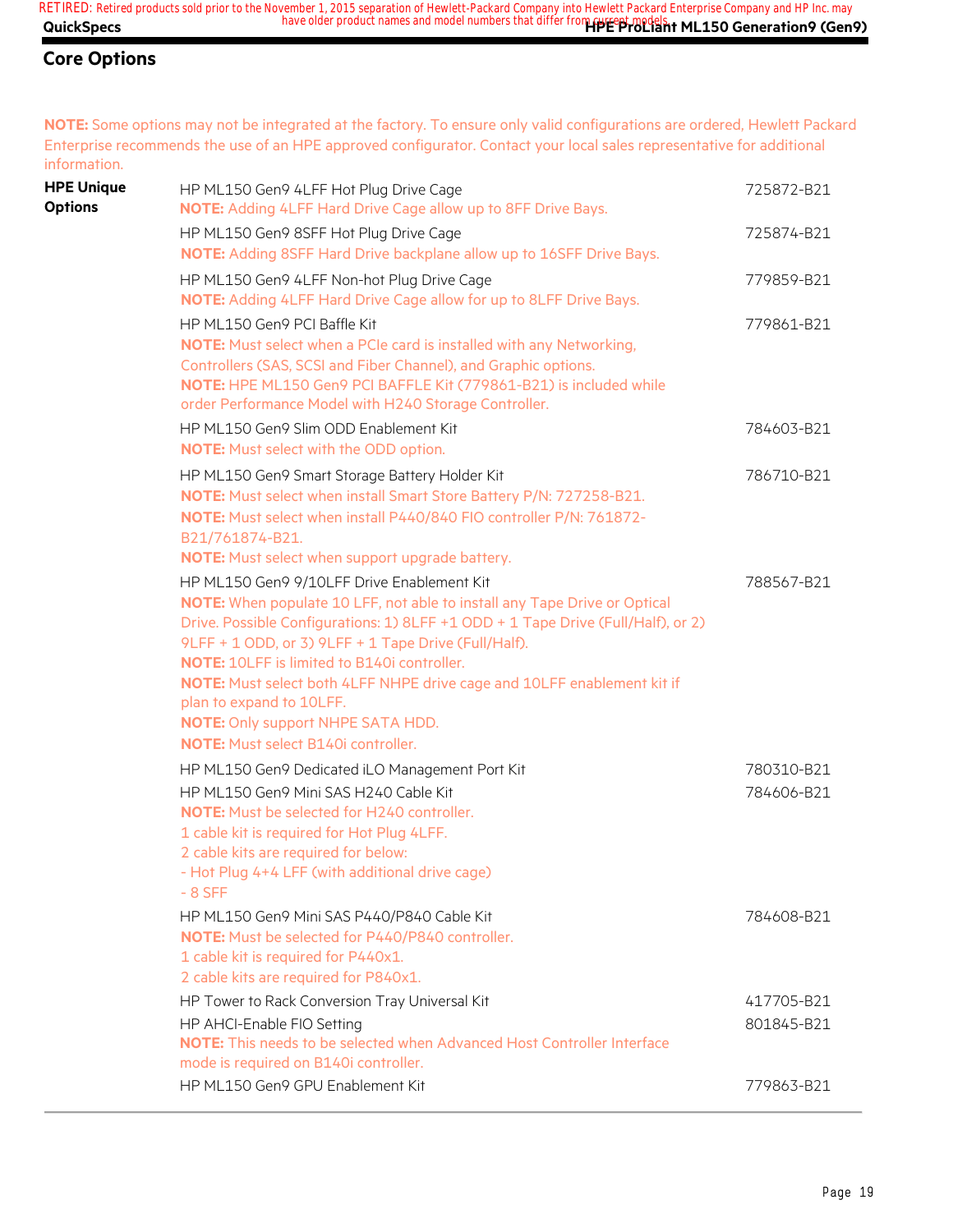## Core Options

**NOTE:** Some options may not be integrated at the factory. To ensure only valid configurations are ordered, Hewlett Packard Enterprise recommends the use of an HPE approved configurator. Contact your local sales representative for additional information.

| | | |
|---|---|---|
| **HPE Unique Options** | HP ML150 Gen9 4LFF Hot Plug Drive Cage<br>**NOTE:** Adding 4LFF Hard Drive Cage allow up to 8FF Drive Bays. | 725872-B21 |
| | HP ML150 Gen9 8SFF Hot Plug Drive Cage<br>**NOTE:** Adding 8SFF Hard Drive backplane allow up to 16SFF Drive Bays. | 725874-B21 |
| | HP ML150 Gen9 4LFF Non-hot Plug Drive Cage<br>**NOTE:** Adding 4LFF Hard Drive Cage allow for up to 8LFF Drive Bays. | 779859-B21 |
| | HP ML150 Gen9 PCI Baffle Kit<br>**NOTE:** Must select when a PCIe card is installed with any Networking, Controllers (SAS, SCSI and Fiber Channel), and Graphic options.<br>**NOTE:** HPE ML150 Gen9 PCI BAFFLE Kit (779861-B21) is included while order Performance Model with H240 Storage Controller. | 779861-B21 |
| | HP ML150 Gen9 Slim ODD Enablement Kit<br>**NOTE:** Must select with the ODD option. | 784603-B21 |
| | HP ML150 Gen9 Smart Storage Battery Holder Kit<br>**NOTE:** Must select when install Smart Store Battery P/N: 727258-B21.<br>**NOTE:** Must select when install P440/840 FIO controller P/N: 761872-B21/761874-B21.<br>**NOTE:** Must select when support upgrade battery. | 786710-B21 |
| | HP ML150 Gen9 9/10LFF Drive Enablement Kit<br>**NOTE:** When populate 10 LFF, not able to install any Tape Drive or Optical Drive. Possible Configurations: 1) 8LFF +1 ODD + 1 Tape Drive (Full/Half), or 2) 9LFF + 1 ODD, or 3) 9LFF + 1 Tape Drive (Full/Half).<br>**NOTE:** 10LFF is limited to B140i controller.<br>**NOTE:** Must select both 4LFF NHPE drive cage and 10LFF enablement kit if plan to expand to 10LFF.<br>**NOTE:** Only support NHPE SATA HDD.<br>**NOTE:** Must select B140i controller. | 788567-B21 |
| | HP ML150 Gen9 Dedicated iLO Management Port Kit | 780310-B21 |
| | HP ML150 Gen9 Mini SAS H240 Cable Kit<br>**NOTE:** Must be selected for H240 controller.<br>1 cable kit is required for Hot Plug 4LFF.<br>2 cable kits are required for below:<br>- Hot Plug 4+4 LFF (with additional drive cage)<br>- 8 SFF | 784606-B21 |
| | HP ML150 Gen9 Mini SAS P440/P840 Cable Kit<br>**NOTE:** Must be selected for P440/P840 controller.<br>1 cable kit is required for P440x1.<br>2 cable kits are required for P840x1. | 784608-B21 |
| | HP Tower to Rack Conversion Tray Universal Kit | 417705-B21 |
| | HP AHCI-Enable FIO Setting<br>**NOTE:** This needs to be selected when Advanced Host Controller Interface mode is required on B140i controller. | 801845-B21 |
| | HP ML150 Gen9 GPU Enablement Kit | 779863-B21 |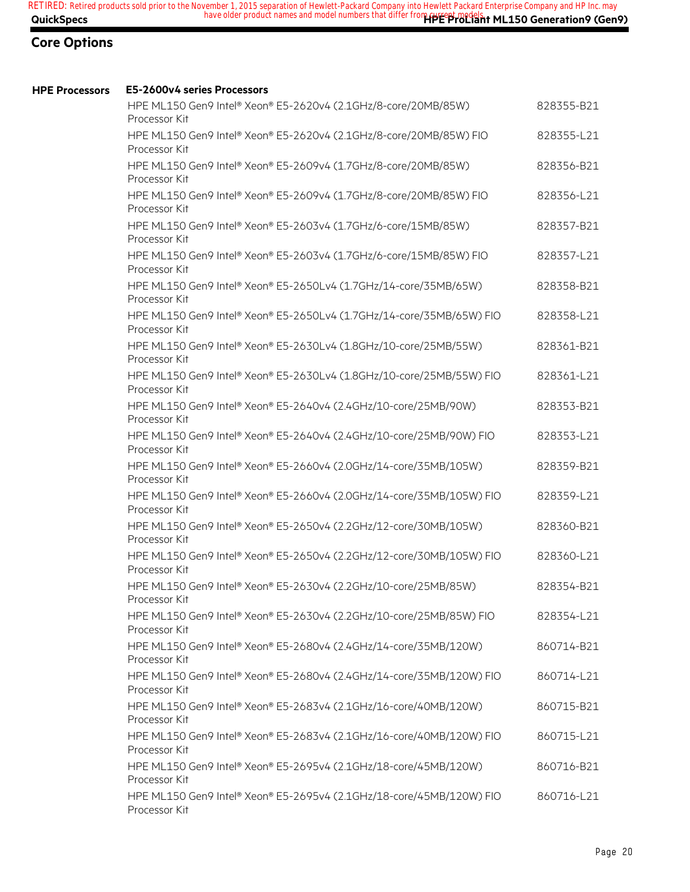## Core Options

| HPE Processors | E5-2600v4 series Processors | |
|---|---|---|
| | HPE ML150 Gen9 Intel® Xeon® E5-2620v4 (2.1GHz/8-core/20MB/85W) Processor Kit | 828355-B21 |
| | HPE ML150 Gen9 Intel® Xeon® E5-2620v4 (2.1GHz/8-core/20MB/85W) FIO Processor Kit | 828355-L21 |
| | HPE ML150 Gen9 Intel® Xeon® E5-2609v4 (1.7GHz/8-core/20MB/85W) Processor Kit | 828356-B21 |
| | HPE ML150 Gen9 Intel® Xeon® E5-2609v4 (1.7GHz/8-core/20MB/85W) FIO Processor Kit | 828356-L21 |
| | HPE ML150 Gen9 Intel® Xeon® E5-2603v4 (1.7GHz/6-core/15MB/85W) Processor Kit | 828357-B21 |
| | HPE ML150 Gen9 Intel® Xeon® E5-2603v4 (1.7GHz/6-core/15MB/85W) FIO Processor Kit | 828357-L21 |
| | HPE ML150 Gen9 Intel® Xeon® E5-2650Lv4 (1.7GHz/14-core/35MB/65W) Processor Kit | 828358-B21 |
| | HPE ML150 Gen9 Intel® Xeon® E5-2650Lv4 (1.7GHz/14-core/35MB/65W) FIO Processor Kit | 828358-L21 |
| | HPE ML150 Gen9 Intel® Xeon® E5-2630Lv4 (1.8GHz/10-core/25MB/55W) Processor Kit | 828361-B21 |
| | HPE ML150 Gen9 Intel® Xeon® E5-2630Lv4 (1.8GHz/10-core/25MB/55W) FIO Processor Kit | 828361-L21 |
| | HPE ML150 Gen9 Intel® Xeon® E5-2640v4 (2.4GHz/10-core/25MB/90W) Processor Kit | 828353-B21 |
| | HPE ML150 Gen9 Intel® Xeon® E5-2640v4 (2.4GHz/10-core/25MB/90W) FIO Processor Kit | 828353-L21 |
| | HPE ML150 Gen9 Intel® Xeon® E5-2660v4 (2.0GHz/14-core/35MB/105W) Processor Kit | 828359-B21 |
| | HPE ML150 Gen9 Intel® Xeon® E5-2660v4 (2.0GHz/14-core/35MB/105W) FIO Processor Kit | 828359-L21 |
| | HPE ML150 Gen9 Intel® Xeon® E5-2650v4 (2.2GHz/12-core/30MB/105W) Processor Kit | 828360-B21 |
| | HPE ML150 Gen9 Intel® Xeon® E5-2650v4 (2.2GHz/12-core/30MB/105W) FIO Processor Kit | 828360-L21 |
| | HPE ML150 Gen9 Intel® Xeon® E5-2630v4 (2.2GHz/10-core/25MB/85W) Processor Kit | 828354-B21 |
| | HPE ML150 Gen9 Intel® Xeon® E5-2630v4 (2.2GHz/10-core/25MB/85W) FIO Processor Kit | 828354-L21 |
| | HPE ML150 Gen9 Intel® Xeon® E5-2680v4 (2.4GHz/14-core/35MB/120W) Processor Kit | 860714-B21 |
| | HPE ML150 Gen9 Intel® Xeon® E5-2680v4 (2.4GHz/14-core/35MB/120W) FIO Processor Kit | 860714-L21 |
| | HPE ML150 Gen9 Intel® Xeon® E5-2683v4 (2.1GHz/16-core/40MB/120W) Processor Kit | 860715-B21 |
| | HPE ML150 Gen9 Intel® Xeon® E5-2683v4 (2.1GHz/16-core/40MB/120W) FIO Processor Kit | 860715-L21 |
| | HPE ML150 Gen9 Intel® Xeon® E5-2695v4 (2.1GHz/18-core/45MB/120W) Processor Kit | 860716-B21 |
| | HPE ML150 Gen9 Intel® Xeon® E5-2695v4 (2.1GHz/18-core/45MB/120W) FIO Processor Kit | 860716-L21 |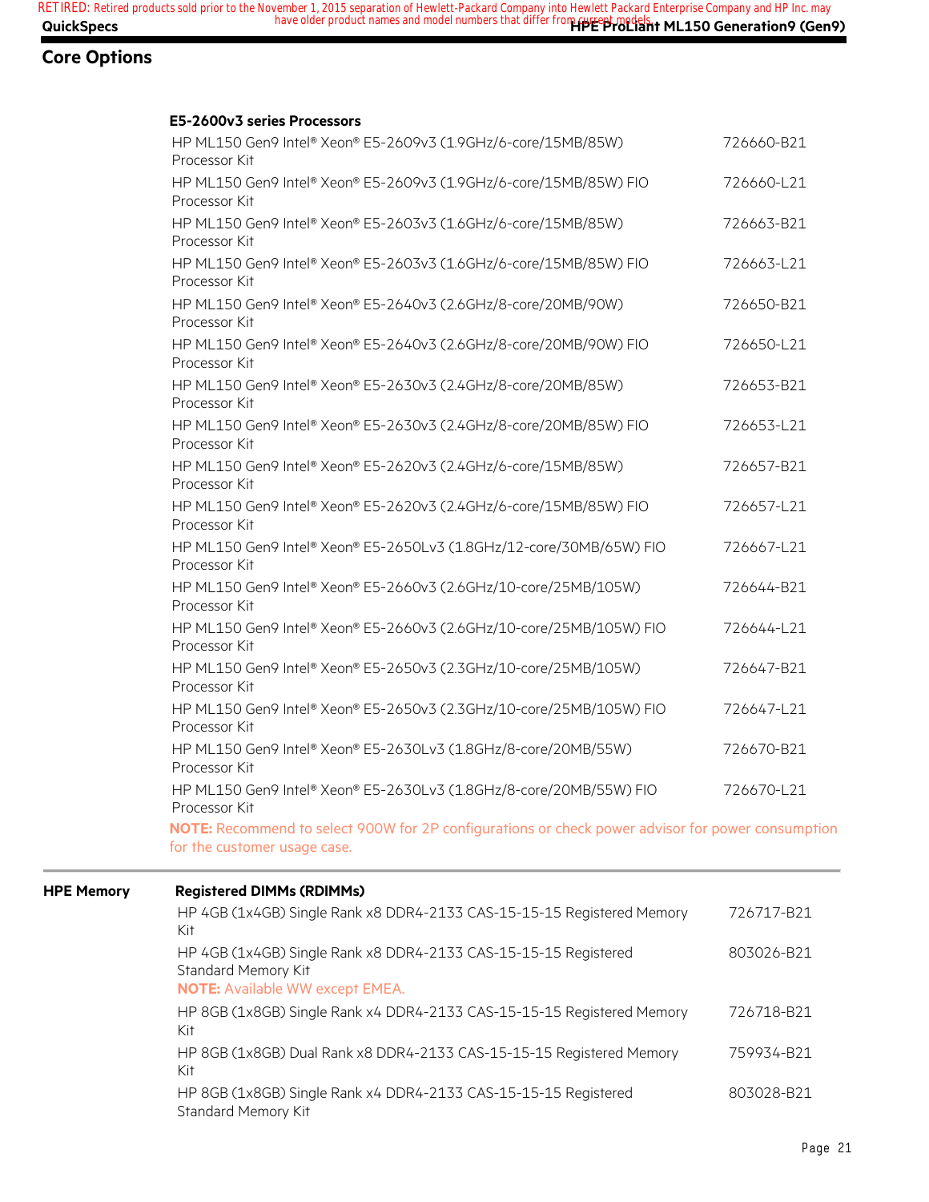## Core Options

### E5-2600v3 series Processors

| Description | Part Number |
|---|---|
| HP ML150 Gen9 Intel® Xeon® E5-2609v3 (1.9GHz/6-core/15MB/85W) Processor Kit | 726660-B21 |
| HP ML150 Gen9 Intel® Xeon® E5-2609v3 (1.9GHz/6-core/15MB/85W) FIO Processor Kit | 726660-L21 |
| HP ML150 Gen9 Intel® Xeon® E5-2603v3 (1.6GHz/6-core/15MB/85W) Processor Kit | 726663-B21 |
| HP ML150 Gen9 Intel® Xeon® E5-2603v3 (1.6GHz/6-core/15MB/85W) FIO Processor Kit | 726663-L21 |
| HP ML150 Gen9 Intel® Xeon® E5-2640v3 (2.6GHz/8-core/20MB/90W) Processor Kit | 726650-B21 |
| HP ML150 Gen9 Intel® Xeon® E5-2640v3 (2.6GHz/8-core/20MB/90W) FIO Processor Kit | 726650-L21 |
| HP ML150 Gen9 Intel® Xeon® E5-2630v3 (2.4GHz/8-core/20MB/85W) Processor Kit | 726653-B21 |
| HP ML150 Gen9 Intel® Xeon® E5-2630v3 (2.4GHz/8-core/20MB/85W) FIO Processor Kit | 726653-L21 |
| HP ML150 Gen9 Intel® Xeon® E5-2620v3 (2.4GHz/6-core/15MB/85W) Processor Kit | 726657-B21 |
| HP ML150 Gen9 Intel® Xeon® E5-2620v3 (2.4GHz/6-core/15MB/85W) FIO Processor Kit | 726657-L21 |
| HP ML150 Gen9 Intel® Xeon® E5-2650Lv3 (1.8GHz/12-core/30MB/65W) FIO Processor Kit | 726667-L21 |
| HP ML150 Gen9 Intel® Xeon® E5-2660v3 (2.6GHz/10-core/25MB/105W) Processor Kit | 726644-B21 |
| HP ML150 Gen9 Intel® Xeon® E5-2660v3 (2.6GHz/10-core/25MB/105W) FIO Processor Kit | 726644-L21 |
| HP ML150 Gen9 Intel® Xeon® E5-2650v3 (2.3GHz/10-core/25MB/105W) Processor Kit | 726647-B21 |
| HP ML150 Gen9 Intel® Xeon® E5-2650v3 (2.3GHz/10-core/25MB/105W) FIO Processor Kit | 726647-L21 |
| HP ML150 Gen9 Intel® Xeon® E5-2630Lv3 (1.8GHz/8-core/20MB/55W) Processor Kit | 726670-B21 |
| HP ML150 Gen9 Intel® Xeon® E5-2630Lv3 (1.8GHz/8-core/20MB/55W) FIO Processor Kit | 726670-L21 |

**NOTE:** Recommend to select 900W for 2P configurations or check power advisor for power consumption for the customer usage case.

## HPE Memory

### Registered DIMMs (RDIMMs)

| Description | Part Number |
|---|---|
| HP 4GB (1x4GB) Single Rank x8 DDR4-2133 CAS-15-15-15 Registered Memory Kit | 726717-B21 |
| HP 4GB (1x4GB) Single Rank x8 DDR4-2133 CAS-15-15-15 Registered Standard Memory Kit<br>**NOTE:** Available WW except EMEA. | 803026-B21 |
| HP 8GB (1x8GB) Single Rank x4 DDR4-2133 CAS-15-15-15 Registered Memory Kit | 726718-B21 |
| HP 8GB (1x8GB) Dual Rank x8 DDR4-2133 CAS-15-15-15 Registered Memory Kit | 759934-B21 |
| HP 8GB (1x8GB) Single Rank x4 DDR4-2133 CAS-15-15-15 Registered Standard Memory Kit | 803028-B21 |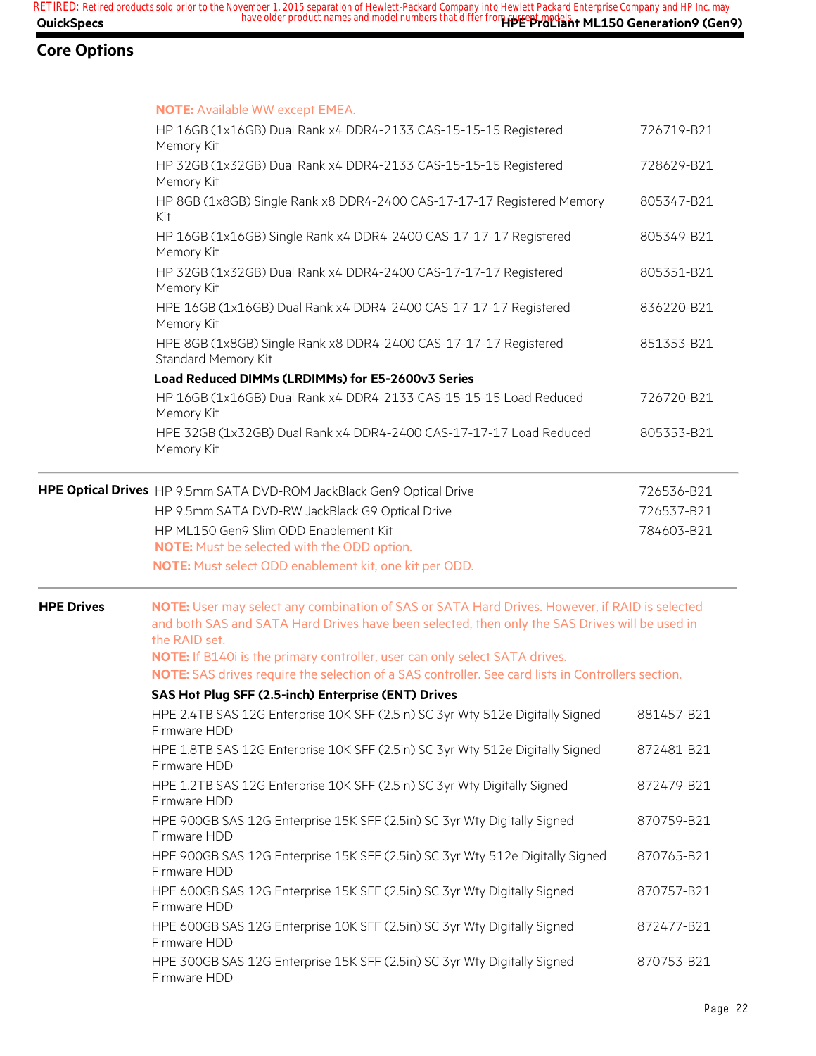## Core Options

NOTE: Available WW except EMEA.

| | | |
|---|---|---|
| | HP 16GB (1x16GB) Dual Rank x4 DDR4-2133 CAS-15-15-15 Registered Memory Kit | 726719-B21 |
| | HP 32GB (1x32GB) Dual Rank x4 DDR4-2133 CAS-15-15-15 Registered Memory Kit | 728629-B21 |
| | HP 8GB (1x8GB) Single Rank x8 DDR4-2400 CAS-17-17-17 Registered Memory Kit | 805347-B21 |
| | HP 16GB (1x16GB) Single Rank x4 DDR4-2400 CAS-17-17-17 Registered Memory Kit | 805349-B21 |
| | HP 32GB (1x32GB) Dual Rank x4 DDR4-2400 CAS-17-17-17 Registered Memory Kit | 805351-B21 |
| | HPE 16GB (1x16GB) Dual Rank x4 DDR4-2400 CAS-17-17-17 Registered Memory Kit | 836220-B21 |
| | HPE 8GB (1x8GB) Single Rank x8 DDR4-2400 CAS-17-17-17 Registered Standard Memory Kit | 851353-B21 |
| | **Load Reduced DIMMs (LRDIMMs) for E5-2600v3 Series** | |
| | HP 16GB (1x16GB) Dual Rank x4 DDR4-2133 CAS-15-15-15 Load Reduced Memory Kit | 726720-B21 |
| | HPE 32GB (1x32GB) Dual Rank x4 DDR4-2400 CAS-17-17-17 Load Reduced Memory Kit | 805353-B21 |
| **HPE Optical Drives** | HP 9.5mm SATA DVD-ROM JackBlack Gen9 Optical Drive | 726536-B21 |
| | HP 9.5mm SATA DVD-RW JackBlack G9 Optical Drive | 726537-B21 |
| | HP ML150 Gen9 Slim ODD Enablement Kit<br>NOTE: Must be selected with the ODD option.<br>NOTE: Must select ODD enablement kit, one kit per ODD. | 784603-B21 |
| **HPE Drives** | NOTE: User may select any combination of SAS or SATA Hard Drives. However, if RAID is selected and both SAS and SATA Hard Drives have been selected, then only the SAS Drives will be used in the RAID set.<br>NOTE: If B140i is the primary controller, user can only select SATA drives.<br>NOTE: SAS drives require the selection of a SAS controller. See card lists in Controllers section. | |
| | **SAS Hot Plug SFF (2.5-inch) Enterprise (ENT) Drives** | |
| | HPE 2.4TB SAS 12G Enterprise 10K SFF (2.5in) SC 3yr Wty 512e Digitally Signed Firmware HDD | 881457-B21 |
| | HPE 1.8TB SAS 12G Enterprise 10K SFF (2.5in) SC 3yr Wty 512e Digitally Signed Firmware HDD | 872481-B21 |
| | HPE 1.2TB SAS 12G Enterprise 10K SFF (2.5in) SC 3yr Wty Digitally Signed Firmware HDD | 872479-B21 |
| | HPE 900GB SAS 12G Enterprise 15K SFF (2.5in) SC 3yr Wty Digitally Signed Firmware HDD | 870759-B21 |
| | HPE 900GB SAS 12G Enterprise 15K SFF (2.5in) SC 3yr Wty 512e Digitally Signed Firmware HDD | 870765-B21 |
| | HPE 600GB SAS 12G Enterprise 15K SFF (2.5in) SC 3yr Wty Digitally Signed Firmware HDD | 870757-B21 |
| | HPE 600GB SAS 12G Enterprise 10K SFF (2.5in) SC 3yr Wty Digitally Signed Firmware HDD | 872477-B21 |
| | HPE 300GB SAS 12G Enterprise 15K SFF (2.5in) SC 3yr Wty Digitally Signed Firmware HDD | 870753-B21 |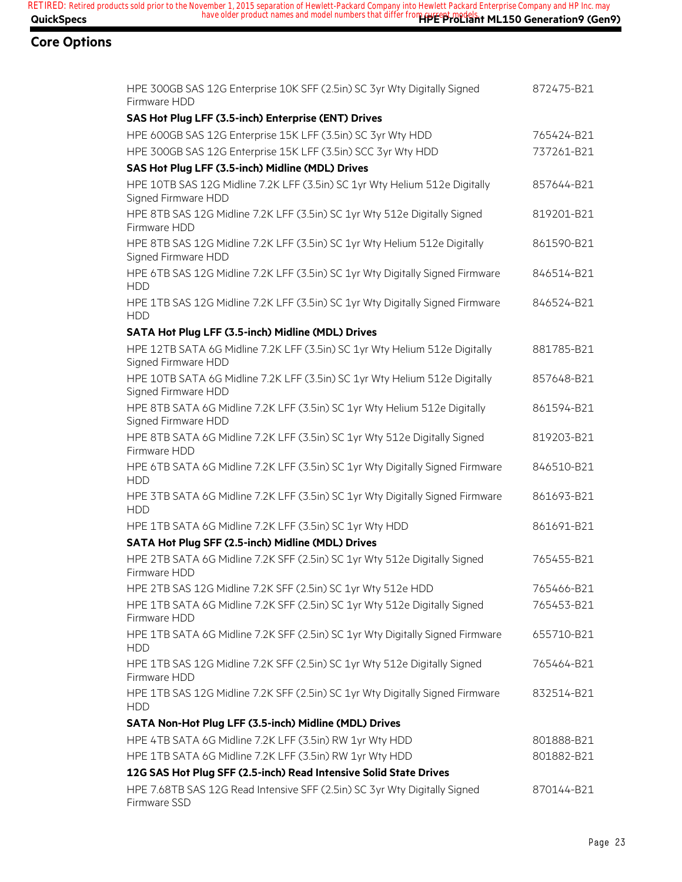## Core Options

| | |
|---|---|
| HPE 300GB SAS 12G Enterprise 10K SFF (2.5in) SC 3yr Wty Digitally Signed Firmware HDD | 872475-B21 |
| **SAS Hot Plug LFF (3.5-inch) Enterprise (ENT) Drives** | |
| HPE 600GB SAS 12G Enterprise 15K LFF (3.5in) SC 3yr Wty HDD | 765424-B21 |
| HPE 300GB SAS 12G Enterprise 15K LFF (3.5in) SCC 3yr Wty HDD | 737261-B21 |
| **SAS Hot Plug LFF (3.5-inch) Midline (MDL) Drives** | |
| HPE 10TB SAS 12G Midline 7.2K LFF (3.5in) SC 1yr Wty Helium 512e Digitally Signed Firmware HDD | 857644-B21 |
| HPE 8TB SAS 12G Midline 7.2K LFF (3.5in) SC 1yr Wty 512e Digitally Signed Firmware HDD | 819201-B21 |
| HPE 8TB SAS 12G Midline 7.2K LFF (3.5in) SC 1yr Wty Helium 512e Digitally Signed Firmware HDD | 861590-B21 |
| HPE 6TB SAS 12G Midline 7.2K LFF (3.5in) SC 1yr Wty Digitally Signed Firmware HDD | 846514-B21 |
| HPE 1TB SAS 12G Midline 7.2K LFF (3.5in) SC 1yr Wty Digitally Signed Firmware HDD | 846524-B21 |
| **SATA Hot Plug LFF (3.5-inch) Midline (MDL) Drives** | |
| HPE 12TB SATA 6G Midline 7.2K LFF (3.5in) SC 1yr Wty Helium 512e Digitally Signed Firmware HDD | 881785-B21 |
| HPE 10TB SATA 6G Midline 7.2K LFF (3.5in) SC 1yr Wty Helium 512e Digitally Signed Firmware HDD | 857648-B21 |
| HPE 8TB SATA 6G Midline 7.2K LFF (3.5in) SC 1yr Wty Helium 512e Digitally Signed Firmware HDD | 861594-B21 |
| HPE 8TB SATA 6G Midline 7.2K LFF (3.5in) SC 1yr Wty 512e Digitally Signed Firmware HDD | 819203-B21 |
| HPE 6TB SATA 6G Midline 7.2K LFF (3.5in) SC 1yr Wty Digitally Signed Firmware HDD | 846510-B21 |
| HPE 3TB SATA 6G Midline 7.2K LFF (3.5in) SC 1yr Wty Digitally Signed Firmware HDD | 861693-B21 |
| HPE 1TB SATA 6G Midline 7.2K LFF (3.5in) SC 1yr Wty HDD | 861691-B21 |
| **SATA Hot Plug SFF (2.5-inch) Midline (MDL) Drives** | |
| HPE 2TB SATA 6G Midline 7.2K SFF (2.5in) SC 1yr Wty 512e Digitally Signed Firmware HDD | 765455-B21 |
| HPE 2TB SAS 12G Midline 7.2K SFF (2.5in) SC 1yr Wty 512e HDD | 765466-B21 |
| HPE 1TB SATA 6G Midline 7.2K SFF (2.5in) SC 1yr Wty 512e Digitally Signed Firmware HDD | 765453-B21 |
| HPE 1TB SATA 6G Midline 7.2K SFF (2.5in) SC 1yr Wty Digitally Signed Firmware HDD | 655710-B21 |
| HPE 1TB SAS 12G Midline 7.2K SFF (2.5in) SC 1yr Wty 512e Digitally Signed Firmware HDD | 765464-B21 |
| HPE 1TB SAS 12G Midline 7.2K SFF (2.5in) SC 1yr Wty Digitally Signed Firmware HDD | 832514-B21 |
| **SATA Non-Hot Plug LFF (3.5-inch) Midline (MDL) Drives** | |
| HPE 4TB SATA 6G Midline 7.2K LFF (3.5in) RW 1yr Wty HDD | 801888-B21 |
| HPE 1TB SATA 6G Midline 7.2K LFF (3.5in) RW 1yr Wty HDD | 801882-B21 |
| **12G SAS Hot Plug SFF (2.5-inch) Read Intensive Solid State Drives** | |
| HPE 7.68TB SAS 12G Read Intensive SFF (2.5in) SC 3yr Wty Digitally Signed Firmware SSD | 870144-B21 |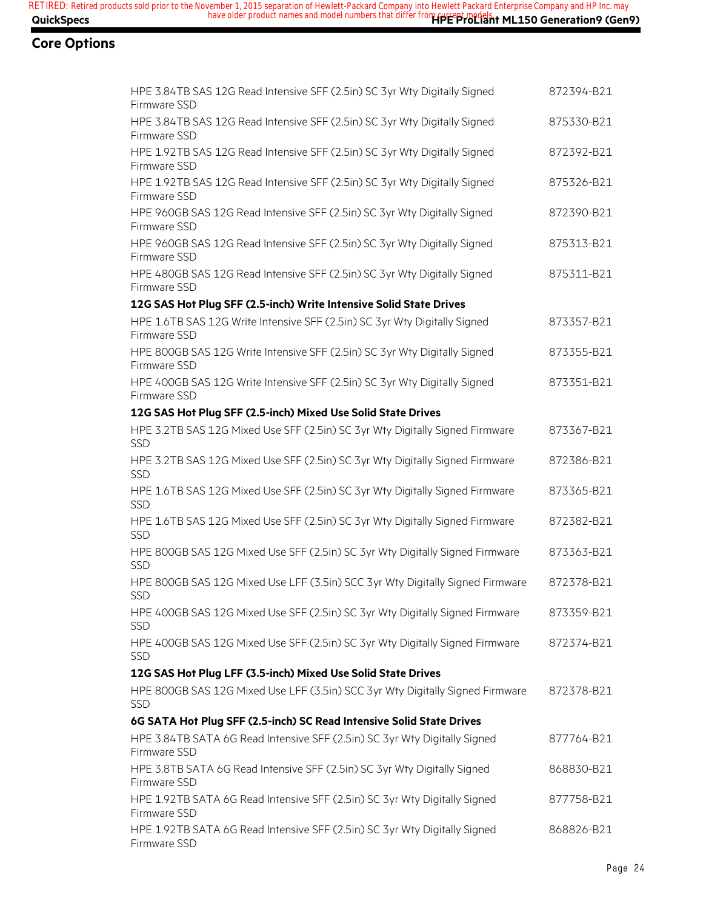## Core Options

| | |
|---|---|
| HPE 3.84TB SAS 12G Read Intensive SFF (2.5in) SC 3yr Wty Digitally Signed Firmware SSD | 872394-B21 |
| HPE 3.84TB SAS 12G Read Intensive SFF (2.5in) SC 3yr Wty Digitally Signed Firmware SSD | 875330-B21 |
| HPE 1.92TB SAS 12G Read Intensive SFF (2.5in) SC 3yr Wty Digitally Signed Firmware SSD | 872392-B21 |
| HPE 1.92TB SAS 12G Read Intensive SFF (2.5in) SC 3yr Wty Digitally Signed Firmware SSD | 875326-B21 |
| HPE 960GB SAS 12G Read Intensive SFF (2.5in) SC 3yr Wty Digitally Signed Firmware SSD | 872390-B21 |
| HPE 960GB SAS 12G Read Intensive SFF (2.5in) SC 3yr Wty Digitally Signed Firmware SSD | 875313-B21 |
| HPE 480GB SAS 12G Read Intensive SFF (2.5in) SC 3yr Wty Digitally Signed Firmware SSD | 875311-B21 |
| **12G SAS Hot Plug SFF (2.5-inch) Write Intensive Solid State Drives** | |
| HPE 1.6TB SAS 12G Write Intensive SFF (2.5in) SC 3yr Wty Digitally Signed Firmware SSD | 873357-B21 |
| HPE 800GB SAS 12G Write Intensive SFF (2.5in) SC 3yr Wty Digitally Signed Firmware SSD | 873355-B21 |
| HPE 400GB SAS 12G Write Intensive SFF (2.5in) SC 3yr Wty Digitally Signed Firmware SSD | 873351-B21 |
| **12G SAS Hot Plug SFF (2.5-inch) Mixed Use Solid State Drives** | |
| HPE 3.2TB SAS 12G Mixed Use SFF (2.5in) SC 3yr Wty Digitally Signed Firmware SSD | 873367-B21 |
| HPE 3.2TB SAS 12G Mixed Use SFF (2.5in) SC 3yr Wty Digitally Signed Firmware SSD | 872386-B21 |
| HPE 1.6TB SAS 12G Mixed Use SFF (2.5in) SC 3yr Wty Digitally Signed Firmware SSD | 873365-B21 |
| HPE 1.6TB SAS 12G Mixed Use SFF (2.5in) SC 3yr Wty Digitally Signed Firmware SSD | 872382-B21 |
| HPE 800GB SAS 12G Mixed Use SFF (2.5in) SC 3yr Wty Digitally Signed Firmware SSD | 873363-B21 |
| HPE 800GB SAS 12G Mixed Use LFF (3.5in) SCC 3yr Wty Digitally Signed Firmware SSD | 872378-B21 |
| HPE 400GB SAS 12G Mixed Use SFF (2.5in) SC 3yr Wty Digitally Signed Firmware SSD | 873359-B21 |
| HPE 400GB SAS 12G Mixed Use SFF (2.5in) SC 3yr Wty Digitally Signed Firmware SSD | 872374-B21 |
| **12G SAS Hot Plug LFF (3.5-inch) Mixed Use Solid State Drives** | |
| HPE 800GB SAS 12G Mixed Use LFF (3.5in) SCC 3yr Wty Digitally Signed Firmware SSD | 872378-B21 |
| **6G SATA Hot Plug SFF (2.5-inch) SC Read Intensive Solid State Drives** | |
| HPE 3.84TB SATA 6G Read Intensive SFF (2.5in) SC 3yr Wty Digitally Signed Firmware SSD | 877764-B21 |
| HPE 3.8TB SATA 6G Read Intensive SFF (2.5in) SC 3yr Wty Digitally Signed Firmware SSD | 868830-B21 |
| HPE 1.92TB SATA 6G Read Intensive SFF (2.5in) SC 3yr Wty Digitally Signed Firmware SSD | 877758-B21 |
| HPE 1.92TB SATA 6G Read Intensive SFF (2.5in) SC 3yr Wty Digitally Signed Firmware SSD | 868826-B21 |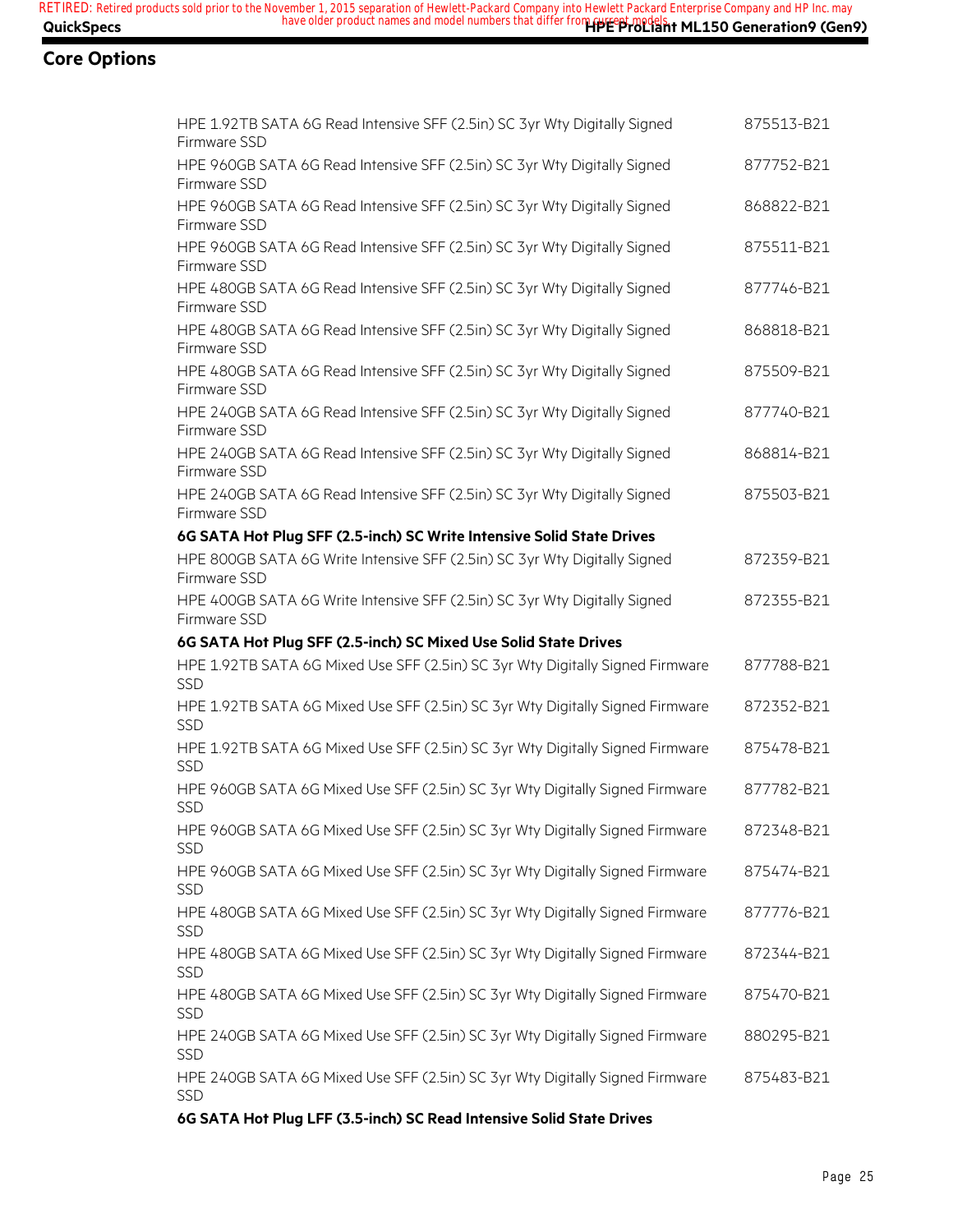## Core Options

| | |
|---|---|
| HPE 1.92TB SATA 6G Read Intensive SFF (2.5in) SC 3yr Wty Digitally Signed Firmware SSD | 875513-B21 |
| HPE 960GB SATA 6G Read Intensive SFF (2.5in) SC 3yr Wty Digitally Signed Firmware SSD | 877752-B21 |
| HPE 960GB SATA 6G Read Intensive SFF (2.5in) SC 3yr Wty Digitally Signed Firmware SSD | 868822-B21 |
| HPE 960GB SATA 6G Read Intensive SFF (2.5in) SC 3yr Wty Digitally Signed Firmware SSD | 875511-B21 |
| HPE 480GB SATA 6G Read Intensive SFF (2.5in) SC 3yr Wty Digitally Signed Firmware SSD | 877746-B21 |
| HPE 480GB SATA 6G Read Intensive SFF (2.5in) SC 3yr Wty Digitally Signed Firmware SSD | 868818-B21 |
| HPE 480GB SATA 6G Read Intensive SFF (2.5in) SC 3yr Wty Digitally Signed Firmware SSD | 875509-B21 |
| HPE 240GB SATA 6G Read Intensive SFF (2.5in) SC 3yr Wty Digitally Signed Firmware SSD | 877740-B21 |
| HPE 240GB SATA 6G Read Intensive SFF (2.5in) SC 3yr Wty Digitally Signed Firmware SSD | 868814-B21 |
| HPE 240GB SATA 6G Read Intensive SFF (2.5in) SC 3yr Wty Digitally Signed Firmware SSD | 875503-B21 |
| **6G SATA Hot Plug SFF (2.5-inch) SC Write Intensive Solid State Drives** | |
| HPE 800GB SATA 6G Write Intensive SFF (2.5in) SC 3yr Wty Digitally Signed Firmware SSD | 872359-B21 |
| HPE 400GB SATA 6G Write Intensive SFF (2.5in) SC 3yr Wty Digitally Signed Firmware SSD | 872355-B21 |
| **6G SATA Hot Plug SFF (2.5-inch) SC Mixed Use Solid State Drives** | |
| HPE 1.92TB SATA 6G Mixed Use SFF (2.5in) SC 3yr Wty Digitally Signed Firmware SSD | 877788-B21 |
| HPE 1.92TB SATA 6G Mixed Use SFF (2.5in) SC 3yr Wty Digitally Signed Firmware SSD | 872352-B21 |
| HPE 1.92TB SATA 6G Mixed Use SFF (2.5in) SC 3yr Wty Digitally Signed Firmware SSD | 875478-B21 |
| HPE 960GB SATA 6G Mixed Use SFF (2.5in) SC 3yr Wty Digitally Signed Firmware SSD | 877782-B21 |
| HPE 960GB SATA 6G Mixed Use SFF (2.5in) SC 3yr Wty Digitally Signed Firmware SSD | 872348-B21 |
| HPE 960GB SATA 6G Mixed Use SFF (2.5in) SC 3yr Wty Digitally Signed Firmware SSD | 875474-B21 |
| HPE 480GB SATA 6G Mixed Use SFF (2.5in) SC 3yr Wty Digitally Signed Firmware SSD | 877776-B21 |
| HPE 480GB SATA 6G Mixed Use SFF (2.5in) SC 3yr Wty Digitally Signed Firmware SSD | 872344-B21 |
| HPE 480GB SATA 6G Mixed Use SFF (2.5in) SC 3yr Wty Digitally Signed Firmware SSD | 875470-B21 |
| HPE 240GB SATA 6G Mixed Use SFF (2.5in) SC 3yr Wty Digitally Signed Firmware SSD | 880295-B21 |
| HPE 240GB SATA 6G Mixed Use SFF (2.5in) SC 3yr Wty Digitally Signed Firmware SSD | 875483-B21 |
| **6G SATA Hot Plug LFF (3.5-inch) SC Read Intensive Solid State Drives** | |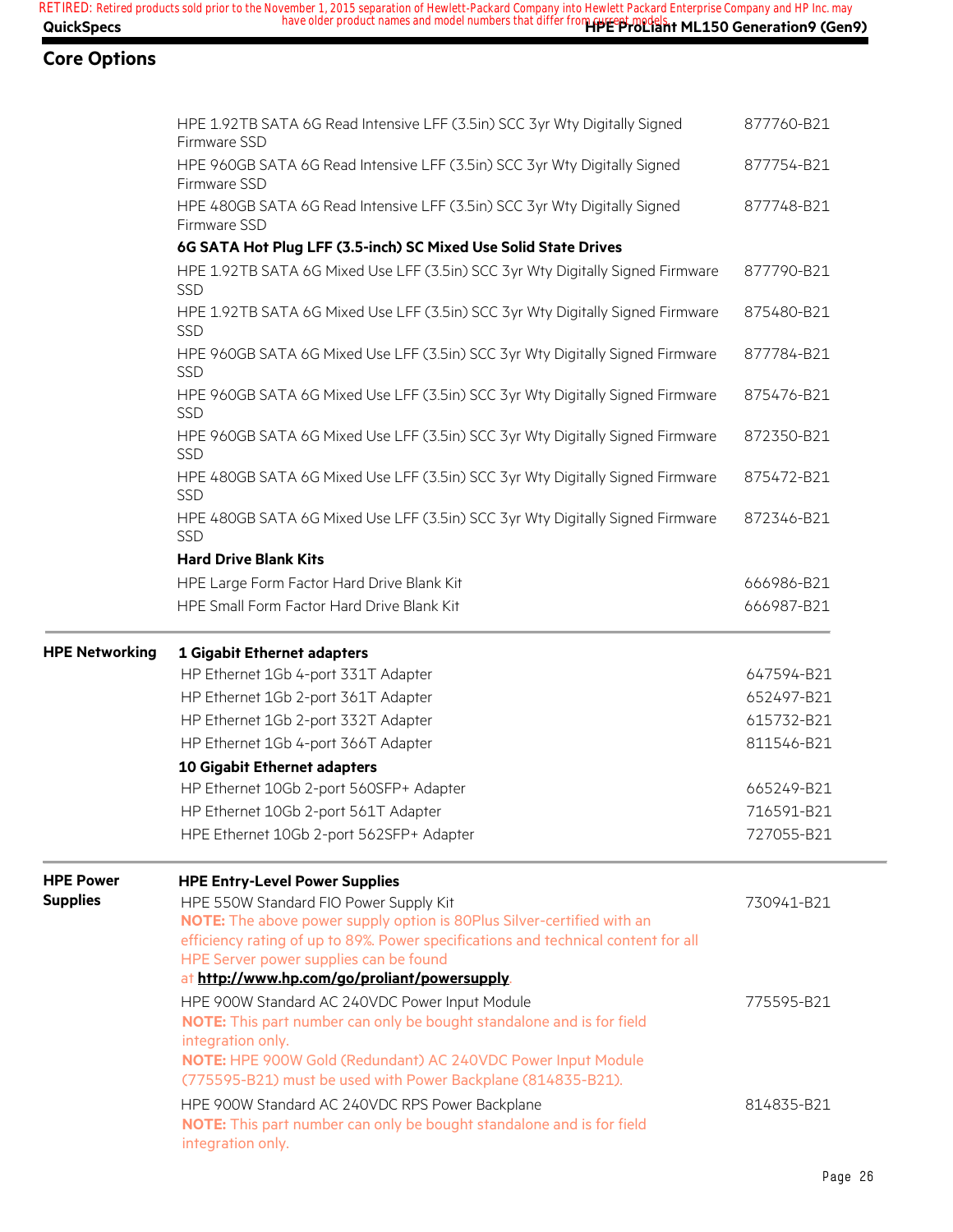## Core Options

| | | |
|---|---|---|
| | HPE 1.92TB SATA 6G Read Intensive LFF (3.5in) SCC 3yr Wty Digitally Signed Firmware SSD | 877760-B21 |
| | HPE 960GB SATA 6G Read Intensive LFF (3.5in) SCC 3yr Wty Digitally Signed Firmware SSD | 877754-B21 |
| | HPE 480GB SATA 6G Read Intensive LFF (3.5in) SCC 3yr Wty Digitally Signed Firmware SSD | 877748-B21 |
| | **6G SATA Hot Plug LFF (3.5-inch) SC Mixed Use Solid State Drives** | |
| | HPE 1.92TB SATA 6G Mixed Use LFF (3.5in) SCC 3yr Wty Digitally Signed Firmware SSD | 877790-B21 |
| | HPE 1.92TB SATA 6G Mixed Use LFF (3.5in) SCC 3yr Wty Digitally Signed Firmware SSD | 875480-B21 |
| | HPE 960GB SATA 6G Mixed Use LFF (3.5in) SCC 3yr Wty Digitally Signed Firmware SSD | 877784-B21 |
| | HPE 960GB SATA 6G Mixed Use LFF (3.5in) SCC 3yr Wty Digitally Signed Firmware SSD | 875476-B21 |
| | HPE 960GB SATA 6G Mixed Use LFF (3.5in) SCC 3yr Wty Digitally Signed Firmware SSD | 872350-B21 |
| | HPE 480GB SATA 6G Mixed Use LFF (3.5in) SCC 3yr Wty Digitally Signed Firmware SSD | 875472-B21 |
| | HPE 480GB SATA 6G Mixed Use LFF (3.5in) SCC 3yr Wty Digitally Signed Firmware SSD | 872346-B21 |
| | **Hard Drive Blank Kits** | |
| | HPE Large Form Factor Hard Drive Blank Kit | 666986-B21 |
| | HPE Small Form Factor Hard Drive Blank Kit | 666987-B21 |
| **HPE Networking** | **1 Gigabit Ethernet adapters** | |
| | HP Ethernet 1Gb 4-port 331T Adapter | 647594-B21 |
| | HP Ethernet 1Gb 2-port 361T Adapter | 652497-B21 |
| | HP Ethernet 1Gb 2-port 332T Adapter | 615732-B21 |
| | HP Ethernet 1Gb 4-port 366T Adapter | 811546-B21 |
| | **10 Gigabit Ethernet adapters** | |
| | HP Ethernet 10Gb 2-port 560SFP+ Adapter | 665249-B21 |
| | HP Ethernet 10Gb 2-port 561T Adapter | 716591-B21 |
| | HPE Ethernet 10Gb 2-port 562SFP+ Adapter | 727055-B21 |
| **HPE Power Supplies** | **HPE Entry-Level Power Supplies** | |
| | HPE 550W Standard FIO Power Supply Kit<br>**NOTE:** The above power supply option is 80Plus Silver-certified with an efficiency rating of up to 89%. Power specifications and technical content for all HPE Server power supplies can be found at **http://www.hp.com/go/proliant/powersupply**. | 730941-B21 |
| | HPE 900W Standard AC 240VDC Power Input Module<br>**NOTE:** This part number can only be bought standalone and is for field integration only.<br>**NOTE:** HPE 900W Gold (Redundant) AC 240VDC Power Input Module (775595-B21) must be used with Power Backplane (814835-B21). | 775595-B21 |
| | HPE 900W Standard AC 240VDC RPS Power Backplane<br>**NOTE:** This part number can only be bought standalone and is for field integration only. | 814835-B21 |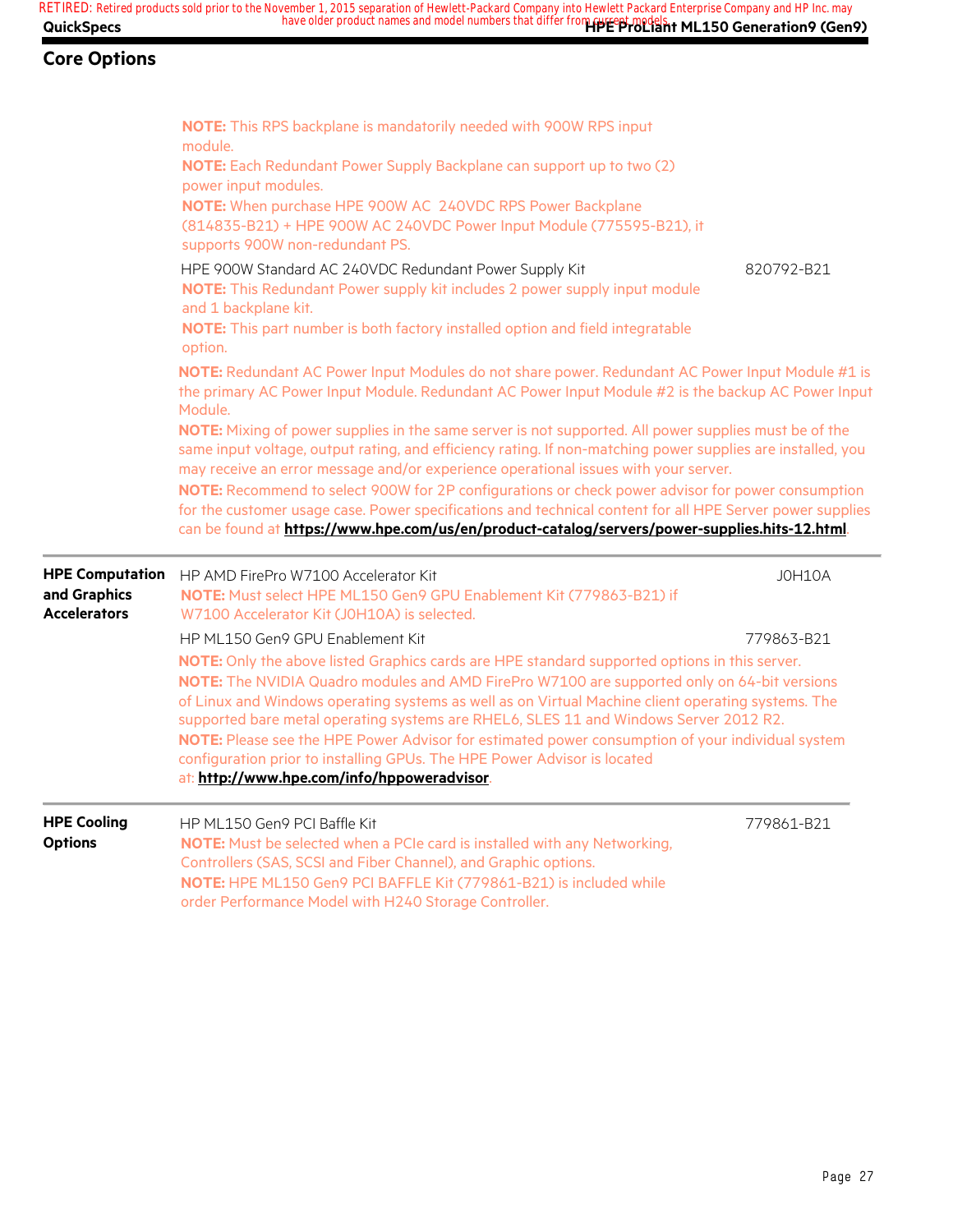## Core Options

| | | |
|---|---|---|
| | **NOTE:** This RPS backplane is mandatorily needed with 900W RPS input module.<br>**NOTE:** Each Redundant Power Supply Backplane can support up to two (2) power input modules.<br>**NOTE:** When purchase HPE 900W AC 240VDC RPS Power Backplane (814835-B21) + HPE 900W AC 240VDC Power Input Module (775595-B21), it supports 900W non-redundant PS. | |
| | HPE 900W Standard AC 240VDC Redundant Power Supply Kit<br>**NOTE:** This Redundant Power supply kit includes 2 power supply input module and 1 backplane kit.<br>**NOTE:** This part number is both factory installed option and field integratable option. | 820792-B21 |
| | **NOTE:** Redundant AC Power Input Modules do not share power. Redundant AC Power Input Module #1 is the primary AC Power Input Module. Redundant AC Power Input Module #2 is the backup AC Power Input Module.<br>**NOTE:** Mixing of power supplies in the same server is not supported. All power supplies must be of the same input voltage, output rating, and efficiency rating. If non-matching power supplies are installed, you may receive an error message and/or experience operational issues with your server.<br>**NOTE:** Recommend to select 900W for 2P configurations or check power advisor for power consumption for the customer usage case. Power specifications and technical content for all HPE Server power supplies can be found at **https://www.hpe.com/us/en/product-catalog/servers/power-supplies.hits-12.html**. | |
| **HPE Computation and Graphics Accelerators** | HP AMD FirePro W7100 Accelerator Kit<br>**NOTE:** Must select HPE ML150 Gen9 GPU Enablement Kit (779863-B21) if W7100 Accelerator Kit (J0H10A) is selected. | J0H10A |
| | HP ML150 Gen9 GPU Enablement Kit | 779863-B21 |
| | **NOTE:** Only the above listed Graphics cards are HPE standard supported options in this server.<br>**NOTE:** The NVIDIA Quadro modules and AMD FirePro W7100 are supported only on 64-bit versions of Linux and Windows operating systems as well as on Virtual Machine client operating systems. The supported bare metal operating systems are RHEL6, SLES 11 and Windows Server 2012 R2.<br>**NOTE:** Please see the HPE Power Advisor for estimated power consumption of your individual system configuration prior to installing GPUs. The HPE Power Advisor is located at: **http://www.hpe.com/info/hppoweradvisor**. | |
| **HPE Cooling Options** | HP ML150 Gen9 PCI Baffle Kit<br>**NOTE:** Must be selected when a PCIe card is installed with any Networking, Controllers (SAS, SCSI and Fiber Channel), and Graphic options.<br>**NOTE:** HPE ML150 Gen9 PCI BAFFLE Kit (779861-B21) is included while order Performance Model with H240 Storage Controller. | 779861-B21 |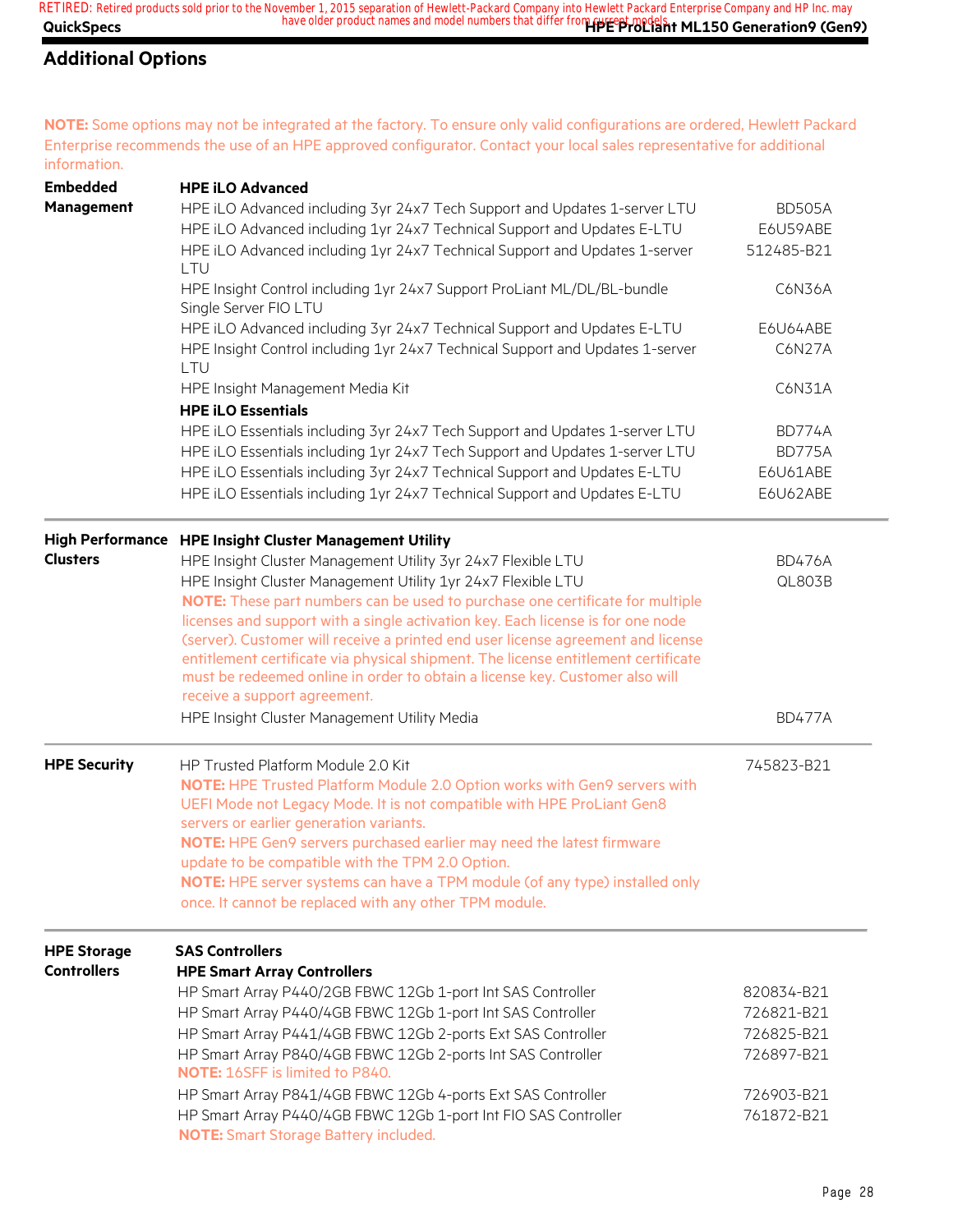## Additional Options

**NOTE:** Some options may not be integrated at the factory. To ensure only valid configurations are ordered, Hewlett Packard Enterprise recommends the use of an HPE approved configurator. Contact your local sales representative for additional information.

| | | |
|---|---|---|
| **Embedded Management** | **HPE iLO Advanced** | |
| | HPE iLO Advanced including 3yr 24x7 Tech Support and Updates 1-server LTU | BD505A |
| | HPE iLO Advanced including 1yr 24x7 Technical Support and Updates E-LTU | E6U59ABE |
| | HPE iLO Advanced including 1yr 24x7 Technical Support and Updates 1-server LTU | 512485-B21 |
| | HPE Insight Control including 1yr 24x7 Support ProLiant ML/DL/BL-bundle Single Server FIO LTU | C6N36A |
| | HPE iLO Advanced including 3yr 24x7 Technical Support and Updates E-LTU | E6U64ABE |
| | HPE Insight Control including 1yr 24x7 Technical Support and Updates 1-server LTU | C6N27A |
| | HPE Insight Management Media Kit | C6N31A |
| | **HPE iLO Essentials** | |
| | HPE iLO Essentials including 3yr 24x7 Tech Support and Updates 1-server LTU | BD774A |
| | HPE iLO Essentials including 1yr 24x7 Tech Support and Updates 1-server LTU | BD775A |
| | HPE iLO Essentials including 3yr 24x7 Technical Support and Updates E-LTU | E6U61ABE |
| | HPE iLO Essentials including 1yr 24x7 Technical Support and Updates E-LTU | E6U62ABE |
| **High Performance Clusters** | **HPE Insight Cluster Management Utility** | |
| | HPE Insight Cluster Management Utility 3yr 24x7 Flexible LTU | BD476A |
| | HPE Insight Cluster Management Utility 1yr 24x7 Flexible LTU | QL803B |
| | **NOTE:** These part numbers can be used to purchase one certificate for multiple licenses and support with a single activation key. Each license is for one node (server). Customer will receive a printed end user license agreement and license entitlement certificate via physical shipment. The license entitlement certificate must be redeemed online in order to obtain a license key. Customer also will receive a support agreement. | |
| | HPE Insight Cluster Management Utility Media | BD477A |
| **HPE Security** | HP Trusted Platform Module 2.0 Kit | 745823-B21 |
| | **NOTE:** HPE Trusted Platform Module 2.0 Option works with Gen9 servers with UEFI Mode not Legacy Mode. It is not compatible with HPE ProLiant Gen8 servers or earlier generation variants. | |
| | **NOTE:** HPE Gen9 servers purchased earlier may need the latest firmware update to be compatible with the TPM 2.0 Option. | |
| | **NOTE:** HPE server systems can have a TPM module (of any type) installed only once. It cannot be replaced with any other TPM module. | |
| **HPE Storage Controllers** | **SAS Controllers** | |
| | **HPE Smart Array Controllers** | |
| | HP Smart Array P440/2GB FBWC 12Gb 1-port Int SAS Controller | 820834-B21 |
| | HP Smart Array P440/4GB FBWC 12Gb 1-port Int SAS Controller | 726821-B21 |
| | HP Smart Array P441/4GB FBWC 12Gb 2-ports Ext SAS Controller | 726825-B21 |
| | HP Smart Array P840/4GB FBWC 12Gb 2-ports Int SAS Controller | 726897-B21 |
| | **NOTE:** 16SFF is limited to P840. | |
| | HP Smart Array P841/4GB FBWC 12Gb 4-ports Ext SAS Controller | 726903-B21 |
| | HP Smart Array P440/4GB FBWC 12Gb 1-port Int FIO SAS Controller | 761872-B21 |
| | **NOTE:** Smart Storage Battery included. | |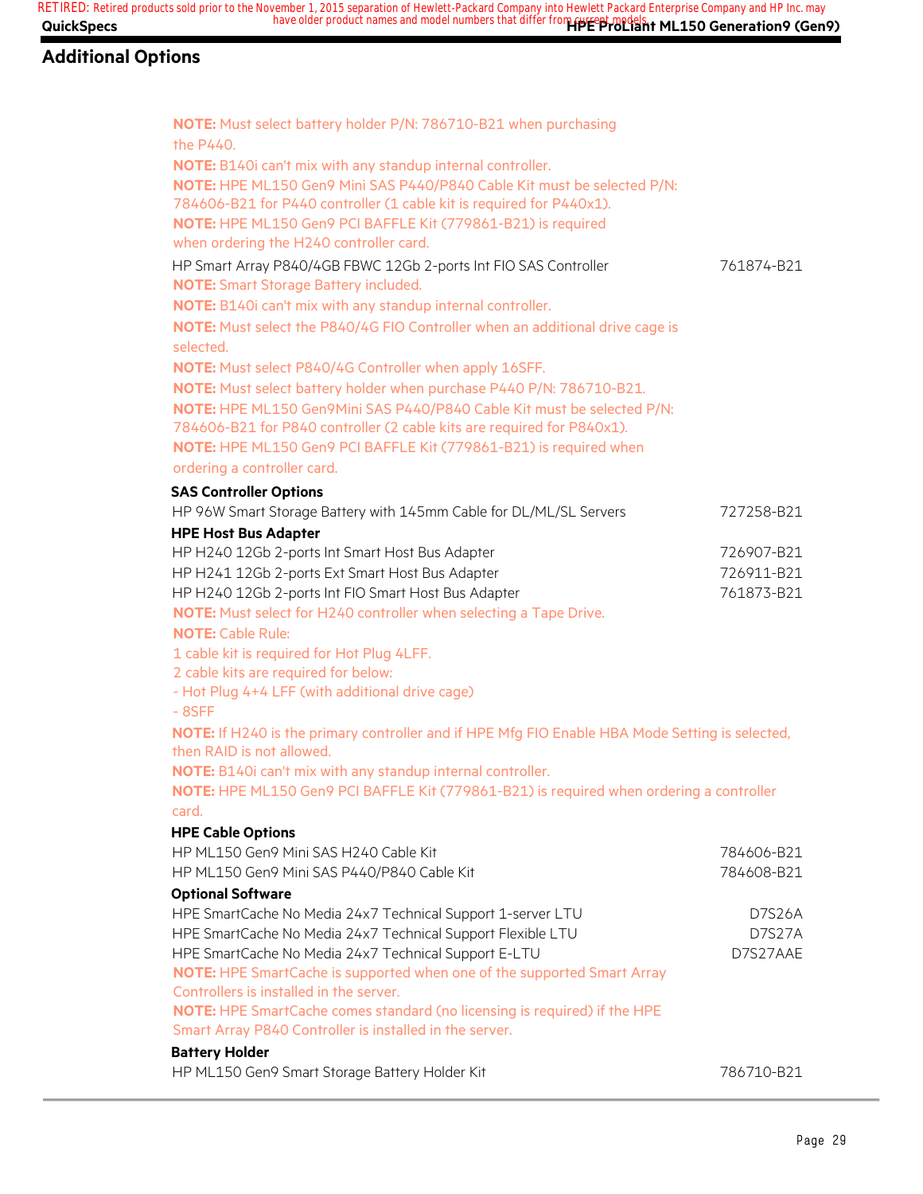## Additional Options

**NOTE:** Must select battery holder P/N: 786710-B21 when purchasing the P440.
**NOTE:** B140i can't mix with any standup internal controller.
**NOTE:** HPE ML150 Gen9 Mini SAS P440/P840 Cable Kit must be selected P/N: 784606-B21 for P440 controller (1 cable kit is required for P440x1).
**NOTE:** HPE ML150 Gen9 PCI BAFFLE Kit (779861-B21) is required when ordering the H240 controller card.

| | |
|---|---|
| HP Smart Array P840/4GB FBWC 12Gb 2-ports Int FIO SAS Controller | 761874-B21 |

**NOTE:** Smart Storage Battery included.
**NOTE:** B140i can't mix with any standup internal controller.
**NOTE:** Must select the P840/4G FIO Controller when an additional drive cage is selected.
**NOTE:** Must select P840/4G Controller when apply 16SFF.
**NOTE:** Must select battery holder when purchase P440 P/N: 786710-B21.
**NOTE:** HPE ML150 Gen9Mini SAS P440/P840 Cable Kit must be selected P/N: 784606-B21 for P840 controller (2 cable kits are required for P840x1).
**NOTE:** HPE ML150 Gen9 PCI BAFFLE Kit (779861-B21) is required when ordering a controller card.

**SAS Controller Options**

| | |
|---|---|
| HP 96W Smart Storage Battery with 145mm Cable for DL/ML/SL Servers | 727258-B21 |

**HPE Host Bus Adapter**

| | |
|---|---|
| HP H240 12Gb 2-ports Int Smart Host Bus Adapter | 726907-B21 |
| HP H241 12Gb 2-ports Ext Smart Host Bus Adapter | 726911-B21 |
| HP H240 12Gb 2-ports Int FIO Smart Host Bus Adapter | 761873-B21 |

**NOTE:** Must select for H240 controller when selecting a Tape Drive.
**NOTE:** Cable Rule:
1 cable kit is required for Hot Plug 4LFF.
2 cable kits are required for below:
- Hot Plug 4+4 LFF (with additional drive cage)
- 8SFF

**NOTE:** If H240 is the primary controller and if HPE Mfg FIO Enable HBA Mode Setting is selected, then RAID is not allowed.
**NOTE:** B140i can't mix with any standup internal controller.
**NOTE:** HPE ML150 Gen9 PCI BAFFLE Kit (779861-B21) is required when ordering a controller card.

**HPE Cable Options**

| | |
|---|---|
| HP ML150 Gen9 Mini SAS H240 Cable Kit | 784606-B21 |
| HP ML150 Gen9 Mini SAS P440/P840 Cable Kit | 784608-B21 |

**Optional Software**

| | |
|---|---|
| HPE SmartCache No Media 24x7 Technical Support 1-server LTU | D7S26A |
| HPE SmartCache No Media 24x7 Technical Support Flexible LTU | D7S27A |
| HPE SmartCache No Media 24x7 Technical Support E-LTU | D7S27AAE |

**NOTE:** HPE SmartCache is supported when one of the supported Smart Array Controllers is installed in the server.
**NOTE:** HPE SmartCache comes standard (no licensing is required) if the HPE Smart Array P840 Controller is installed in the server.

**Battery Holder**

| | |
|---|---|
| HP ML150 Gen9 Smart Storage Battery Holder Kit | 786710-B21 |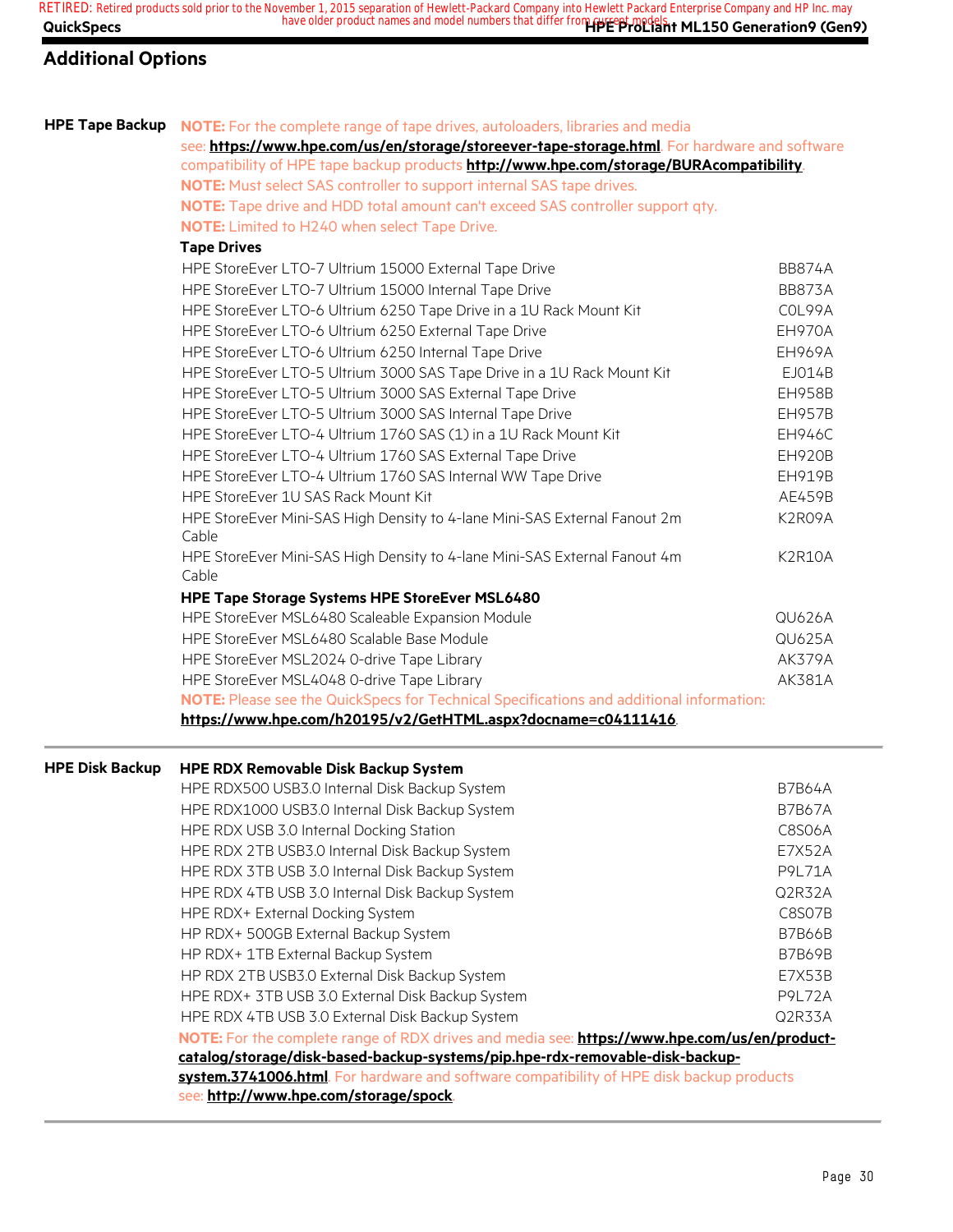## Additional Options

### HPE Tape Backup

**NOTE:** For the complete range of tape drives, autoloaders, libraries and media see: **https://www.hpe.com/us/en/storage/storeever-tape-storage.html**. For hardware and software compatibility of HPE tape backup products **http://www.hpe.com/storage/BURAcompatibility**.

**NOTE:** Must select SAS controller to support internal SAS tape drives.

**NOTE:** Tape drive and HDD total amount can't exceed SAS controller support qty.

**NOTE:** Limited to H240 when select Tape Drive.

**Tape Drives**

| | |
|---|---|
| HPE StoreEver LTO-7 Ultrium 15000 External Tape Drive | BB874A |
| HPE StoreEver LTO-7 Ultrium 15000 Internal Tape Drive | BB873A |
| HPE StoreEver LTO-6 Ultrium 6250 Tape Drive in a 1U Rack Mount Kit | C0L99A |
| HPE StoreEver LTO-6 Ultrium 6250 External Tape Drive | EH970A |
| HPE StoreEver LTO-6 Ultrium 6250 Internal Tape Drive | EH969A |
| HPE StoreEver LTO-5 Ultrium 3000 SAS Tape Drive in a 1U Rack Mount Kit | EJ014B |
| HPE StoreEver LTO-5 Ultrium 3000 SAS External Tape Drive | EH958B |
| HPE StoreEver LTO-5 Ultrium 3000 SAS Internal Tape Drive | EH957B |
| HPE StoreEver LTO-4 Ultrium 1760 SAS (1) in a 1U Rack Mount Kit | EH946C |
| HPE StoreEver LTO-4 Ultrium 1760 SAS External Tape Drive | EH920B |
| HPE StoreEver LTO-4 Ultrium 1760 SAS Internal WW Tape Drive | EH919B |
| HPE StoreEver 1U SAS Rack Mount Kit | AE459B |
| HPE StoreEver Mini-SAS High Density to 4-lane Mini-SAS External Fanout 2m Cable | K2R09A |
| HPE StoreEver Mini-SAS High Density to 4-lane Mini-SAS External Fanout 4m Cable | K2R10A |

**HPE Tape Storage Systems HPE StoreEver MSL6480**

| | |
|---|---|
| HPE StoreEver MSL6480 Scaleable Expansion Module | QU626A |
| HPE StoreEver MSL6480 Scalable Base Module | QU625A |
| HPE StoreEver MSL2024 0-drive Tape Library | AK379A |
| HPE StoreEver MSL4048 0-drive Tape Library | AK381A |

**NOTE:** Please see the QuickSpecs for Technical Specifications and additional information: **https://www.hpe.com/h20195/v2/GetHTML.aspx?docname=c04111416**.

### HPE Disk Backup

**HPE RDX Removable Disk Backup System**

| | |
|---|---|
| HPE RDX500 USB3.0 Internal Disk Backup System | B7B64A |
| HPE RDX1000 USB3.0 Internal Disk Backup System | B7B67A |
| HPE RDX USB 3.0 Internal Docking Station | C8S06A |
| HPE RDX 2TB USB3.0 Internal Disk Backup System | E7X52A |
| HPE RDX 3TB USB 3.0 Internal Disk Backup System | P9L71A |
| HPE RDX 4TB USB 3.0 Internal Disk Backup System | Q2R32A |
| HPE RDX+ External Docking System | C8S07B |
| HP RDX+ 500GB External Backup System | B7B66B |
| HP RDX+ 1TB External Backup System | B7B69B |
| HP RDX 2TB USB3.0 External Disk Backup System | E7X53B |
| HPE RDX+ 3TB USB 3.0 External Disk Backup System | P9L72A |
| HPE RDX 4TB USB 3.0 External Disk Backup System | Q2R33A |

**NOTE:** For the complete range of RDX drives and media see: **https://www.hpe.com/us/en/product-catalog/storage/disk-based-backup-systems/pip.hpe-rdx-removable-disk-backup-system.3741006.html**. For hardware and software compatibility of HPE disk backup products see: **http://www.hpe.com/storage/spock**.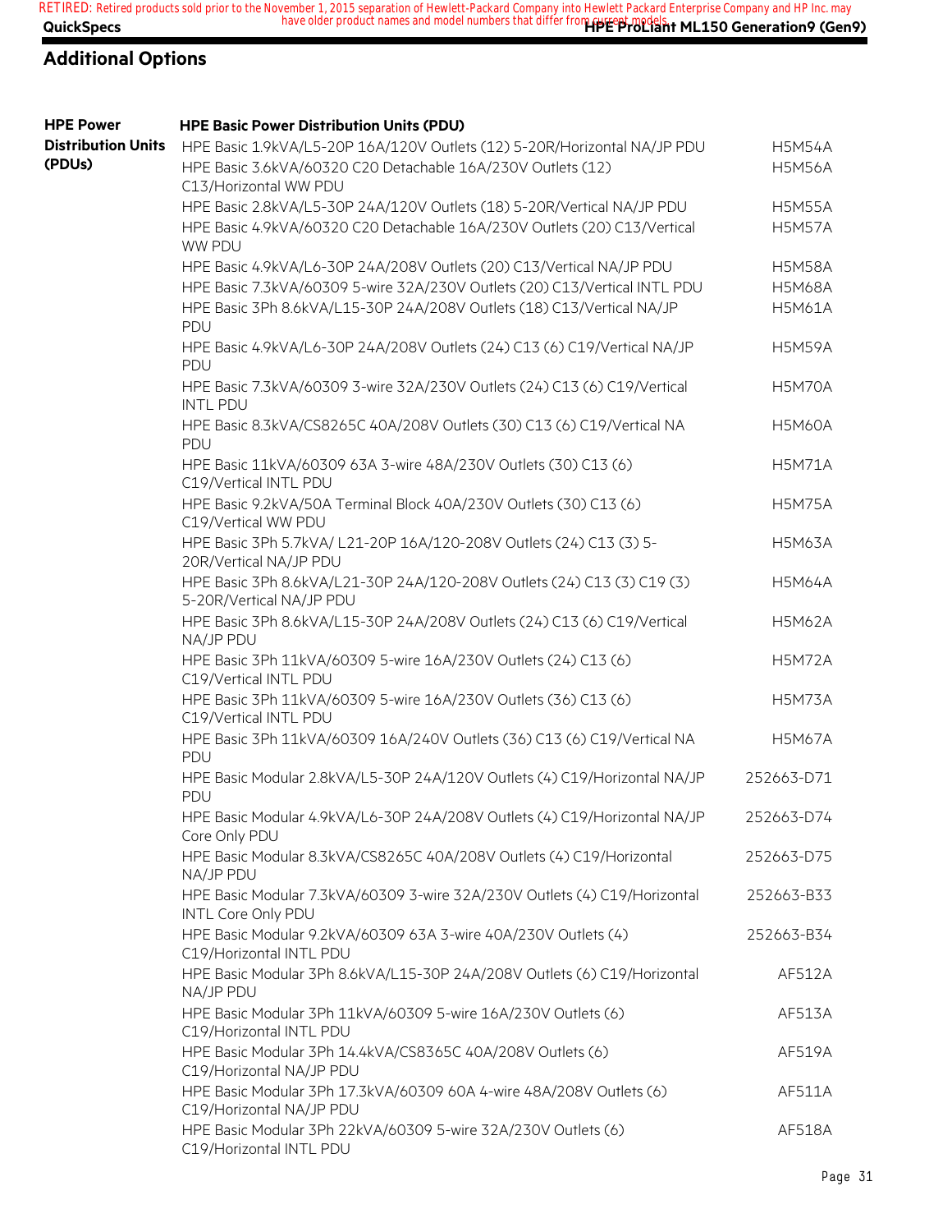## Additional Options

| | | |
|---|---|---|
| **HPE Power Distribution Units (PDUs)** | **HPE Basic Power Distribution Units (PDU)** | |
| | HPE Basic 1.9kVA/L5-20P 16A/120V Outlets (12) 5-20R/Horizontal NA/JP PDU | H5M54A |
| | HPE Basic 3.6kVA/60320 C20 Detachable 16A/230V Outlets (12) C13/Horizontal WW PDU | H5M56A |
| | HPE Basic 2.8kVA/L5-30P 24A/120V Outlets (18) 5-20R/Vertical NA/JP PDU | H5M55A |
| | HPE Basic 4.9kVA/60320 C20 Detachable 16A/230V Outlets (20) C13/Vertical WW PDU | H5M57A |
| | HPE Basic 4.9kVA/L6-30P 24A/208V Outlets (20) C13/Vertical NA/JP PDU | H5M58A |
| | HPE Basic 7.3kVA/60309 5-wire 32A/230V Outlets (20) C13/Vertical INTL PDU | H5M68A |
| | HPE Basic 3Ph 8.6kVA/L15-30P 24A/208V Outlets (18) C13/Vertical NA/JP PDU | H5M61A |
| | HPE Basic 4.9kVA/L6-30P 24A/208V Outlets (24) C13 (6) C19/Vertical NA/JP PDU | H5M59A |
| | HPE Basic 7.3kVA/60309 3-wire 32A/230V Outlets (24) C13 (6) C19/Vertical INTL PDU | H5M70A |
| | HPE Basic 8.3kVA/CS8265C 40A/208V Outlets (30) C13 (6) C19/Vertical NA PDU | H5M60A |
| | HPE Basic 11kVA/60309 63A 3-wire 48A/230V Outlets (30) C13 (6) C19/Vertical INTL PDU | H5M71A |
| | HPE Basic 9.2kVA/50A Terminal Block 40A/230V Outlets (30) C13 (6) C19/Vertical WW PDU | H5M75A |
| | HPE Basic 3Ph 5.7kVA/ L21-20P 16A/120-208V Outlets (24) C13 (3) 5-20R/Vertical NA/JP PDU | H5M63A |
| | HPE Basic 3Ph 8.6kVA/L21-30P 24A/120-208V Outlets (24) C13 (3) C19 (3) 5-20R/Vertical NA/JP PDU | H5M64A |
| | HPE Basic 3Ph 8.6kVA/L15-30P 24A/208V Outlets (24) C13 (6) C19/Vertical NA/JP PDU | H5M62A |
| | HPE Basic 3Ph 11kVA/60309 5-wire 16A/230V Outlets (24) C13 (6) C19/Vertical INTL PDU | H5M72A |
| | HPE Basic 3Ph 11kVA/60309 5-wire 16A/230V Outlets (36) C13 (6) C19/Vertical INTL PDU | H5M73A |
| | HPE Basic 3Ph 11kVA/60309 16A/240V Outlets (36) C13 (6) C19/Vertical NA PDU | H5M67A |
| | HPE Basic Modular 2.8kVA/L5-30P 24A/120V Outlets (4) C19/Horizontal NA/JP PDU | 252663-D71 |
| | HPE Basic Modular 4.9kVA/L6-30P 24A/208V Outlets (4) C19/Horizontal NA/JP Core Only PDU | 252663-D74 |
| | HPE Basic Modular 8.3kVA/CS8265C 40A/208V Outlets (4) C19/Horizontal NA/JP PDU | 252663-D75 |
| | HPE Basic Modular 7.3kVA/60309 3-wire 32A/230V Outlets (4) C19/Horizontal INTL Core Only PDU | 252663-B33 |
| | HPE Basic Modular 9.2kVA/60309 63A 3-wire 40A/230V Outlets (4) C19/Horizontal INTL PDU | 252663-B34 |
| | HPE Basic Modular 3Ph 8.6kVA/L15-30P 24A/208V Outlets (6) C19/Horizontal NA/JP PDU | AF512A |
| | HPE Basic Modular 3Ph 11kVA/60309 5-wire 16A/230V Outlets (6) C19/Horizontal INTL PDU | AF513A |
| | HPE Basic Modular 3Ph 14.4kVA/CS8365C 40A/208V Outlets (6) C19/Horizontal NA/JP PDU | AF519A |
| | HPE Basic Modular 3Ph 17.3kVA/60309 60A 4-wire 48A/208V Outlets (6) C19/Horizontal NA/JP PDU | AF511A |
| | HPE Basic Modular 3Ph 22kVA/60309 5-wire 32A/230V Outlets (6) C19/Horizontal INTL PDU | AF518A |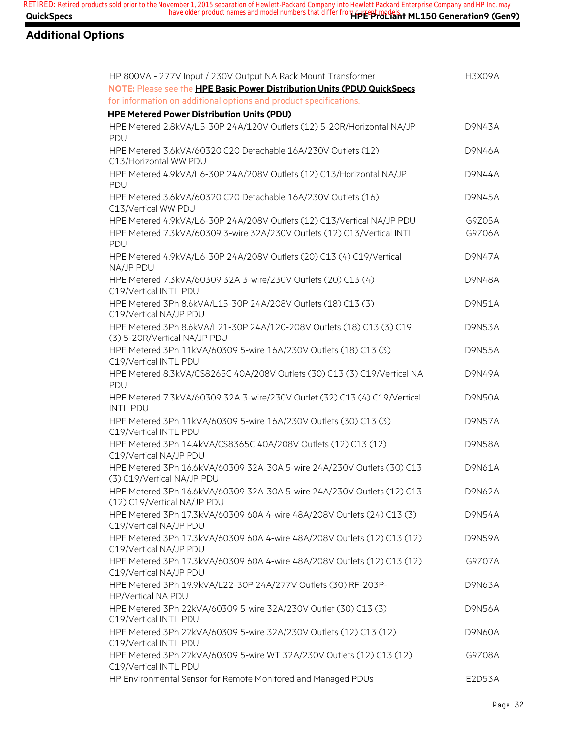## Additional Options

| | |
|---|---|
| HP 800VA - 277V Input / 230V Output NA Rack Mount Transformer | H3X09A |

**NOTE:** Please see the **HPE Basic Power Distribution Units (PDU) QuickSpecs** for information on additional options and product specifications.

**HPE Metered Power Distribution Units (PDU)**

| | |
|---|---|
| HPE Metered 2.8kVA/L5-30P 24A/120V Outlets (12) 5-20R/Horizontal NA/JP PDU | D9N43A |
| HPE Metered 3.6kVA/60320 C20 Detachable 16A/230V Outlets (12) C13/Horizontal WW PDU | D9N46A |
| HPE Metered 4.9kVA/L6-30P 24A/208V Outlets (12) C13/Horizontal NA/JP PDU | D9N44A |
| HPE Metered 3.6kVA/60320 C20 Detachable 16A/230V Outlets (16) C13/Vertical WW PDU | D9N45A |
| HPE Metered 4.9kVA/L6-30P 24A/208V Outlets (12) C13/Vertical NA/JP PDU | G9Z05A |
| HPE Metered 7.3kVA/60309 3-wire 32A/230V Outlets (12) C13/Vertical INTL PDU | G9Z06A |
| HPE Metered 4.9kVA/L6-30P 24A/208V Outlets (20) C13 (4) C19/Vertical NA/JP PDU | D9N47A |
| HPE Metered 7.3kVA/60309 32A 3-wire/230V Outlets (20) C13 (4) C19/Vertical INTL PDU | D9N48A |
| HPE Metered 3Ph 8.6kVA/L15-30P 24A/208V Outlets (18) C13 (3) C19/Vertical NA/JP PDU | D9N51A |
| HPE Metered 3Ph 8.6kVA/L21-30P 24A/120-208V Outlets (18) C13 (3) C19 (3) 5-20R/Vertical NA/JP PDU | D9N53A |
| HPE Metered 3Ph 11kVA/60309 5-wire 16A/230V Outlets (18) C13 (3) C19/Vertical INTL PDU | D9N55A |
| HPE Metered 8.3kVA/CS8265C 40A/208V Outlets (30) C13 (3) C19/Vertical NA PDU | D9N49A |
| HPE Metered 7.3kVA/60309 32A 3-wire/230V Outlet (32) C13 (4) C19/Vertical INTL PDU | D9N50A |
| HPE Metered 3Ph 11kVA/60309 5-wire 16A/230V Outlets (30) C13 (3) C19/Vertical INTL PDU | D9N57A |
| HPE Metered 3Ph 14.4kVA/CS8365C 40A/208V Outlets (12) C13 (12) C19/Vertical NA/JP PDU | D9N58A |
| HPE Metered 3Ph 16.6kVA/60309 32A-30A 5-wire 24A/230V Outlets (30) C13 (3) C19/Vertical NA/JP PDU | D9N61A |
| HPE Metered 3Ph 16.6kVA/60309 32A-30A 5-wire 24A/230V Outlets (12) C13 (12) C19/Vertical NA/JP PDU | D9N62A |
| HPE Metered 3Ph 17.3kVA/60309 60A 4-wire 48A/208V Outlets (24) C13 (3) C19/Vertical NA/JP PDU | D9N54A |
| HPE Metered 3Ph 17.3kVA/60309 60A 4-wire 48A/208V Outlets (12) C13 (12) C19/Vertical NA/JP PDU | D9N59A |
| HPE Metered 3Ph 17.3kVA/60309 60A 4-wire 48A/208V Outlets (12) C13 (12) C19/Vertical NA/JP PDU | G9Z07A |
| HPE Metered 3Ph 19.9kVA/L22-30P 24A/277V Outlets (30) RF-203P-HP/Vertical NA PDU | D9N63A |
| HPE Metered 3Ph 22kVA/60309 5-wire 32A/230V Outlet (30) C13 (3) C19/Vertical INTL PDU | D9N56A |
| HPE Metered 3Ph 22kVA/60309 5-wire 32A/230V Outlets (12) C13 (12) C19/Vertical INTL PDU | D9N60A |
| HPE Metered 3Ph 22kVA/60309 5-wire WT 32A/230V Outlets (12) C13 (12) C19/Vertical INTL PDU | G9Z08A |
| HP Environmental Sensor for Remote Monitored and Managed PDUs | E2D53A |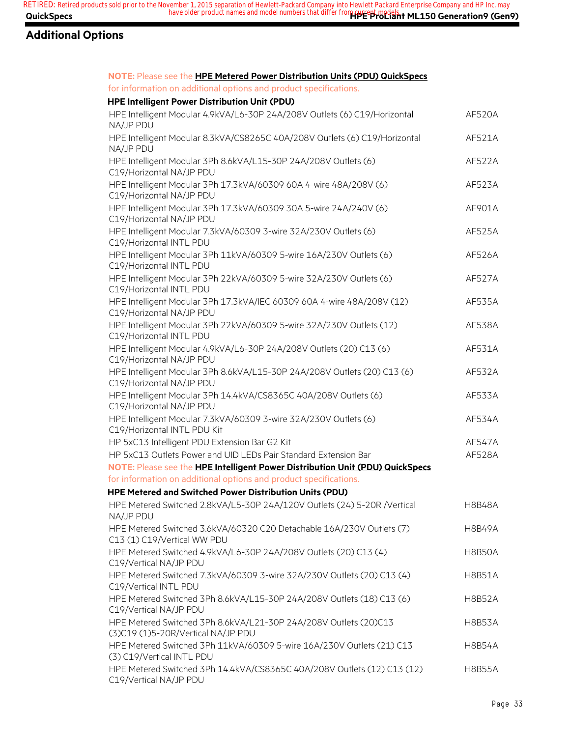## Additional Options

**NOTE:** Please see the **HPE Metered Power Distribution Units (PDU) QuickSpecs** for information on additional options and product specifications.

**HPE Intelligent Power Distribution Unit (PDU)**

| | |
|---|---|
| HPE Intelligent Modular 4.9kVA/L6-30P 24A/208V Outlets (6) C19/Horizontal NA/JP PDU | AF520A |
| HPE Intelligent Modular 8.3kVA/CS8265C 40A/208V Outlets (6) C19/Horizontal NA/JP PDU | AF521A |
| HPE Intelligent Modular 3Ph 8.6kVA/L15-30P 24A/208V Outlets (6) C19/Horizontal NA/JP PDU | AF522A |
| HPE Intelligent Modular 3Ph 17.3kVA/60309 60A 4-wire 48A/208V (6) C19/Horizontal NA/JP PDU | AF523A |
| HPE Intelligent Modular 3Ph 17.3kVA/60309 30A 5-wire 24A/240V (6) C19/Horizontal NA/JP PDU | AF901A |
| HPE Intelligent Modular 7.3kVA/60309 3-wire 32A/230V Outlets (6) C19/Horizontal INTL PDU | AF525A |
| HPE Intelligent Modular 3Ph 11kVA/60309 5-wire 16A/230V Outlets (6) C19/Horizontal INTL PDU | AF526A |
| HPE Intelligent Modular 3Ph 22kVA/60309 5-wire 32A/230V Outlets (6) C19/Horizontal INTL PDU | AF527A |
| HPE Intelligent Modular 3Ph 17.3kVA/IEC 60309 60A 4-wire 48A/208V (12) C19/Horizontal NA/JP PDU | AF535A |
| HPE Intelligent Modular 3Ph 22kVA/60309 5-wire 32A/230V Outlets (12) C19/Horizontal INTL PDU | AF538A |
| HPE Intelligent Modular 4.9kVA/L6-30P 24A/208V Outlets (20) C13 (6) C19/Horizontal NA/JP PDU | AF531A |
| HPE Intelligent Modular 3Ph 8.6kVA/L15-30P 24A/208V Outlets (20) C13 (6) C19/Horizontal NA/JP PDU | AF532A |
| HPE Intelligent Modular 3Ph 14.4kVA/CS8365C 40A/208V Outlets (6) C19/Horizontal NA/JP PDU | AF533A |
| HPE Intelligent Modular 7.3kVA/60309 3-wire 32A/230V Outlets (6) C19/Horizontal INTL PDU Kit | AF534A |
| HP 5xC13 Intelligent PDU Extension Bar G2 Kit | AF547A |
| HP 5xC13 Outlets Power and UID LEDs Pair Standard Extension Bar | AF528A |

**NOTE:** Please see the **HPE Intelligent Power Distribution Unit (PDU) QuickSpecs** for information on additional options and product specifications.

**HPE Metered and Switched Power Distribution Units (PDU)**

| | |
|---|---|
| HPE Metered Switched 2.8kVA/L5-30P 24A/120V Outlets (24) 5-20R /Vertical NA/JP PDU | H8B48A |
| HPE Metered Switched 3.6kVA/60320 C20 Detachable 16A/230V Outlets (7) C13 (1) C19/Vertical WW PDU | H8B49A |
| HPE Metered Switched 4.9kVA/L6-30P 24A/208V Outlets (20) C13 (4) C19/Vertical NA/JP PDU | H8B50A |
| HPE Metered Switched 7.3kVA/60309 3-wire 32A/230V Outlets (20) C13 (4) C19/Vertical INTL PDU | H8B51A |
| HPE Metered Switched 3Ph 8.6kVA/L15-30P 24A/208V Outlets (18) C13 (6) C19/Vertical NA/JP PDU | H8B52A |
| HPE Metered Switched 3Ph 8.6kVA/L21-30P 24A/208V Outlets (20)C13 (3)C19 (1)5-20R/Vertical NA/JP PDU | H8B53A |
| HPE Metered Switched 3Ph 11kVA/60309 5-wire 16A/230V Outlets (21) C13 (3) C19/Vertical INTL PDU | H8B54A |
| HPE Metered Switched 3Ph 14.4kVA/CS8365C 40A/208V Outlets (12) C13 (12) C19/Vertical NA/JP PDU | H8B55A |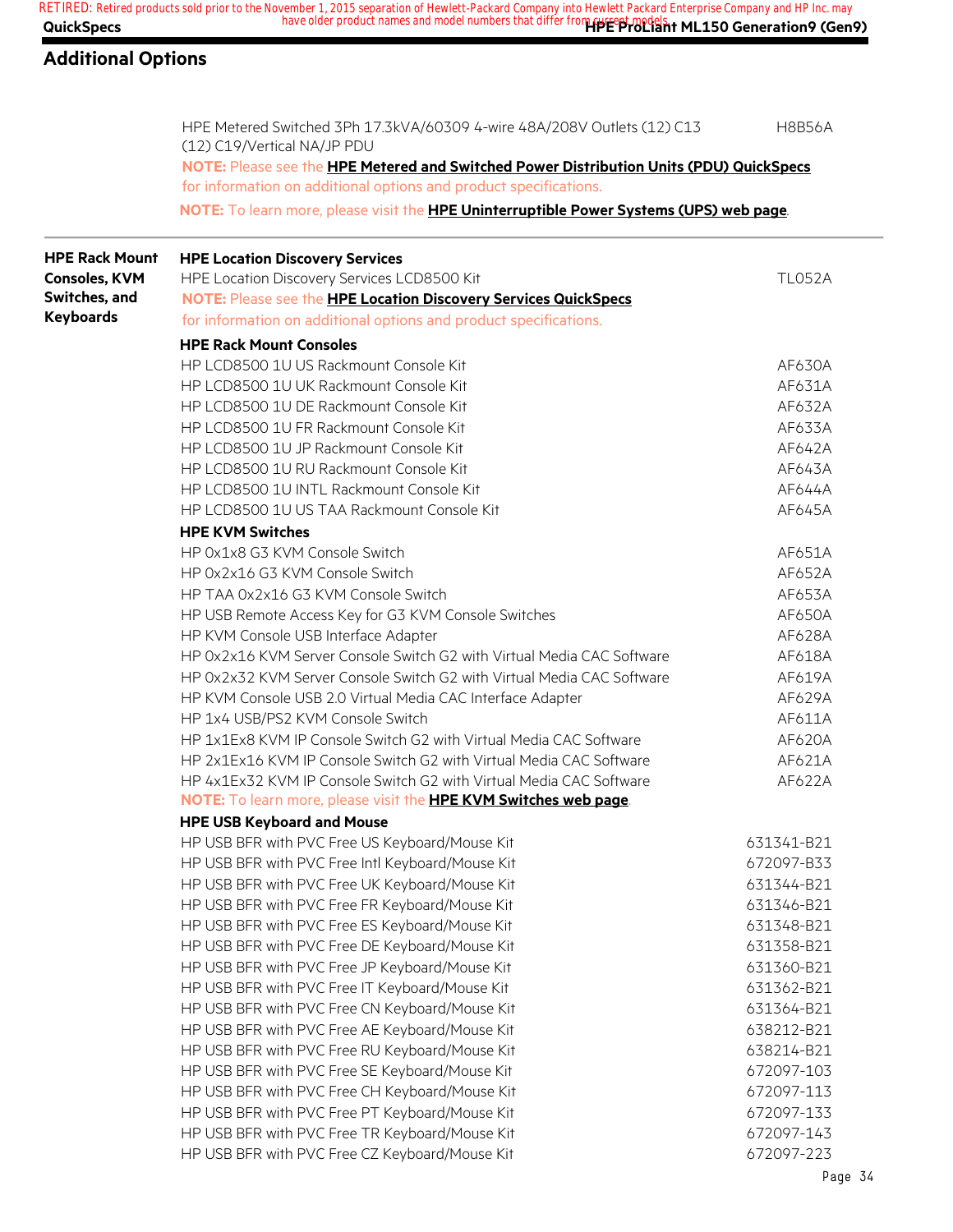## Additional Options

| | | |
|---|---|---|
| | HPE Metered Switched 3Ph 17.3kVA/60309 4-wire 48A/208V Outlets (12) C13 (12) C19/Vertical NA/JP PDU | H8B56A |
| | **NOTE:** Please see the **HPE Metered and Switched Power Distribution Units (PDU) QuickSpecs** for information on additional options and product specifications. | |
| | **NOTE:** To learn more, please visit the **HPE Uninterruptible Power Systems (UPS) web page**. | |
| **HPE Rack Mount Consoles, KVM Switches, and Keyboards** | **HPE Location Discovery Services** | |
| | HPE Location Discovery Services LCD8500 Kit | TL052A |
| | **NOTE:** Please see the **HPE Location Discovery Services QuickSpecs** for information on additional options and product specifications. | |
| | **HPE Rack Mount Consoles** | |
| | HP LCD8500 1U US Rackmount Console Kit | AF630A |
| | HP LCD8500 1U UK Rackmount Console Kit | AF631A |
| | HP LCD8500 1U DE Rackmount Console Kit | AF632A |
| | HP LCD8500 1U FR Rackmount Console Kit | AF633A |
| | HP LCD8500 1U JP Rackmount Console Kit | AF642A |
| | HP LCD8500 1U RU Rackmount Console Kit | AF643A |
| | HP LCD8500 1U INTL Rackmount Console Kit | AF644A |
| | HP LCD8500 1U US TAA Rackmount Console Kit | AF645A |
| | **HPE KVM Switches** | |
| | HP 0x1x8 G3 KVM Console Switch | AF651A |
| | HP 0x2x16 G3 KVM Console Switch | AF652A |
| | HP TAA 0x2x16 G3 KVM Console Switch | AF653A |
| | HP USB Remote Access Key for G3 KVM Console Switches | AF650A |
| | HP KVM Console USB Interface Adapter | AF628A |
| | HP 0x2x16 KVM Server Console Switch G2 with Virtual Media CAC Software | AF618A |
| | HP 0x2x32 KVM Server Console Switch G2 with Virtual Media CAC Software | AF619A |
| | HP KVM Console USB 2.0 Virtual Media CAC Interface Adapter | AF629A |
| | HP 1x4 USB/PS2 KVM Console Switch | AF611A |
| | HP 1x1Ex8 KVM IP Console Switch G2 with Virtual Media CAC Software | AF620A |
| | HP 2x1Ex16 KVM IP Console Switch G2 with Virtual Media CAC Software | AF621A |
| | HP 4x1Ex32 KVM IP Console Switch G2 with Virtual Media CAC Software | AF622A |
| | **NOTE:** To learn more, please visit the **HPE KVM Switches web page**. | |
| | **HPE USB Keyboard and Mouse** | |
| | HP USB BFR with PVC Free US Keyboard/Mouse Kit | 631341-B21 |
| | HP USB BFR with PVC Free Intl Keyboard/Mouse Kit | 672097-B33 |
| | HP USB BFR with PVC Free UK Keyboard/Mouse Kit | 631344-B21 |
| | HP USB BFR with PVC Free FR Keyboard/Mouse Kit | 631346-B21 |
| | HP USB BFR with PVC Free ES Keyboard/Mouse Kit | 631348-B21 |
| | HP USB BFR with PVC Free DE Keyboard/Mouse Kit | 631358-B21 |
| | HP USB BFR with PVC Free JP Keyboard/Mouse Kit | 631360-B21 |
| | HP USB BFR with PVC Free IT Keyboard/Mouse Kit | 631362-B21 |
| | HP USB BFR with PVC Free CN Keyboard/Mouse Kit | 631364-B21 |
| | HP USB BFR with PVC Free AE Keyboard/Mouse Kit | 638212-B21 |
| | HP USB BFR with PVC Free RU Keyboard/Mouse Kit | 638214-B21 |
| | HP USB BFR with PVC Free SE Keyboard/Mouse Kit | 672097-103 |
| | HP USB BFR with PVC Free CH Keyboard/Mouse Kit | 672097-113 |
| | HP USB BFR with PVC Free PT Keyboard/Mouse Kit | 672097-133 |
| | HP USB BFR with PVC Free TR Keyboard/Mouse Kit | 672097-143 |
| | HP USB BFR with PVC Free CZ Keyboard/Mouse Kit | 672097-223 |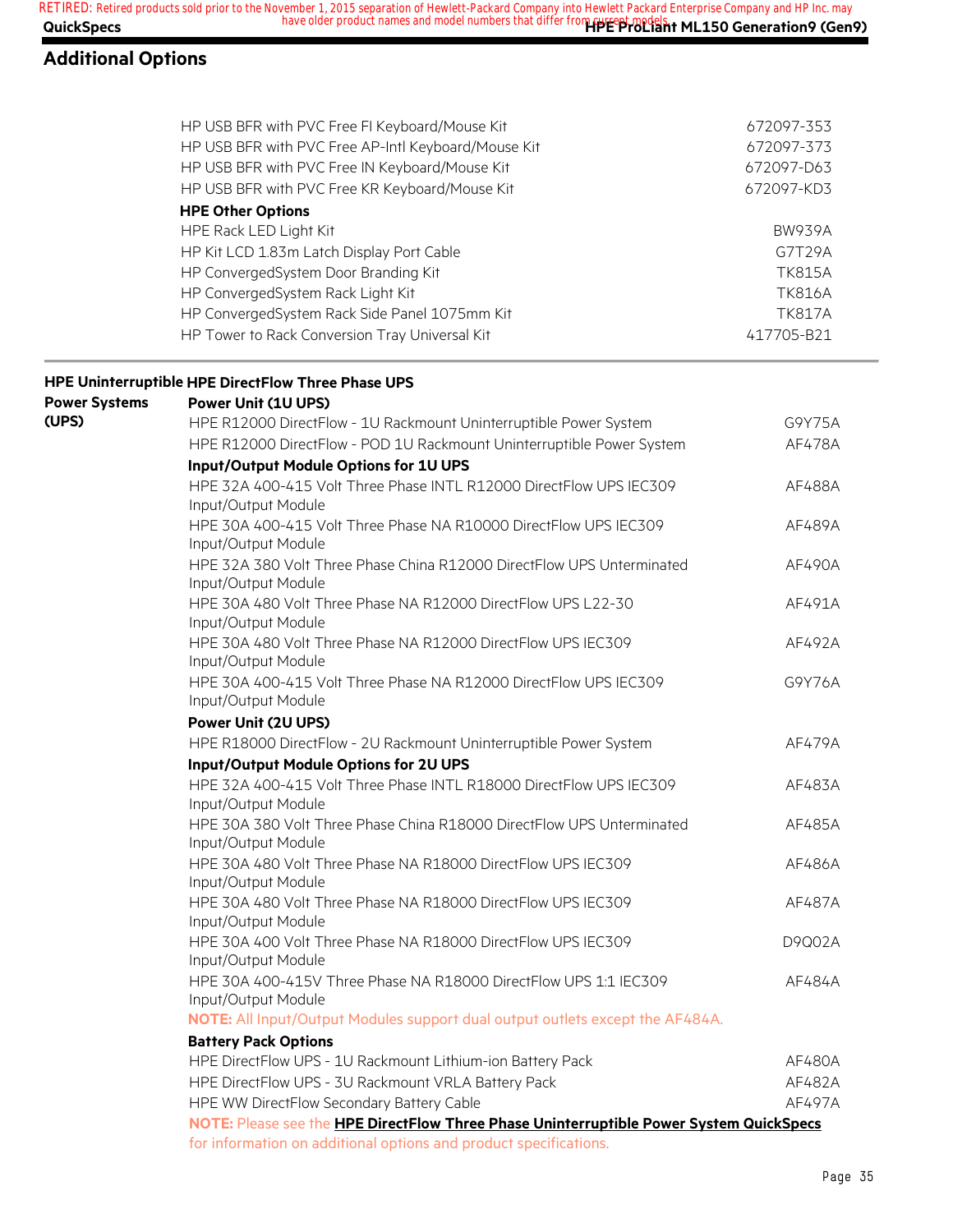## Additional Options

| | |
|---|---|
| HP USB BFR with PVC Free FI Keyboard/Mouse Kit | 672097-353 |
| HP USB BFR with PVC Free AP-Intl Keyboard/Mouse Kit | 672097-373 |
| HP USB BFR with PVC Free IN Keyboard/Mouse Kit | 672097-D63 |
| HP USB BFR with PVC Free KR Keyboard/Mouse Kit | 672097-KD3 |
| **HPE Other Options** | |
| HPE Rack LED Light Kit | BW939A |
| HP Kit LCD 1.83m Latch Display Port Cable | G7T29A |
| HP ConvergedSystem Door Branding Kit | TK815A |
| HP ConvergedSystem Rack Light Kit | TK816A |
| HP ConvergedSystem Rack Side Panel 1075mm Kit | TK817A |
| HP Tower to Rack Conversion Tray Universal Kit | 417705-B21 |

### HPE Uninterruptible Power Systems (UPS)

| | |
|---|---|
| **HPE DirectFlow Three Phase UPS** | |
| **Power Unit (1U UPS)** | |
| HPE R12000 DirectFlow - 1U Rackmount Uninterruptible Power System | G9Y75A |
| HPE R12000 DirectFlow - POD 1U Rackmount Uninterruptible Power System | AF478A |
| **Input/Output Module Options for 1U UPS** | |
| HPE 32A 400-415 Volt Three Phase INTL R12000 DirectFlow UPS IEC309 Input/Output Module | AF488A |
| HPE 30A 400-415 Volt Three Phase NA R10000 DirectFlow UPS IEC309 Input/Output Module | AF489A |
| HPE 32A 380 Volt Three Phase China R12000 DirectFlow UPS Unterminated Input/Output Module | AF490A |
| HPE 30A 480 Volt Three Phase NA R12000 DirectFlow UPS L22-30 Input/Output Module | AF491A |
| HPE 30A 480 Volt Three Phase NA R12000 DirectFlow UPS IEC309 Input/Output Module | AF492A |
| HPE 30A 400-415 Volt Three Phase NA R12000 DirectFlow UPS IEC309 Input/Output Module | G9Y76A |
| **Power Unit (2U UPS)** | |
| HPE R18000 DirectFlow - 2U Rackmount Uninterruptible Power System | AF479A |
| **Input/Output Module Options for 2U UPS** | |
| HPE 32A 400-415 Volt Three Phase INTL R18000 DirectFlow UPS IEC309 Input/Output Module | AF483A |
| HPE 30A 380 Volt Three Phase China R18000 DirectFlow UPS Unterminated Input/Output Module | AF485A |
| HPE 30A 480 Volt Three Phase NA R18000 DirectFlow UPS IEC309 Input/Output Module | AF486A |
| HPE 30A 480 Volt Three Phase NA R18000 DirectFlow UPS IEC309 Input/Output Module | AF487A |
| HPE 30A 400 Volt Three Phase NA R18000 DirectFlow UPS IEC309 Input/Output Module | D9Q02A |
| HPE 30A 400-415V Three Phase NA R18000 DirectFlow UPS 1:1 IEC309 Input/Output Module | AF484A |

**NOTE:** All Input/Output Modules support dual output outlets except the AF484A.

| | |
|---|---|
| **Battery Pack Options** | |
| HPE DirectFlow UPS - 1U Rackmount Lithium-ion Battery Pack | AF480A |
| HPE DirectFlow UPS - 3U Rackmount VRLA Battery Pack | AF482A |
| HPE WW DirectFlow Secondary Battery Cable | AF497A |

**NOTE:** Please see the **HPE DirectFlow Three Phase Uninterruptible Power System QuickSpecs** for information on additional options and product specifications.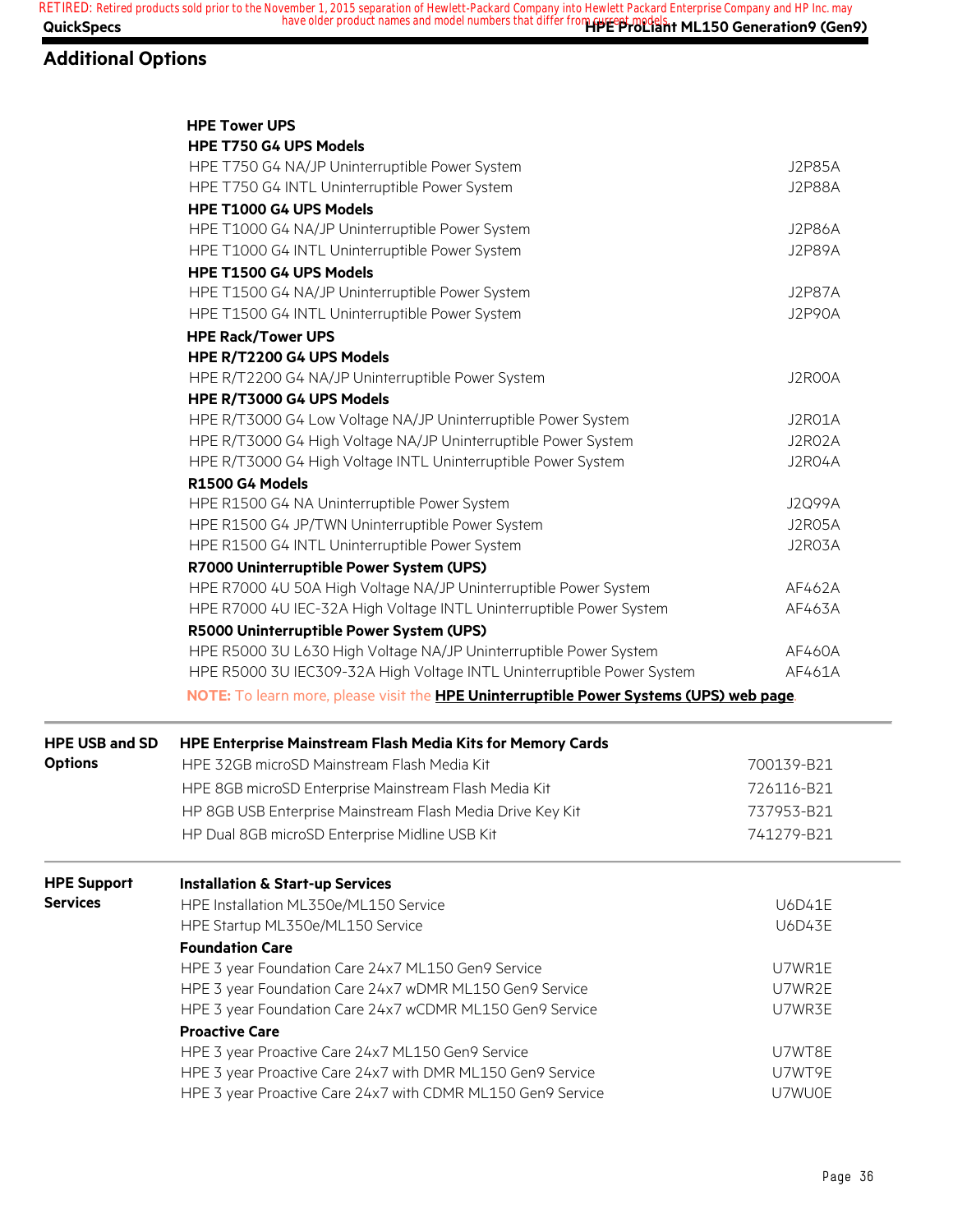## Additional Options

**HPE Tower UPS**

| | |
|---|---|
| **HPE T750 G4 UPS Models** | |
| HPE T750 G4 NA/JP Uninterruptible Power System | J2P85A |
| HPE T750 G4 INTL Uninterruptible Power System | J2P88A |
| **HPE T1000 G4 UPS Models** | |
| HPE T1000 G4 NA/JP Uninterruptible Power System | J2P86A |
| HPE T1000 G4 INTL Uninterruptible Power System | J2P89A |
| **HPE T1500 G4 UPS Models** | |
| HPE T1500 G4 NA/JP Uninterruptible Power System | J2P87A |
| HPE T1500 G4 INTL Uninterruptible Power System | J2P90A |

**HPE Rack/Tower UPS**

| | |
|---|---|
| **HPE R/T2200 G4 UPS Models** | |
| HPE R/T2200 G4 NA/JP Uninterruptible Power System | J2R00A |
| **HPE R/T3000 G4 UPS Models** | |
| HPE R/T3000 G4 Low Voltage NA/JP Uninterruptible Power System | J2R01A |
| HPE R/T3000 G4 High Voltage NA/JP Uninterruptible Power System | J2R02A |
| HPE R/T3000 G4 High Voltage INTL Uninterruptible Power System | J2R04A |
| **R1500 G4 Models** | |
| HPE R1500 G4 NA Uninterruptible Power System | J2Q99A |
| HPE R1500 G4 JP/TWN Uninterruptible Power System | J2R05A |
| HPE R1500 G4 INTL Uninterruptible Power System | J2R03A |
| **R7000 Uninterruptible Power System (UPS)** | |
| HPE R7000 4U 50A High Voltage NA/JP Uninterruptible Power System | AF462A |
| HPE R7000 4U IEC-32A High Voltage INTL Uninterruptible Power System | AF463A |
| **R5000 Uninterruptible Power System (UPS)** | |
| HPE R5000 3U L630 High Voltage NA/JP Uninterruptible Power System | AF460A |
| HPE R5000 3U IEC309-32A High Voltage INTL Uninterruptible Power System | AF461A |

**NOTE:** To learn more, please visit the **HPE Uninterruptible Power Systems (UPS) web page**.

### HPE USB and SD Options

**HPE Enterprise Mainstream Flash Media Kits for Memory Cards**

| | |
|---|---|
| HPE 32GB microSD Mainstream Flash Media Kit | 700139-B21 |
| HPE 8GB microSD Enterprise Mainstream Flash Media Kit | 726116-B21 |
| HP 8GB USB Enterprise Mainstream Flash Media Drive Key Kit | 737953-B21 |
| HP Dual 8GB microSD Enterprise Midline USB Kit | 741279-B21 |

### HPE Support Services

| | |
|---|---|
| **Installation & Start-up Services** | |
| HPE Installation ML350e/ML150 Service | U6D41E |
| HPE Startup ML350e/ML150 Service | U6D43E |
| **Foundation Care** | |
| HPE 3 year Foundation Care 24x7 ML150 Gen9 Service | U7WR1E |
| HPE 3 year Foundation Care 24x7 wDMR ML150 Gen9 Service | U7WR2E |
| HPE 3 year Foundation Care 24x7 wCDMR ML150 Gen9 Service | U7WR3E |
| **Proactive Care** | |
| HPE 3 year Proactive Care 24x7 ML150 Gen9 Service | U7WT8E |
| HPE 3 year Proactive Care 24x7 with DMR ML150 Gen9 Service | U7WT9E |
| HPE 3 year Proactive Care 24x7 with CDMR ML150 Gen9 Service | U7WU0E |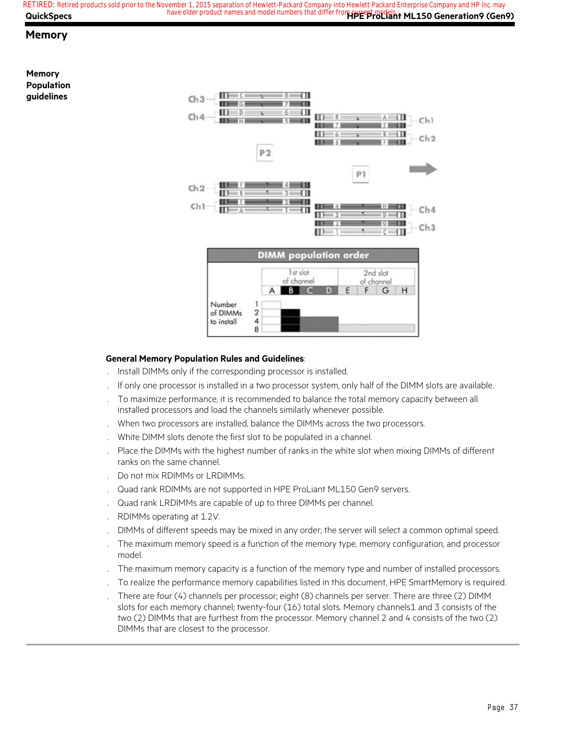## Memory

**Memory Population guidelines**

| DIMM population order | | | | | | | | |
|---|---|---|---|---|---|---|---|---|
| | 1st slot of channel | | | | 2nd slot of channel | | | |
| | A | B | C | D | E | F | G | H |
| Number of DIMMs to install 1 | | | | | | | | |
| 2 | | ■ | | | | | | |
| 4 | | ■ | ■ | ■ | | | | |
| 8 | | ■ | ■ | ■ | ■ | ■ | ■ | ■ |

**General Memory Population Rules and Guidelines**:

- Install DIMMs only if the corresponding processor is installed.
- If only one processor is installed in a two processor system, only half of the DIMM slots are available.
- To maximize performance, it is recommended to balance the total memory capacity between all installed processors and load the channels similarly whenever possible.
- When two processors are installed, balance the DIMMs across the two processors.
- White DIMM slots denote the first slot to be populated in a channel.
- Place the DIMMs with the highest number of ranks in the white slot when mixing DIMMs of different ranks on the same channel.
- Do not mix RDIMMs or LRDIMMs.
- Quad rank RDIMMs are not supported in HPE ProLiant ML150 Gen9 servers.
- Quad rank LRDIMMs are capable of up to three DIMMs per channel.
- RDIMMs operating at 1.2V.
- DIMMs of different speeds may be mixed in any order; the server will select a common optimal speed.
- The maximum memory speed is a function of the memory type, memory configuration, and processor model.
- The maximum memory capacity is a function of the memory type and number of installed processors.
- To realize the performance memory capabilities listed in this document, HPE SmartMemory is required.
- There are four (4) channels per processor; eight (8) channels per server. There are three (2) DIMM slots for each memory channel; twenty-four (16) total slots. Memory channels1 and 3 consists of the two (2) DIMMs that are furthest from the processor. Memory channel 2 and 4 consists of the two (2) DIMMs that are closest to the processor.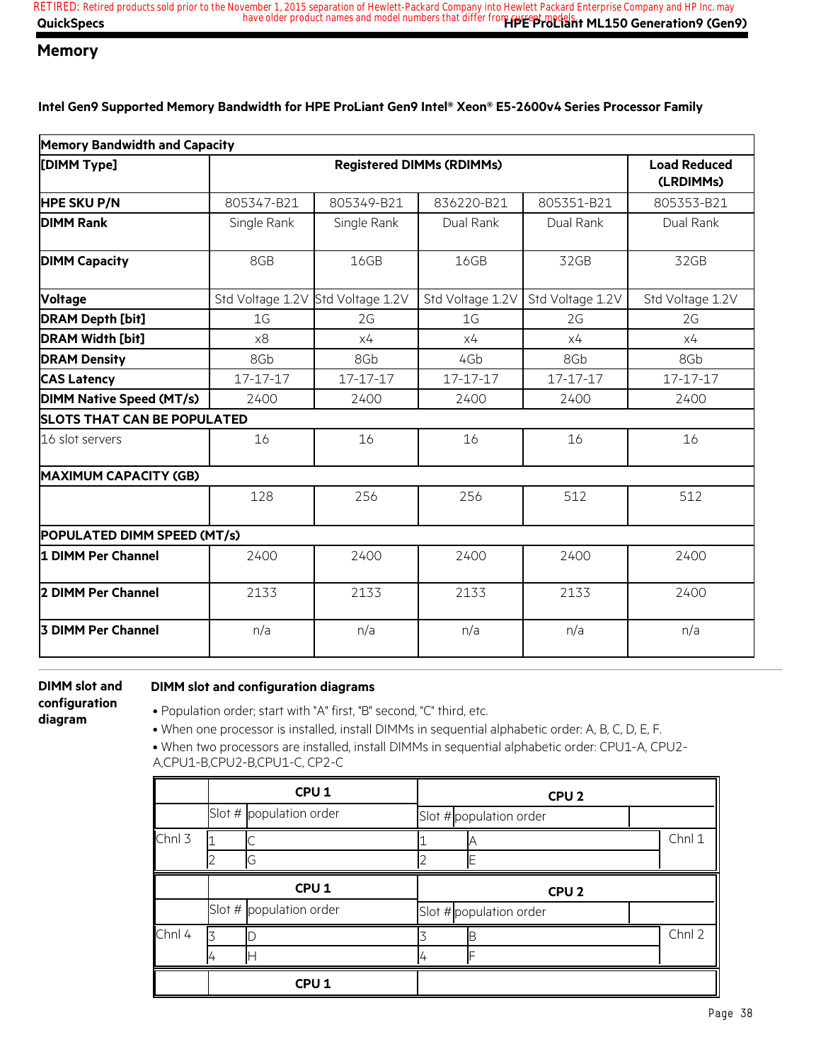## Memory

### Intel Gen9 Supported Memory Bandwidth for HPE ProLiant Gen9 Intel® Xeon® E5-2600v4 Series Processor Family

| Memory Bandwidth and Capacity | | | | | |
|---|---|---|---|---|---|
| **[DIMM Type]** | **Registered DIMMs (RDIMMs)** | | | | **Load Reduced (LRDIMMs)** |
| **HPE SKU P/N** | 805347-B21 | 805349-B21 | 836220-B21 | 805351-B21 | 805353-B21 |
| **DIMM Rank** | Single Rank | Single Rank | Dual Rank | Dual Rank | Dual Rank |
| **DIMM Capacity** | 8GB | 16GB | 16GB | 32GB | 32GB |
| **Voltage** | Std Voltage 1.2V | Std Voltage 1.2V | Std Voltage 1.2V | Std Voltage 1.2V | Std Voltage 1.2V |
| **DRAM Depth [bit]** | 1G | 2G | 1G | 2G | 2G |
| **DRAM Width [bit]** | x8 | x4 | x4 | x4 | x4 |
| **DRAM Density** | 8Gb | 8Gb | 4Gb | 8Gb | 8Gb |
| **CAS Latency** | 17-17-17 | 17-17-17 | 17-17-17 | 17-17-17 | 17-17-17 |
| **DIMM Native Speed (MT/s)** | 2400 | 2400 | 2400 | 2400 | 2400 |
| **SLOTS THAT CAN BE POPULATED** | | | | | |
| 16 slot servers | 16 | 16 | 16 | 16 | 16 |
| **MAXIMUM CAPACITY (GB)** | | | | | |
| | 128 | 256 | 256 | 512 | 512 |
| **POPULATED DIMM SPEED (MT/s)** | | | | | |
| **1 DIMM Per Channel** | 2400 | 2400 | 2400 | 2400 | 2400 |
| **2 DIMM Per Channel** | 2133 | 2133 | 2133 | 2133 | 2400 |
| **3 DIMM Per Channel** | n/a | n/a | n/a | n/a | n/a |

**DIMM slot and configuration diagram**

**DIMM slot and configuration diagrams**

- Population order; start with "A" first, "B" second, "C" third, etc.
- When one processor is installed, install DIMMs in sequential alphabetic order: A, B, C, D, E, F.
- When two processors are installed, install DIMMs in sequential alphabetic order: CPU1-A, CPU2-A,CPU1-B,CPU2-B,CPU1-C, CP2-C

| | CPU 1 | | CPU 2 | | |
|---|---|---|---|---|---|
| | Slot # | population order | Slot # | population order | |
| Chnl 3 | 1 | C | 1 | A | Chnl 1 |
| | 2 | G | 2 | E | |
| | **CPU 1** | | **CPU 2** | | |
| | Slot # | population order | Slot # | population order | |
| Chnl 4 | 3 | D | 3 | B | Chnl 2 |
| | 4 | H | 4 | F | |
| | **CPU 1** | | | | |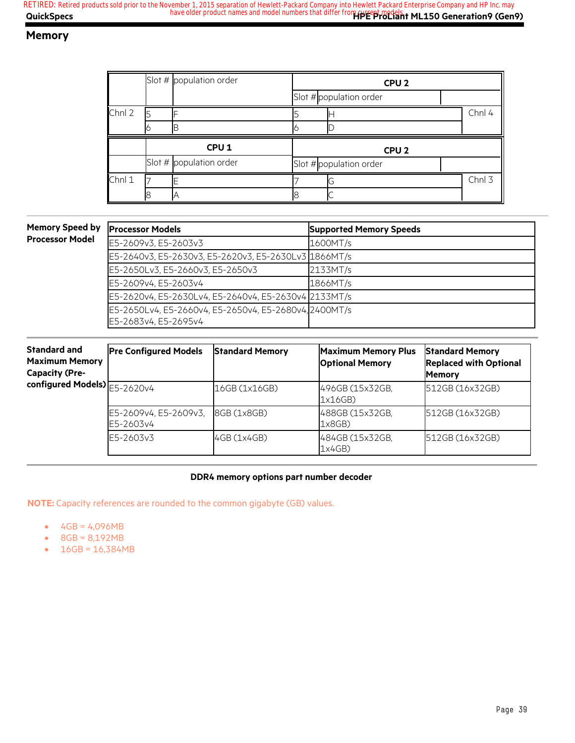## Memory

| | Slot # | population order | CPU 2 Slot # | population order | |
|---|---|---|---|---|---|
| Chnl 2 | 5 | F | 5 | H | Chnl 4 |
| | 6 | B | 6 | D | |

| | CPU 1 Slot # | population order | CPU 2 Slot # | population order | |
|---|---|---|---|---|---|
| Chnl 1 | 7 | E | 7 | G | Chnl 3 |
| | 8 | A | 8 | C | |

**Memory Speed by Processor Model**

| Processor Models | Supported Memory Speeds |
|---|---|
| E5-2609v3, E5-2603v3 | 1600MT/s |
| E5-2640v3, E5-2630v3, E5-2620v3, E5-2630Lv3 | 1866MT/s |
| E5-2650Lv3, E5-2660v3, E5-2650v3 | 2133MT/s |
| E5-2609v4, E5-2603v4 | 1866MT/s |
| E5-2620v4, E5-2630Lv4, E5-2640v4, E5-2630v4 | 2133MT/s |
| E5-2650Lv4, E5-2660v4, E5-2650v4, E5-2680v4, E5-2683v4, E5-2695v4 | 2400MT/s |

**Standard and Maximum Memory Capacity (Pre-configured Models)**

| Pre Configured Models | Standard Memory | Maximum Memory Plus Optional Memory | Standard Memory Replaced with Optional Memory |
|---|---|---|---|
| E5-2620v4 | 16GB (1x16GB) | 496GB (15x32GB, 1x16GB) | 512GB (16x32GB) |
| E5-2609v4, E5-2609v3, E5-2603v4 | 8GB (1x8GB) | 488GB (15x32GB, 1x8GB) | 512GB (16x32GB) |
| E5-2603v3 | 4GB (1x4GB) | 484GB (15x32GB, 1x4GB) | 512GB (16x32GB) |

**DDR4 memory options part number decoder**

**NOTE:** Capacity references are rounded to the common gigabyte (GB) values.

- 4GB = 4,096MB
- 8GB = 8,192MB
- 16GB = 16,384MB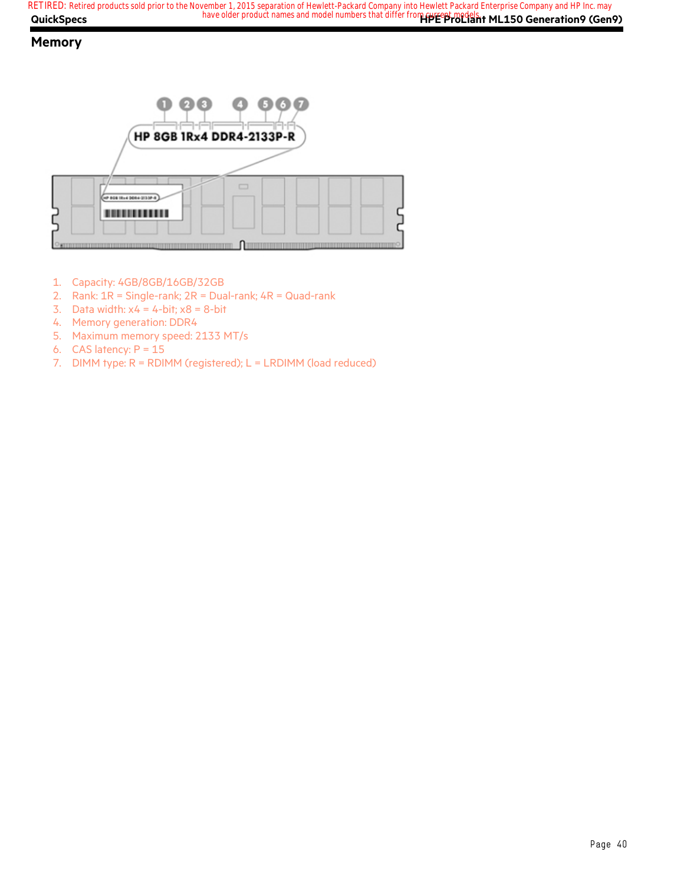## Memory

HP 8GB 1Rx4 DDR4-2133P-R

1. Capacity: 4GB/8GB/16GB/32GB
2. Rank: 1R = Single-rank; 2R = Dual-rank; 4R = Quad-rank
3. Data width: x4 = 4-bit; x8 = 8-bit
4. Memory generation: DDR4
5. Maximum memory speed: 2133 MT/s
6. CAS latency: P = 15
7. DIMM type: R = RDIMM (registered); L = LRDIMM (load reduced)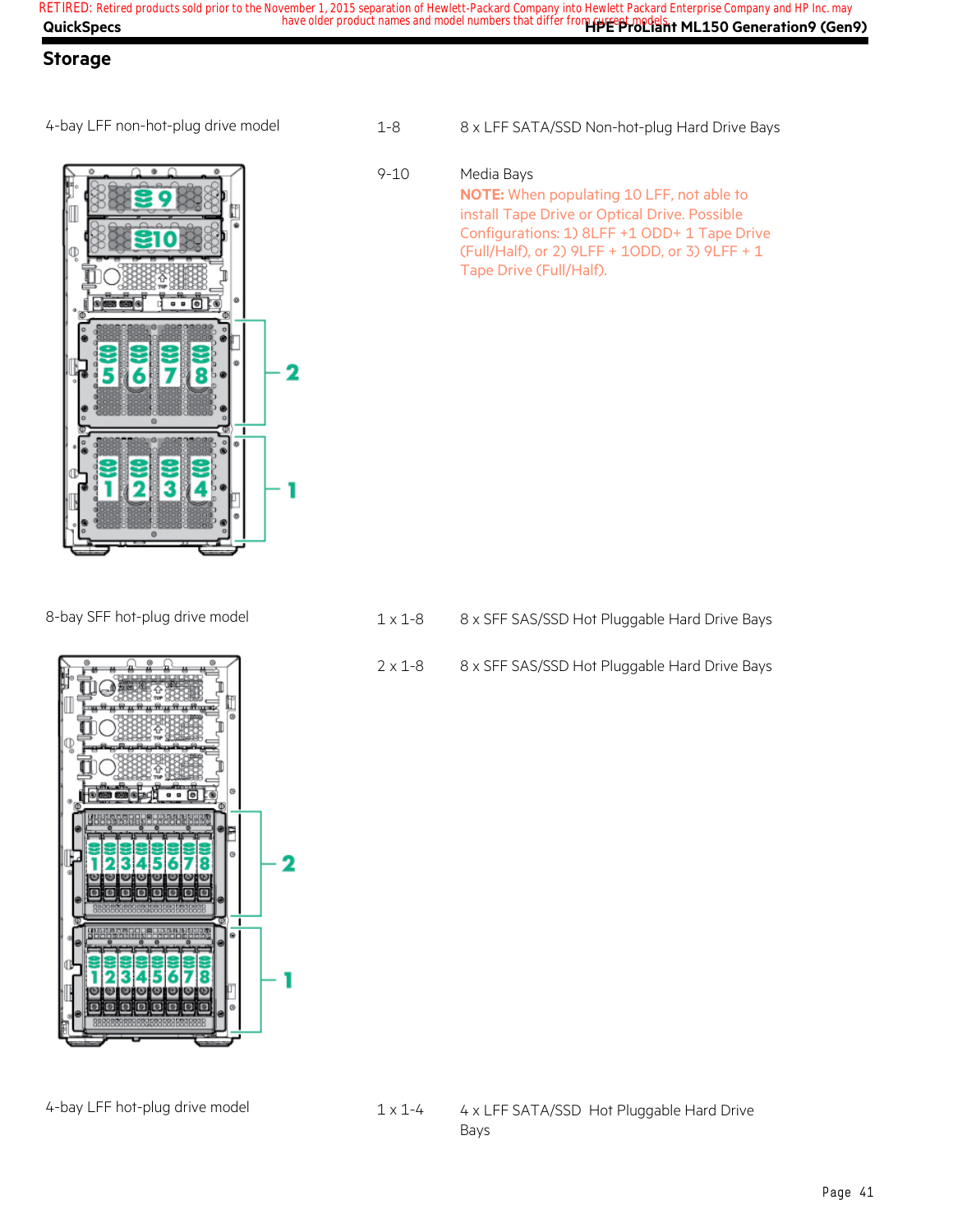## Storage

4-bay LFF non-hot-plug drive model

| | |
|---|---|
| 1-8 | 8 x LFF SATA/SSD Non-hot-plug Hard Drive Bays |
| 9-10 | Media Bays<br>**NOTE:** When populating 10 LFF, not able to install Tape Drive or Optical Drive. Possible Configurations: 1) 8LFF +1 ODD+ 1 Tape Drive (Full/Half), or 2) 9LFF + 1ODD, or 3) 9LFF + 1 Tape Drive (Full/Half). |

8-bay SFF hot-plug drive model

| | |
|---|---|
| 1 x 1-8 | 8 x SFF SAS/SSD Hot Pluggable Hard Drive Bays |
| 2 x 1-8 | 8 x SFF SAS/SSD Hot Pluggable Hard Drive Bays |

4-bay LFF hot-plug drive model

| | |
|---|---|
| 1 x 1-4 | 4 x LFF SATA/SSD Hot Pluggable Hard Drive Bays |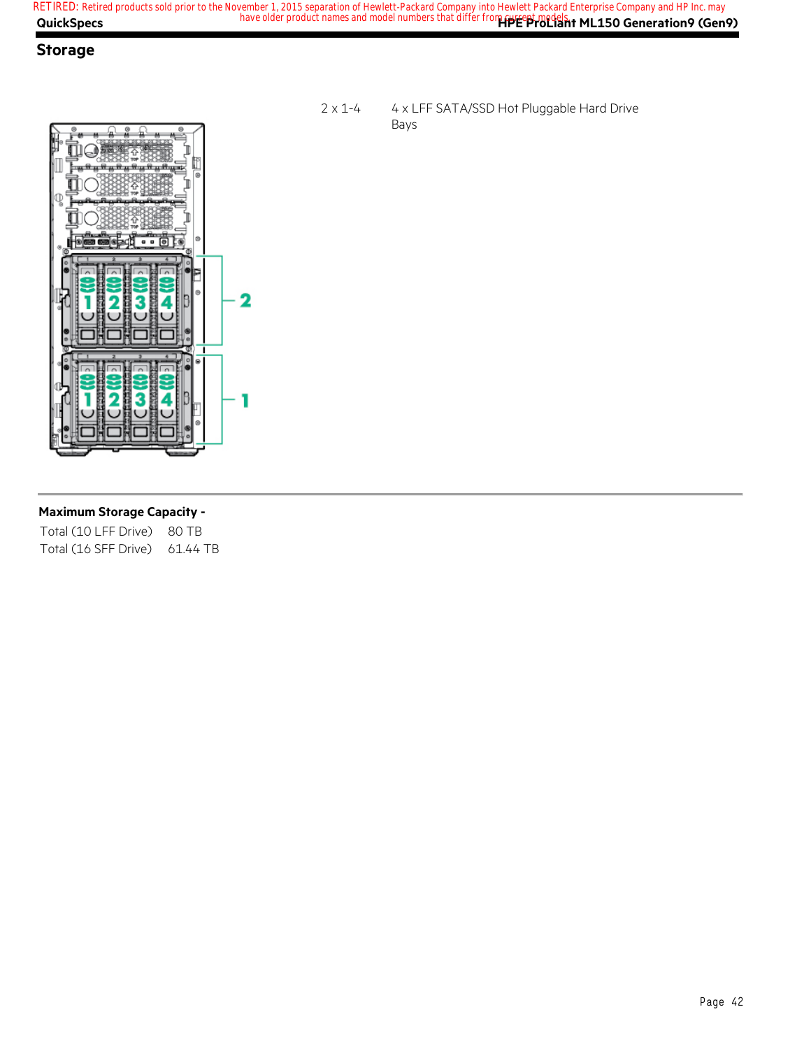## Storage

| | |
|---|---|
| 2 x 1-4 | 4 x LFF SATA/SSD Hot Pluggable Hard Drive Bays |

**Maximum Storage Capacity -**

| | |
|---|---|
| Total (10 LFF Drive) | 80 TB |
| Total (16 SFF Drive) | 61.44 TB |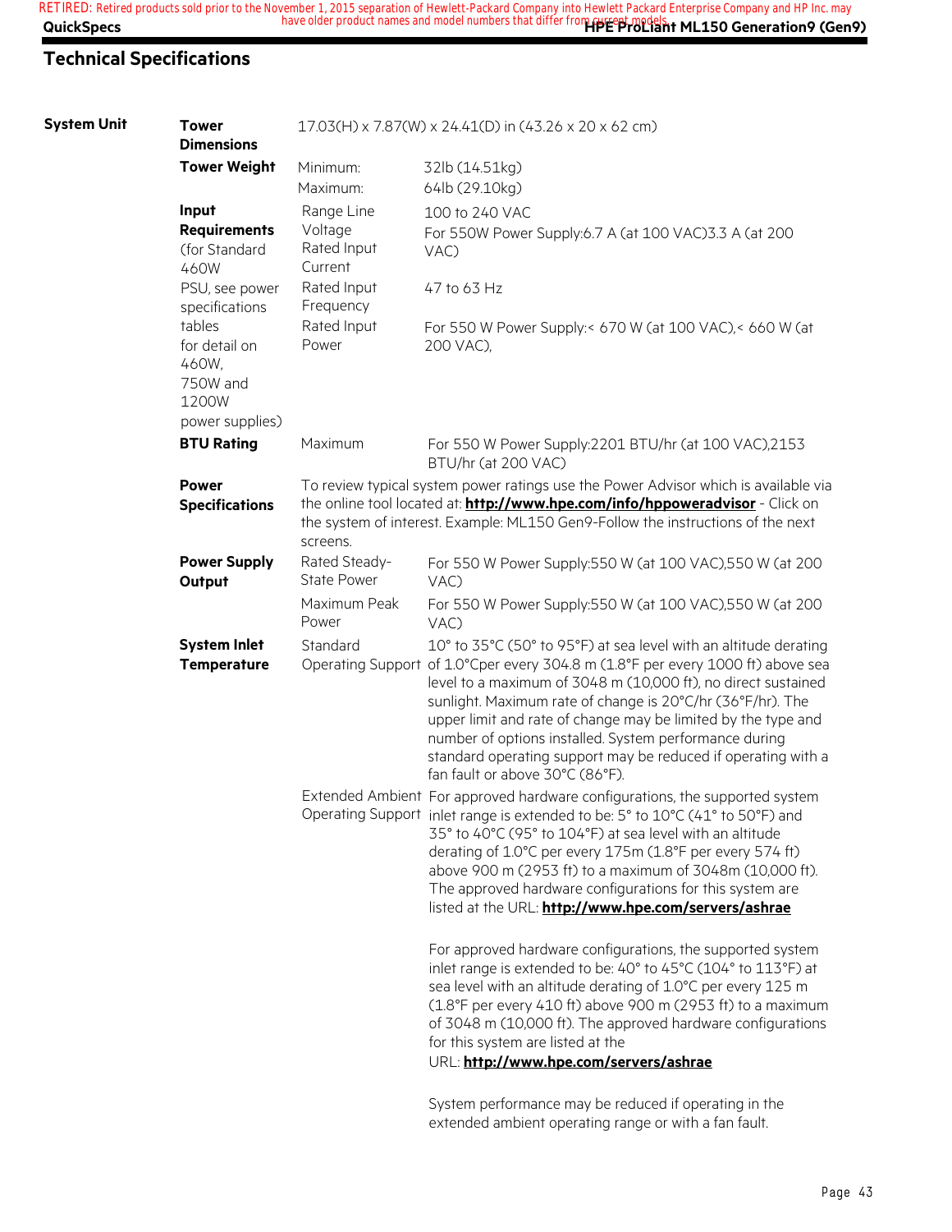## Technical Specifications

| System Unit | | | |
|---|---|---|---|
| | **Tower Dimensions** | 17.03(H) x 7.87(W) x 24.41(D) in (43.26 x 20 x 62 cm) | |
| | **Tower Weight** | Minimum: | 32lb (14.51kg) |
| | | Maximum: | 64lb (29.10kg) |
| | **Input Requirements** (for Standard 460W PSU, see power specifications tables for detail on 460W, 750W and 1200W power supplies) | Range Line Voltage | 100 to 240 VAC |
| | | Rated Input Current | For 550W Power Supply:6.7 A (at 100 VAC)3.3 A (at 200 VAC) |
| | | Rated Input Frequency | 47 to 63 Hz |
| | | Rated Input Power | For 550 W Power Supply:< 670 W (at 100 VAC),< 660 W (at 200 VAC), |
| | **BTU Rating** | Maximum | For 550 W Power Supply:2201 BTU/hr (at 100 VAC),2153 BTU/hr (at 200 VAC) |
| | **Power Specifications** | To review typical system power ratings use the Power Advisor which is available via the online tool located at: **http://www.hpe.com/info/hppoweradvisor** - Click on the system of interest. Example: ML150 Gen9-Follow the instructions of the next screens. | |
| | **Power Supply Output** | Rated Steady-State Power | For 550 W Power Supply:550 W (at 100 VAC),550 W (at 200 VAC) |
| | | Maximum Peak Power | For 550 W Power Supply:550 W (at 100 VAC),550 W (at 200 VAC) |
| | **System Inlet Temperature** | Standard Operating Support | 10° to 35°C (50° to 95°F) at sea level with an altitude derating of 1.0°Cper every 304.8 m (1.8°F per every 1000 ft) above sea level to a maximum of 3048 m (10,000 ft), no direct sustained sunlight. Maximum rate of change is 20°C/hr (36°F/hr). The upper limit and rate of change may be limited by the type and number of options installed. System performance during standard operating support may be reduced if operating with a fan fault or above 30°C (86°F). |
| | | Extended Ambient Operating Support | For approved hardware configurations, the supported system inlet range is extended to be: 5° to 10°C (41° to 50°F) and 35° to 40°C (95° to 104°F) at sea level with an altitude derating of 1.0°C per every 175m (1.8°F per every 574 ft) above 900 m (2953 ft) to a maximum of 3048m (10,000 ft). The approved hardware configurations for this system are listed at the URL: **http://www.hpe.com/servers/ashrae**<br><br>For approved hardware configurations, the supported system inlet range is extended to be: 40° to 45°C (104° to 113°F) at sea level with an altitude derating of 1.0°C per every 125 m (1.8°F per every 410 ft) above 900 m (2953 ft) to a maximum of 3048 m (10,000 ft). The approved hardware configurations for this system are listed at the URL: **http://www.hpe.com/servers/ashrae**<br><br>System performance may be reduced if operating in the extended ambient operating range or with a fan fault. |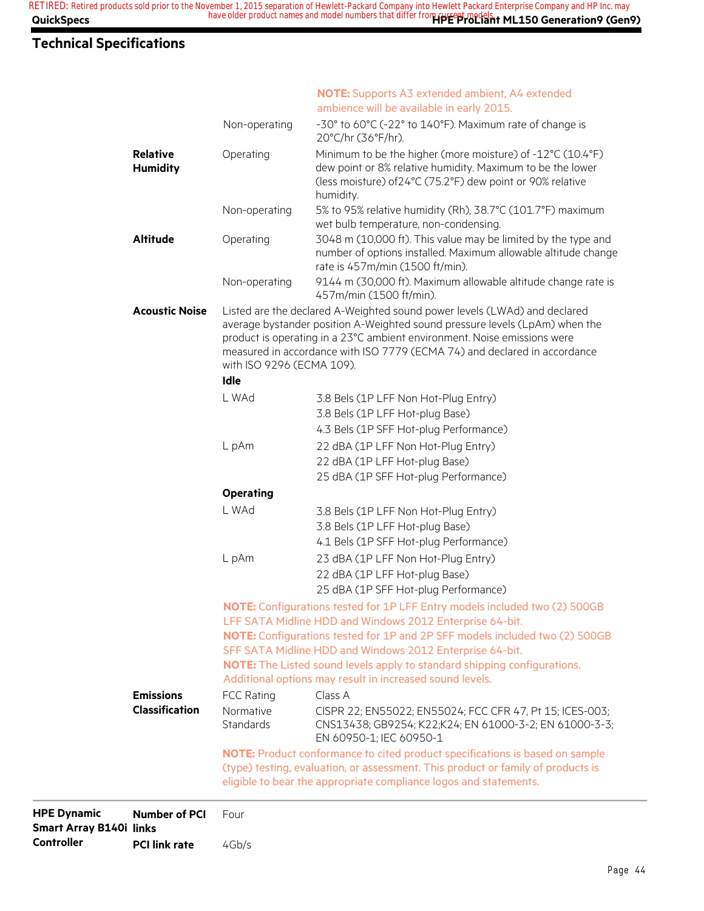## Technical Specifications

| | | | |
|---|---|---|---|
| | | | **NOTE:** Supports A3 extended ambient, A4 extended ambience will be available in early 2015. |
| | | Non-operating | -30° to 60°C (-22° to 140°F). Maximum rate of change is 20°C/hr (36°F/hr). |
| | **Relative Humidity** | Operating | Minimum to be the higher (more moisture) of -12°C (10.4°F) dew point or 8% relative humidity. Maximum to be the lower (less moisture) of24°C (75.2°F) dew point or 90% relative humidity. |
| | | Non-operating | 5% to 95% relative humidity (Rh), 38.7°C (101.7°F) maximum wet bulb temperature, non-condensing. |
| | **Altitude** | Operating | 3048 m (10,000 ft). This value may be limited by the type and number of options installed. Maximum allowable altitude change rate is 457m/min (1500 ft/min). |
| | | Non-operating | 9144 m (30,000 ft). Maximum allowable altitude change rate is 457m/min (1500 ft/min). |
| | **Acoustic Noise** | Listed are the declared A-Weighted sound power levels (LWAd) and declared average bystander position A-Weighted sound pressure levels (LpAm) when the product is operating in a 23°C ambient environment. Noise emissions were measured in accordance with ISO 7779 (ECMA 74) and declared in accordance with ISO 9296 (ECMA 109). | |
| | | **Idle** | |
| | | L WAd | 3.8 Bels (1P LFF Non Hot-Plug Entry)<br>3.8 Bels (1P LFF Hot-plug Base)<br>4.3 Bels (1P SFF Hot-plug Performance) |
| | | L pAm | 22 dBA (1P LFF Non Hot-Plug Entry)<br>22 dBA (1P LFF Hot-plug Base)<br>25 dBA (1P SFF Hot-plug Performance) |
| | | **Operating** | |
| | | L WAd | 3.8 Bels (1P LFF Non Hot-Plug Entry)<br>3.8 Bels (1P LFF Hot-plug Base)<br>4.1 Bels (1P SFF Hot-plug Performance) |
| | | L pAm | 23 dBA (1P LFF Non Hot-Plug Entry)<br>22 dBA (1P LFF Hot-plug Base)<br>25 dBA (1P SFF Hot-plug Performance) |
| | | **NOTE:** Configurations tested for 1P LFF Entry models included two (2) 500GB LFF SATA Midline HDD and Windows 2012 Enterprise 64-bit.<br>**NOTE:** Configurations tested for 1P and 2P SFF models included two (2) 500GB SFF SATA Midline HDD and Windows 2012 Enterprise 64-bit.<br>**NOTE:** The Listed sound levels apply to standard shipping configurations. Additional options may result in increased sound levels. | |
| | **Emissions Classification** | FCC Rating | Class A |
| | | Normative Standards | CISPR 22; EN55022; EN55024; FCC CFR 47, Pt 15; ICES-003; CNS13438; GB9254; K22;K24; EN 61000-3-2; EN 61000-3-3; EN 60950-1; IEC 60950-1 |
| | | **NOTE:** Product conformance to cited product specifications is based on sample (type) testing, evaluation, or assessment. This product or family of products is eligible to bear the appropriate compliance logos and statements. | |
| **HPE Dynamic Smart Array B140i Controller** | **Number of PCI links** | Four | |
| | **PCI link rate** | 4Gb/s | |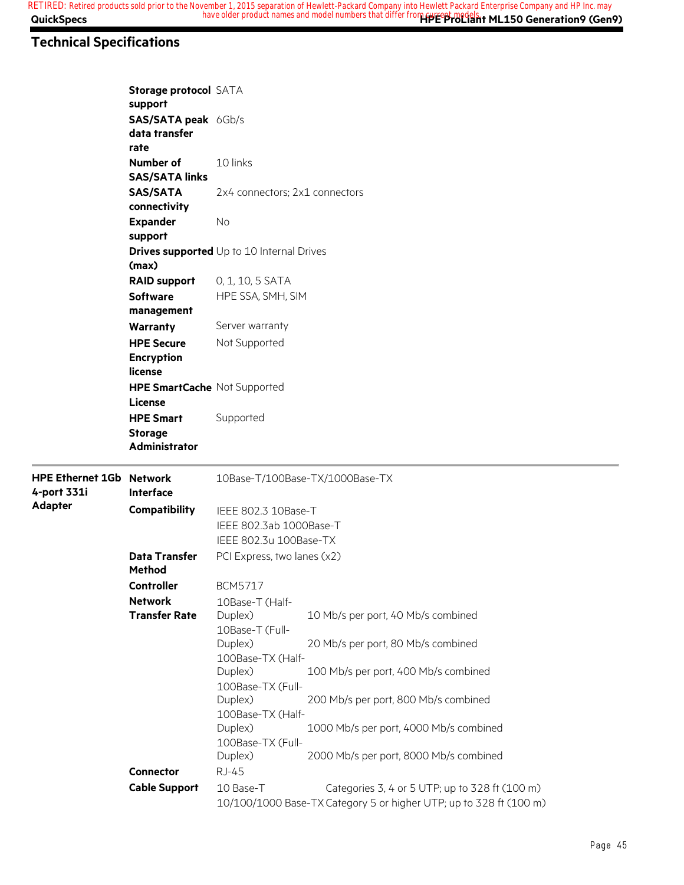## Technical Specifications

| | | |
|---|---|---|
| | **Storage protocol support** | SATA |
| | **SAS/SATA peak data transfer rate** | 6Gb/s |
| | **Number of SAS/SATA links** | 10 links |
| | **SAS/SATA connectivity** | 2x4 connectors; 2x1 connectors |
| | **Expander support** | No |
| | **Drives supported (max)** | Up to 10 Internal Drives |
| | **RAID support** | 0, 1, 10, 5 SATA |
| | **Software management** | HPE SSA, SMH, SIM |
| | **Warranty** | Server warranty |
| | **HPE Secure Encryption license** | Not Supported |
| | **HPE SmartCache License** | Not Supported |
| | **HPE Smart Storage Administrator** | Supported |

| | | | |
|---|---|---|---|
| **HPE Ethernet 1Gb 4-port 331i Adapter** | **Network Interface** | 10Base-T/100Base-TX/1000Base-TX | |
| | **Compatibility** | IEEE 802.3 10Base-T<br>IEEE 802.3ab 1000Base-T<br>IEEE 802.3u 100Base-TX | |
| | **Data Transfer Method** | PCI Express, two lanes (x2) | |
| | **Controller** | BCM5717 | |
| | **Network Transfer Rate** | 10Base-T (Half-Duplex) | 10 Mb/s per port, 40 Mb/s combined |
| | | 10Base-T (Full-Duplex) | 20 Mb/s per port, 80 Mb/s combined |
| | | 100Base-TX (Half-Duplex) | 100 Mb/s per port, 400 Mb/s combined |
| | | 100Base-TX (Full-Duplex) | 200 Mb/s per port, 800 Mb/s combined |
| | | 100Base-TX (Half-Duplex) | 1000 Mb/s per port, 4000 Mb/s combined |
| | | 100Base-TX (Full-Duplex) | 2000 Mb/s per port, 8000 Mb/s combined |
| | **Connector** | RJ-45 | |
| | **Cable Support** | 10 Base-T | Categories 3, 4 or 5 UTP; up to 328 ft (100 m) |
| | | 10/100/1000 Base-TX | Category 5 or higher UTP; up to 328 ft (100 m) |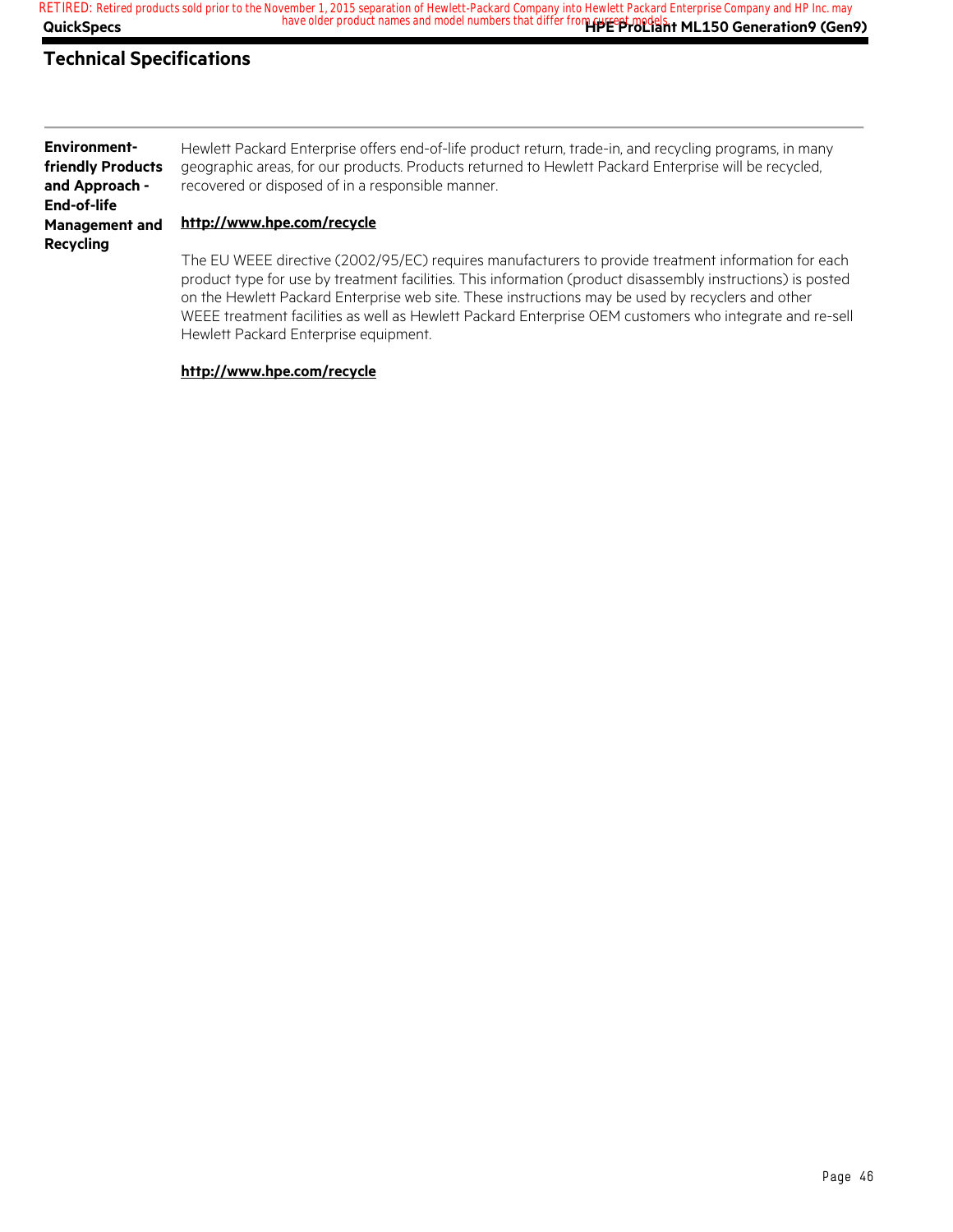## Technical Specifications

**Environment-friendly Products and Approach - End-of-life Management and Recycling**

Hewlett Packard Enterprise offers end-of-life product return, trade-in, and recycling programs, in many geographic areas, for our products. Products returned to Hewlett Packard Enterprise will be recycled, recovered or disposed of in a responsible manner.

**http://www.hpe.com/recycle**

The EU WEEE directive (2002/95/EC) requires manufacturers to provide treatment information for each product type for use by treatment facilities. This information (product disassembly instructions) is posted on the Hewlett Packard Enterprise web site. These instructions may be used by recyclers and other WEEE treatment facilities as well as Hewlett Packard Enterprise OEM customers who integrate and re-sell Hewlett Packard Enterprise equipment.

**http://www.hpe.com/recycle**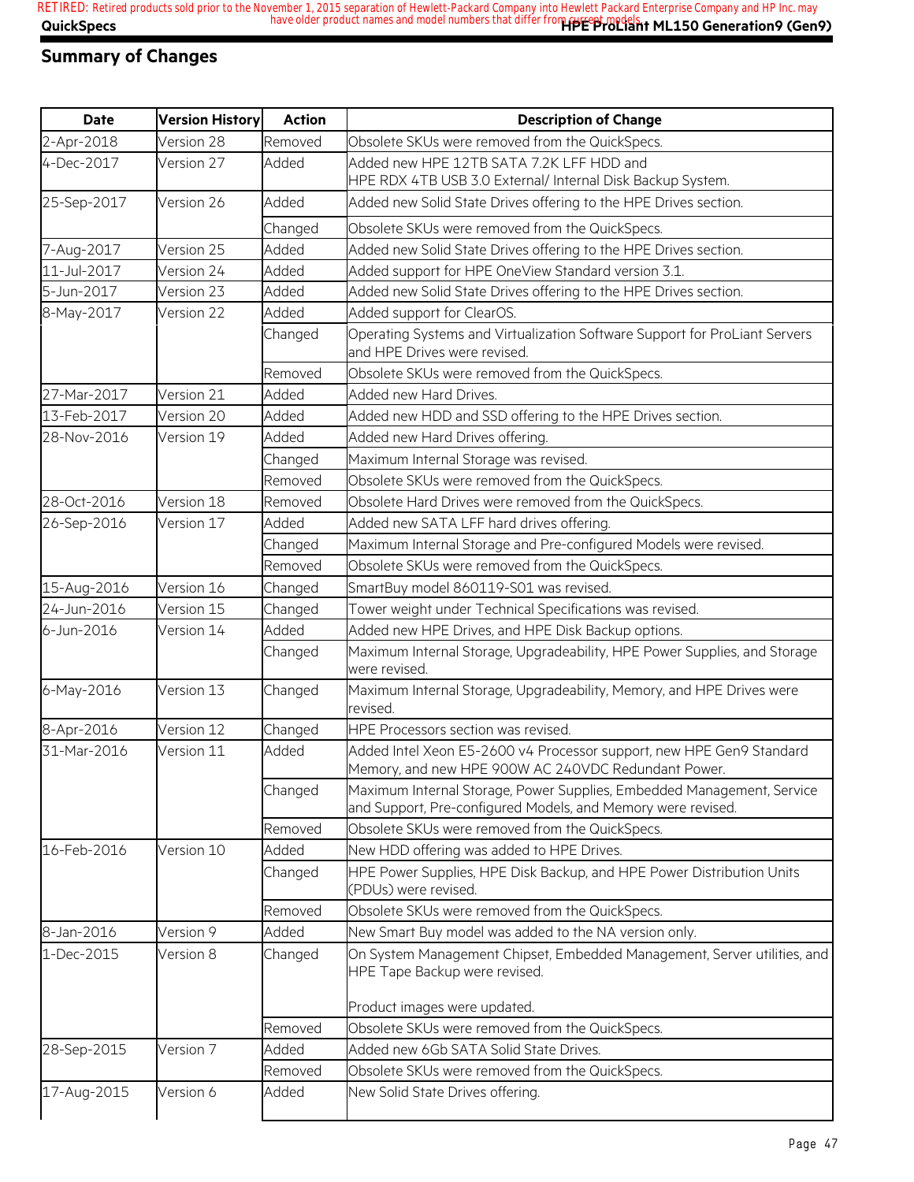## Summary of Changes

| Date | Version History | Action | Description of Change |
|---|---|---|---|
| 2-Apr-2018 | Version 28 | Removed | Obsolete SKUs were removed from the QuickSpecs. |
| 4-Dec-2017 | Version 27 | Added | Added new HPE 12TB SATA 7.2K LFF HDD and HPE RDX 4TB USB 3.0 External/ Internal Disk Backup System. |
| 25-Sep-2017 | Version 26 | Added | Added new Solid State Drives offering to the HPE Drives section. |
| | | Changed | Obsolete SKUs were removed from the QuickSpecs. |
| 7-Aug-2017 | Version 25 | Added | Added new Solid State Drives offering to the HPE Drives section. |
| 11-Jul-2017 | Version 24 | Added | Added support for HPE OneView Standard version 3.1. |
| 5-Jun-2017 | Version 23 | Added | Added new Solid State Drives offering to the HPE Drives section. |
| 8-May-2017 | Version 22 | Added | Added support for ClearOS. |
| | | Changed | Operating Systems and Virtualization Software Support for ProLiant Servers and HPE Drives were revised. |
| | | Removed | Obsolete SKUs were removed from the QuickSpecs. |
| 27-Mar-2017 | Version 21 | Added | Added new Hard Drives. |
| 13-Feb-2017 | Version 20 | Added | Added new HDD and SSD offering to the HPE Drives section. |
| 28-Nov-2016 | Version 19 | Added | Added new Hard Drives offering. |
| | | Changed | Maximum Internal Storage was revised. |
| | | Removed | Obsolete SKUs were removed from the QuickSpecs. |
| 28-Oct-2016 | Version 18 | Removed | Obsolete Hard Drives were removed from the QuickSpecs. |
| 26-Sep-2016 | Version 17 | Added | Added new SATA LFF hard drives offering. |
| | | Changed | Maximum Internal Storage and Pre-configured Models were revised. |
| | | Removed | Obsolete SKUs were removed from the QuickSpecs. |
| 15-Aug-2016 | Version 16 | Changed | SmartBuy model 860119-S01 was revised. |
| 24-Jun-2016 | Version 15 | Changed | Tower weight under Technical Specifications was revised. |
| 6-Jun-2016 | Version 14 | Added | Added new HPE Drives, and HPE Disk Backup options. |
| | | Changed | Maximum Internal Storage, Upgradeability, HPE Power Supplies, and Storage were revised. |
| 6-May-2016 | Version 13 | Changed | Maximum Internal Storage, Upgradeability, Memory, and HPE Drives were revised. |
| 8-Apr-2016 | Version 12 | Changed | HPE Processors section was revised. |
| 31-Mar-2016 | Version 11 | Added | Added Intel Xeon E5-2600 v4 Processor support, new HPE Gen9 Standard Memory, and new HPE 900W AC 240VDC Redundant Power. |
| | | Changed | Maximum Internal Storage, Power Supplies, Embedded Management, Service and Support, Pre-configured Models, and Memory were revised. |
| | | Removed | Obsolete SKUs were removed from the QuickSpecs. |
| 16-Feb-2016 | Version 10 | Added | New HDD offering was added to HPE Drives. |
| | | Changed | HPE Power Supplies, HPE Disk Backup, and HPE Power Distribution Units (PDUs) were revised. |
| | | Removed | Obsolete SKUs were removed from the QuickSpecs. |
| 8-Jan-2016 | Version 9 | Added | New Smart Buy model was added to the NA version only. |
| 1-Dec-2015 | Version 8 | Changed | On System Management Chipset, Embedded Management, Server utilities, and HPE Tape Backup were revised.<br><br>Product images were updated. |
| | | Removed | Obsolete SKUs were removed from the QuickSpecs. |
| 28-Sep-2015 | Version 7 | Added | Added new 6Gb SATA Solid State Drives. |
| | | Removed | Obsolete SKUs were removed from the QuickSpecs. |
| 17-Aug-2015 | Version 6 | Added | New Solid State Drives offering. |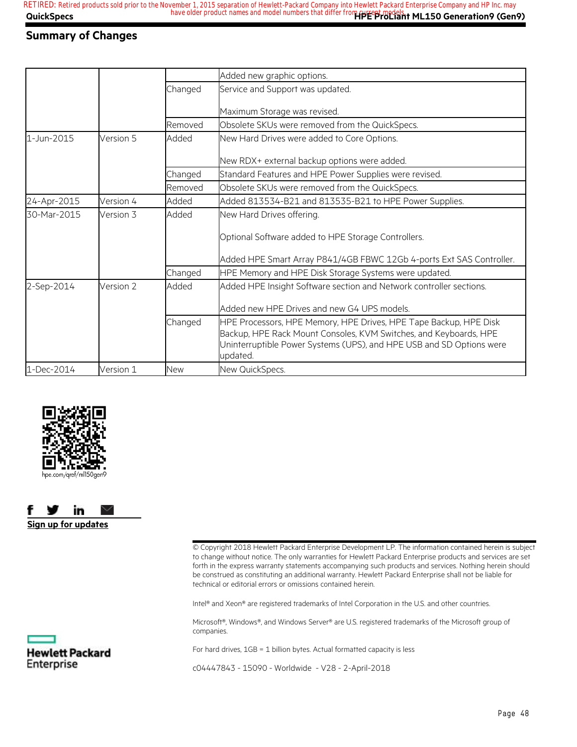## Summary of Changes

| | | | |
|---|---|---|---|
| | | | Added new graphic options. |
| | | Changed | Service and Support was updated.<br><br>Maximum Storage was revised. |
| | | Removed | Obsolete SKUs were removed from the QuickSpecs. |
| 1-Jun-2015 | Version 5 | Added | New Hard Drives were added to Core Options.<br><br>New RDX+ external backup options were added. |
| | | Changed | Standard Features and HPE Power Supplies were revised. |
| | | Removed | Obsolete SKUs were removed from the QuickSpecs. |
| 24-Apr-2015 | Version 4 | Added | Added 813534-B21 and 813535-B21 to HPE Power Supplies. |
| 30-Mar-2015 | Version 3 | Added | New Hard Drives offering.<br><br>Optional Software added to HPE Storage Controllers.<br><br>Added HPE Smart Array P841/4GB FBWC 12Gb 4-ports Ext SAS Controller. |
| | | Changed | HPE Memory and HPE Disk Storage Systems were updated. |
| 2-Sep-2014 | Version 2 | Added | Added HPE Insight Software section and Network controller sections.<br><br>Added new HPE Drives and new G4 UPS models. |
| | | Changed | HPE Processors, HPE Memory, HPE Drives, HPE Tape Backup, HPE Disk Backup, HPE Rack Mount Consoles, KVM Switches, and Keyboards, HPE Uninterruptible Power Systems (UPS), and HPE USB and SD Options were updated. |
| 1-Dec-2014 | Version 1 | New | New QuickSpecs. |

hpe.com/qref/ml150gen9

**Sign up for updates**

© Copyright 2018 Hewlett Packard Enterprise Development LP. The information contained herein is subject to change without notice. The only warranties for Hewlett Packard Enterprise products and services are set forth in the express warranty statements accompanying such products and services. Nothing herein should be construed as constituting an additional warranty. Hewlett Packard Enterprise shall not be liable for technical or editorial errors or omissions contained herein.

Intel® and Xeon® are registered trademarks of Intel Corporation in the U.S. and other countries.

Microsoft®, Windows®, and Windows Server® are U.S. registered trademarks of the Microsoft group of companies.

For hard drives, 1GB = 1 billion bytes. Actual formatted capacity is less

c04447843 - 15090 - Worldwide - V28 - 2-April-2018